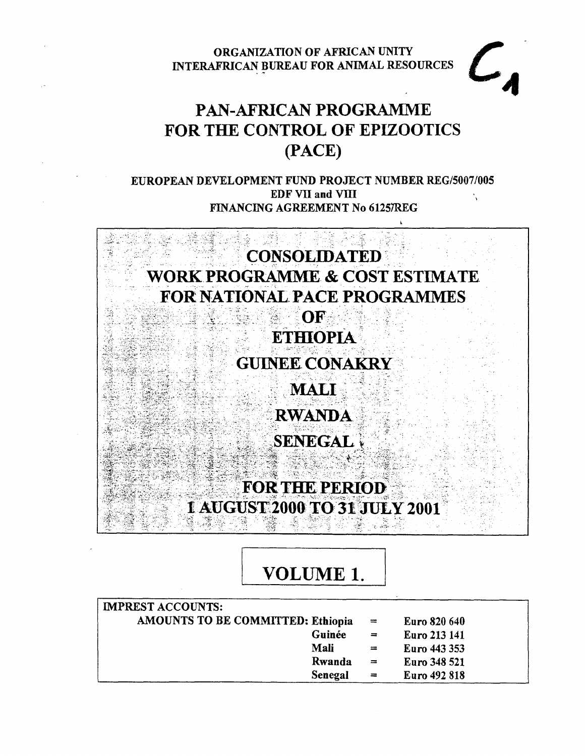ORGANIZATION OF AFRICAN UNITY
INTERAFRICAN BUREAU FOR ANIMAL RESOURCES

C1

# PAN-AFRICAN PROGRAMME FOR THE CONTROL OF EPIZOOTICS (PACE)

EUROPEAN DEVELOPMENT FUND PROJECT NUMBER REG/5007/005
EDF VII and VIII
FINANCING AGREEMENT No 6125/REG

# CONSOLIDATED WORK PROGRAMME & COST ESTIMATE FOR NATIONAL PACE PROGRAMMES OF

## ETHIOPIA

## GUINEE CONAKRY

## MALI

## RWANDA

## SENEGAL

## FOR THE PERIOD 1 AUGUST 2000 TO 31 JULY 2001

# VOLUME 1.

| | | | |
|---|---|---|---|
| IMPREST ACCOUNTS: | | | |
| AMOUNTS TO BE COMMITTED: | Ethiopia | = | Euro 820 640 |
| | Guinée | = | Euro 213 141 |
| | Mali | = | Euro 443 353 |
| | Rwanda | = | Euro 348 521 |
| | Senegal | = | Euro 492 818 |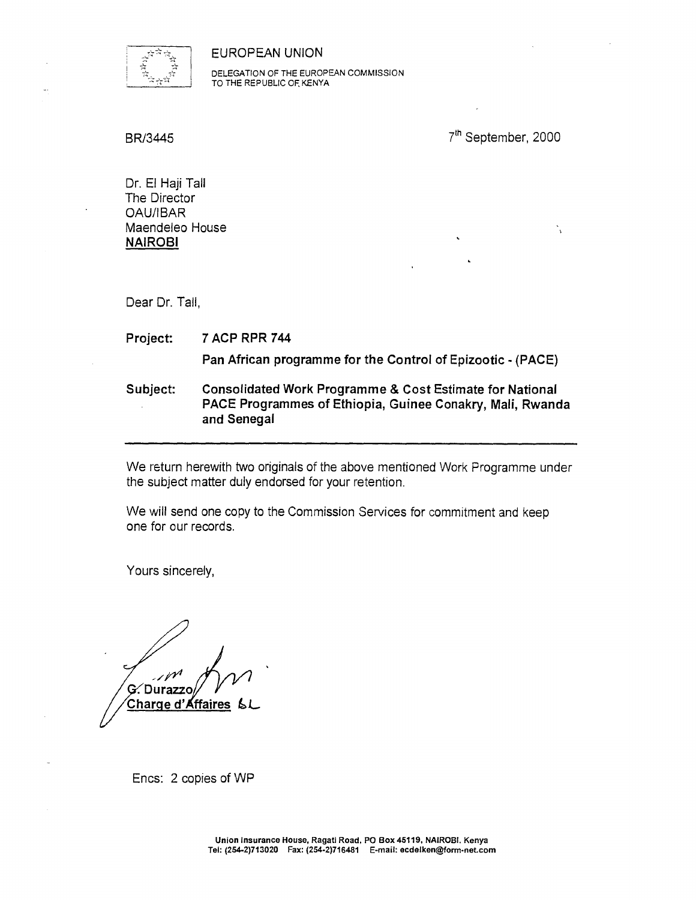EUROPEAN UNION

DELEGATION OF THE EUROPEAN COMMISSION
TO THE REPUBLIC OF KENYA

BR/3445

7th September, 2000

Dr. El Haji Tall
The Director
OAU/IBAR
Maendeleo House
**NAIROBI**

Dear Dr. Tall,

**Project:** **7 ACP RPR 744**

**Pan African programme for the Control of Epizootic - (PACE)**

**Subject:** **Consolidated Work Programme & Cost Estimate for National PACE Programmes of Ethiopia, Guinee Conakry, Mali, Rwanda and Senegal**

---

We return herewith two originals of the above mentioned Work Programme under the subject matter duly endorsed for your retention.

We will send one copy to the Commission Services for commitment and keep one for our records.

Yours sincerely,

G. Durazzo
Charge d'Affaires

Encs: 2 copies of WP

Union Insurance House, Ragati Road, PO Box 45119, NAIROBI, Kenya
Tel: (254-2)713020 Fax: (254-2)716481 E-mail: ecdelken@form-net.com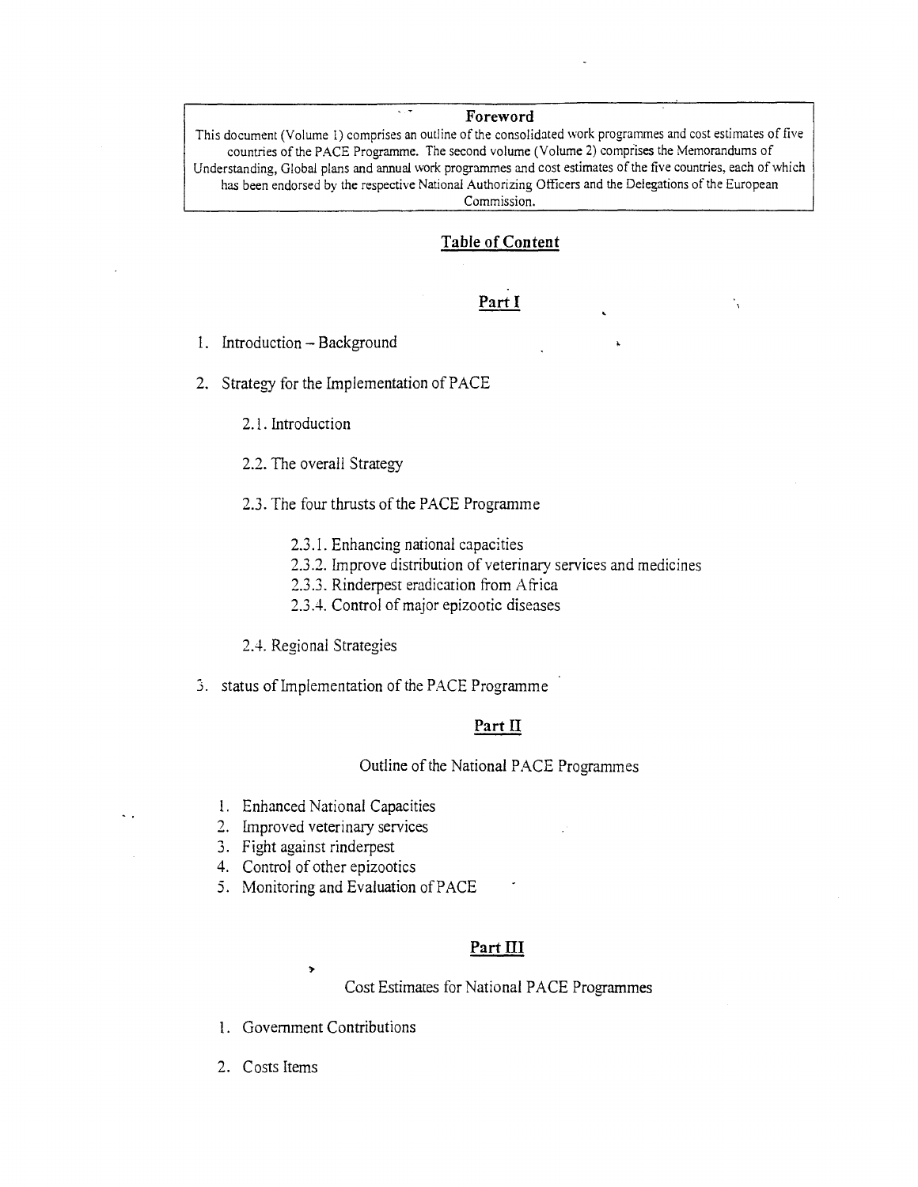**Foreword**

This document (Volume 1) comprises an outline of the consolidated work programmes and cost estimates of five countries of the PACE Programme. The second volume (Volume 2) comprises the Memorandums of Understanding, Global plans and annual work programmes and cost estimates of the five countries, each of which has been endorsed by the respective National Authorizing Officers and the Delegations of the European Commission.

## Table of Content

### Part I

1. Introduction – Background
2. Strategy for the Implementation of PACE
   - 2.1. Introduction
   - 2.2. The overall Strategy
   - 2.3. The four thrusts of the PACE Programme
     - 2.3.1. Enhancing national capacities
     - 2.3.2. Improve distribution of veterinary services and medicines
     - 2.3.3. Rinderpest eradication from Africa
     - 2.3.4. Control of major epizootic diseases
   - 2.4. Regional Strategies
3. status of Implementation of the PACE Programme

### Part II

Outline of the National PACE Programmes

1. Enhanced National Capacities
2. Improved veterinary services
3. Fight against rinderpest
4. Control of other epizootics
5. Monitoring and Evaluation of PACE

### Part III

Cost Estimates for National PACE Programmes

1. Government Contributions
2. Costs Items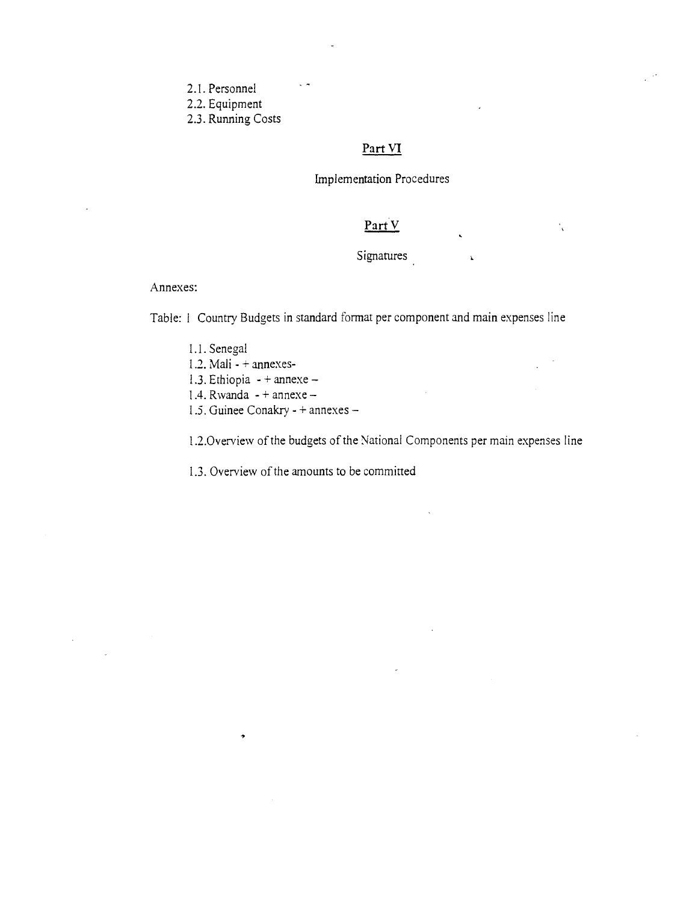2.1. Personnel
2.2. Equipment
2.3. Running Costs

## Part VI

Implementation Procedures

## Part V

Signatures

Annexes:

Table: 1 Country Budgets in standard format per component and main expenses line

1.1. Senegal
1.2. Mali - + annexes-
1.3. Ethiopia - + annexe –
1.4. Rwanda - + annexe –
1.5. Guinee Conakry - + annexes –

1.2.Overview of the budgets of the National Components per main expenses line

1.3. Overview of the amounts to be committed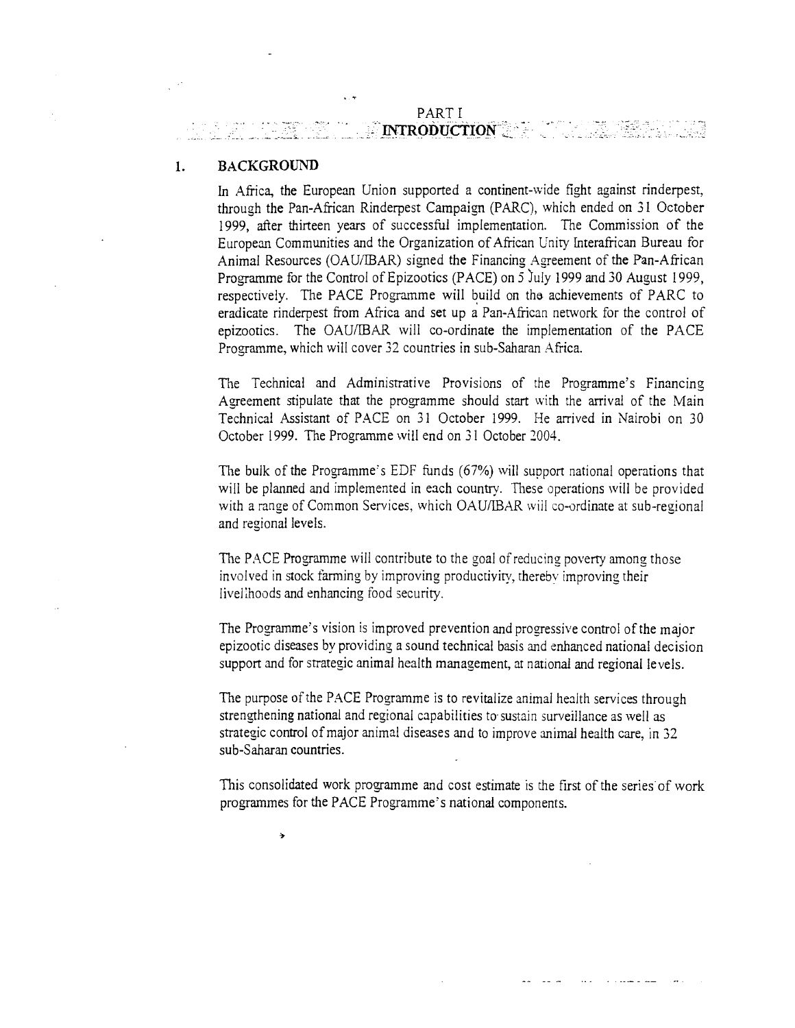# PART I
# INTRODUCTION

## 1. BACKGROUND

In Africa, the European Union supported a continent-wide fight against rinderpest, through the Pan-African Rinderpest Campaign (PARC), which ended on 31 October 1999, after thirteen years of successful implementation. The Commission of the European Communities and the Organization of African Unity Interafrican Bureau for Animal Resources (OAU/IBAR) signed the Financing Agreement of the Pan-African Programme for the Control of Epizootics (PACE) on 5 July 1999 and 30 August 1999, respectively. The PACE Programme will build on the achievements of PARC to eradicate rinderpest from Africa and set up a Pan-African network for the control of epizootics. The OAU/IBAR will co-ordinate the implementation of the PACE Programme, which will cover 32 countries in sub-Saharan Africa.

The Technical and Administrative Provisions of the Programme's Financing Agreement stipulate that the programme should start with the arrival of the Main Technical Assistant of PACE on 31 October 1999. He arrived in Nairobi on 30 October 1999. The Programme will end on 31 October 2004.

The bulk of the Programme's EDF funds (67%) will support national operations that will be planned and implemented in each country. These operations will be provided with a range of Common Services, which OAU/IBAR will co-ordinate at sub-regional and regional levels.

The PACE Programme will contribute to the goal of reducing poverty among those involved in stock farming by improving productivity, thereby improving their livelihoods and enhancing food security.

The Programme's vision is improved prevention and progressive control of the major epizootic diseases by providing a sound technical basis and enhanced national decision support and for strategic animal health management, at national and regional levels.

The purpose of the PACE Programme is to revitalize animal health services through strengthening national and regional capabilities to sustain surveillance as well as strategic control of major animal diseases and to improve animal health care, in 32 sub-Saharan countries.

This consolidated work programme and cost estimate is the first of the series of work programmes for the PACE Programme's national components.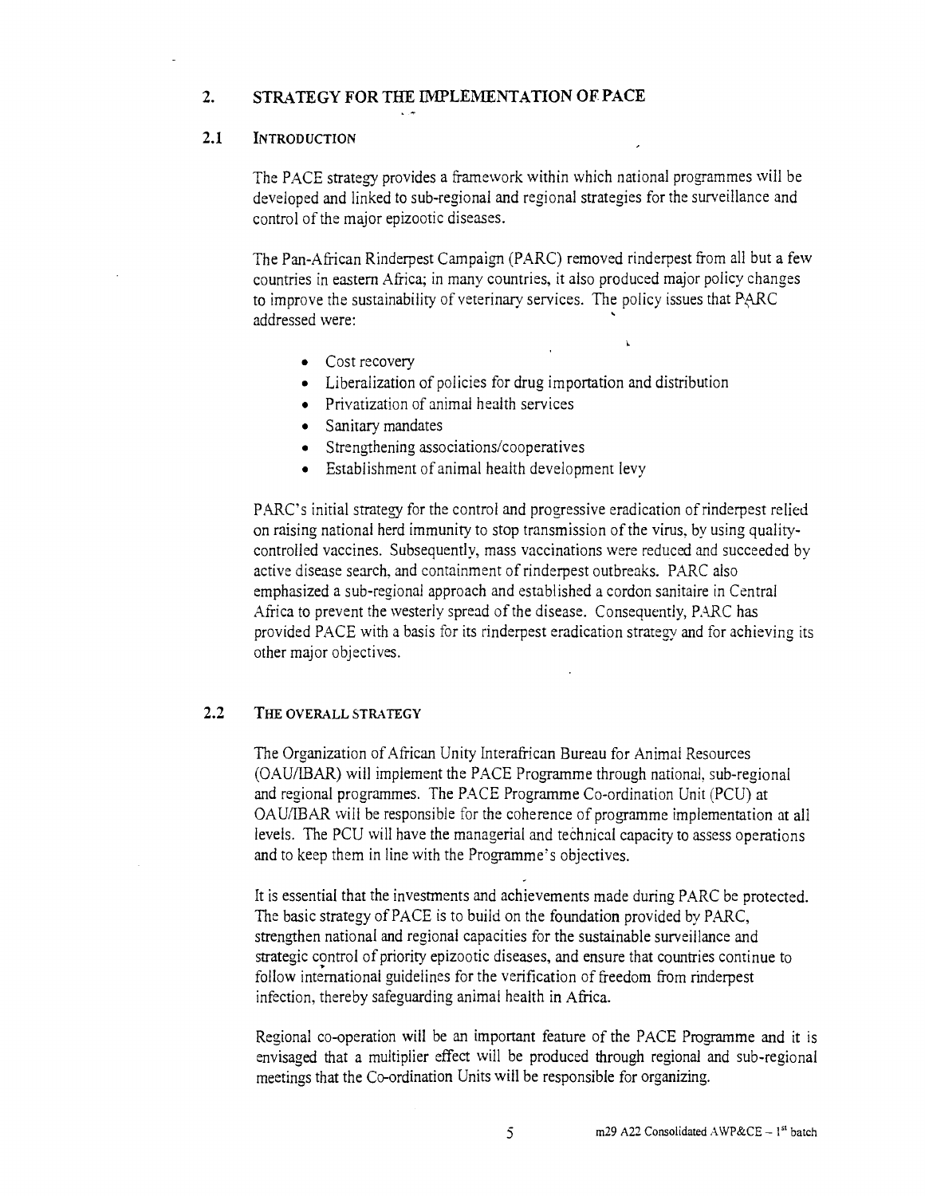## 2. STRATEGY FOR THE IMPLEMENTATION OF PACE

### 2.1 INTRODUCTION

The PACE strategy provides a framework within which national programmes will be developed and linked to sub-regional and regional strategies for the surveillance and control of the major epizootic diseases.

The Pan-African Rinderpest Campaign (PARC) removed rinderpest from all but a few countries in eastern Africa; in many countries, it also produced major policy changes to improve the sustainability of veterinary services. The policy issues that PARC addressed were:

- Cost recovery
- Liberalization of policies for drug importation and distribution
- Privatization of animal health services
- Sanitary mandates
- Strengthening associations/cooperatives
- Establishment of animal health development levy

PARC's initial strategy for the control and progressive eradication of rinderpest relied on raising national herd immunity to stop transmission of the virus, by using quality-controlled vaccines. Subsequently, mass vaccinations were reduced and succeeded by active disease search, and containment of rinderpest outbreaks. PARC also emphasized a sub-regional approach and established a cordon sanitaire in Central Africa to prevent the westerly spread of the disease. Consequently, PARC has provided PACE with a basis for its rinderpest eradication strategy and for achieving its other major objectives.

### 2.2 THE OVERALL STRATEGY

The Organization of African Unity Interafrican Bureau for Animal Resources (OAU/IBAR) will implement the PACE Programme through national, sub-regional and regional programmes. The PACE Programme Co-ordination Unit (PCU) at OAU/IBAR will be responsible for the coherence of programme implementation at all levels. The PCU will have the managerial and technical capacity to assess operations and to keep them in line with the Programme's objectives.

It is essential that the investments and achievements made during PARC be protected. The basic strategy of PACE is to build on the foundation provided by PARC, strengthen national and regional capacities for the sustainable surveillance and strategic control of priority epizootic diseases, and ensure that countries continue to follow international guidelines for the verification of freedom from rinderpest infection, thereby safeguarding animal health in Africa.

Regional co-operation will be an important feature of the PACE Programme and it is envisaged that a multiplier effect will be produced through regional and sub-regional meetings that the Co-ordination Units will be responsible for organizing.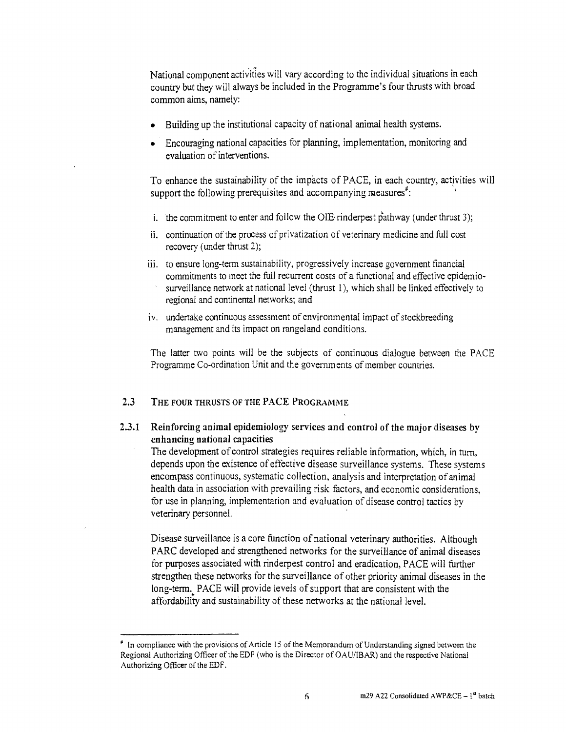National component activities will vary according to the individual situations in each country but they will always be included in the Programme's four thrusts with broad common aims, namely:

- Building up the institutional capacity of national animal health systems.
- Encouraging national capacities for planning, implementation, monitoring and evaluation of interventions.

To enhance the sustainability of the impacts of PACE, in each country, activities will support the following prerequisites and accompanying measures[#]:

i. the commitment to enter and follow the OIE rinderpest pathway (under thrust 3);

ii. continuation of the process of privatization of veterinary medicine and full cost recovery (under thrust 2);

iii. to ensure long-term sustainability, progressively increase government financial commitments to meet the full recurrent costs of a functional and effective epidemio-surveillance network at national level (thrust 1), which shall be linked effectively to regional and continental networks; and

iv. undertake continuous assessment of environmental impact of stockbreeding management and its impact on rangeland conditions.

The latter two points will be the subjects of continuous dialogue between the PACE Programme Co-ordination Unit and the governments of member countries.

## 2.3 THE FOUR THRUSTS OF THE PACE PROGRAMME

### 2.3.1 Reinforcing animal epidemiology services and control of the major diseases by enhancing national capacities

The development of control strategies requires reliable information, which, in turn, depends upon the existence of effective disease surveillance systems. These systems encompass continuous, systematic collection, analysis and interpretation of animal health data in association with prevailing risk factors, and economic considerations, for use in planning, implementation and evaluation of disease control tactics by veterinary personnel.

Disease surveillance is a core function of national veterinary authorities. Although PARC developed and strengthened networks for the surveillance of animal diseases for purposes associated with rinderpest control and eradication, PACE will further strengthen these networks for the surveillance of other priority animal diseases in the long-term. PACE will provide levels of support that are consistent with the affordability and sustainability of these networks at the national level.

---

[#] In compliance with the provisions of Article 15 of the Memorandum of Understanding signed between the Regional Authorizing Officer of the EDF (who is the Director of OAU/IBAR) and the respective National Authorizing Officer of the EDF.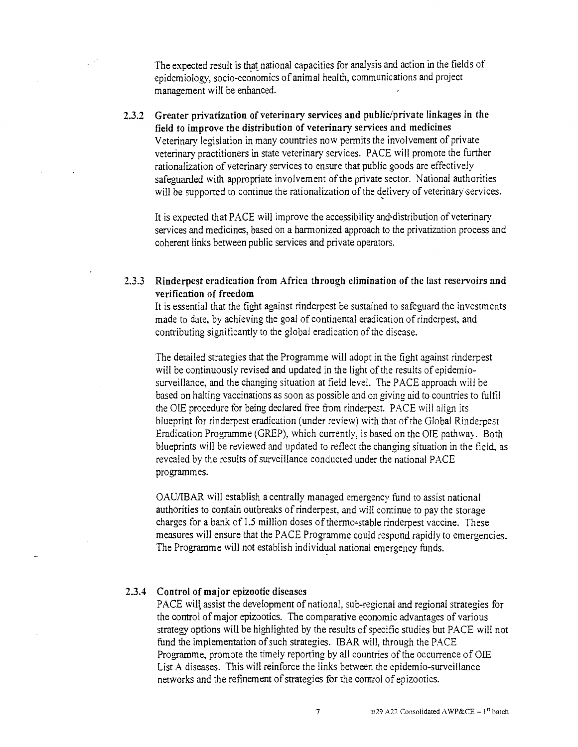The expected result is that national capacities for analysis and action in the fields of epidemiology, socio-economics of animal health, communications and project management will be enhanced.

### 2.3.2 Greater privatization of veterinary services and public/private linkages in the field to improve the distribution of veterinary services and medicines

Veterinary legislation in many countries now permits the involvement of private veterinary practitioners in state veterinary services. PACE will promote the further rationalization of veterinary services to ensure that public goods are effectively safeguarded with appropriate involvement of the private sector. National authorities will be supported to continue the rationalization of the delivery of veterinary services.

It is expected that PACE will improve the accessibility and distribution of veterinary services and medicines, based on a harmonized approach to the privatization process and coherent links between public services and private operators.

### 2.3.3 Rinderpest eradication from Africa through elimination of the last reservoirs and verification of freedom

It is essential that the fight against rinderpest be sustained to safeguard the investments made to date, by achieving the goal of continental eradication of rinderpest, and contributing significantly to the global eradication of the disease.

The detailed strategies that the Programme will adopt in the fight against rinderpest will be continuously revised and updated in the light of the results of epidemio-surveillance, and the changing situation at field level. The PACE approach will be based on halting vaccinations as soon as possible and on giving aid to countries to fulfil the OIE procedure for being declared free from rinderpest. PACE will align its blueprint for rinderpest eradication (under review) with that of the Global Rinderpest Eradication Programme (GREP), which currently, is based on the OIE pathway. Both blueprints will be reviewed and updated to reflect the changing situation in the field, as revealed by the results of surveillance conducted under the national PACE programmes.

OAU/IBAR will establish a centrally managed emergency fund to assist national authorities to contain outbreaks of rinderpest, and will continue to pay the storage charges for a bank of 1.5 million doses of thermo-stable rinderpest vaccine. These measures will ensure that the PACE Programme could respond rapidly to emergencies. The Programme will not establish individual national emergency funds.

### 2.3.4 Control of major epizootic diseases

PACE will assist the development of national, sub-regional and regional strategies for the control of major epizootics. The comparative economic advantages of various strategy options will be highlighted by the results of specific studies but PACE will not fund the implementation of such strategies. IBAR will, through the PACE Programme, promote the timely reporting by all countries of the occurrence of OIE List A diseases. This will reinforce the links between the epidemio-surveillance networks and the refinement of strategies for the control of epizootics.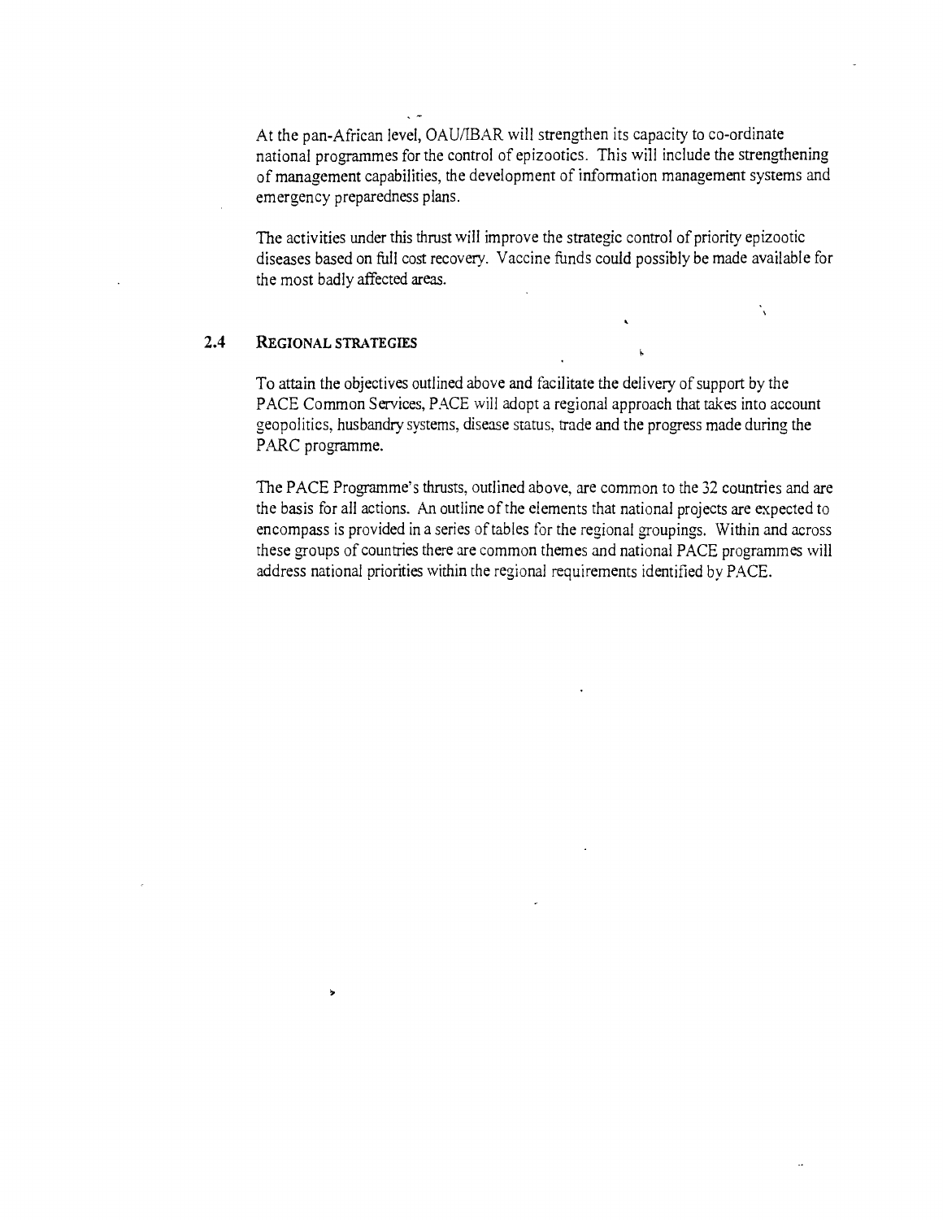At the pan-African level, OAU/IBAR will strengthen its capacity to co-ordinate national programmes for the control of epizootics. This will include the strengthening of management capabilities, the development of information management systems and emergency preparedness plans.

The activities under this thrust will improve the strategic control of priority epizootic diseases based on full cost recovery. Vaccine funds could possibly be made available for the most badly affected areas.

## 2.4 REGIONAL STRATEGIES

To attain the objectives outlined above and facilitate the delivery of support by the PACE Common Services, PACE will adopt a regional approach that takes into account geopolitics, husbandry systems, disease status, trade and the progress made during the PARC programme.

The PACE Programme's thrusts, outlined above, are common to the 32 countries and are the basis for all actions. An outline of the elements that national projects are expected to encompass is provided in a series of tables for the regional groupings. Within and across these groups of countries there are common themes and national PACE programmes will address national priorities within the regional requirements identified by PACE.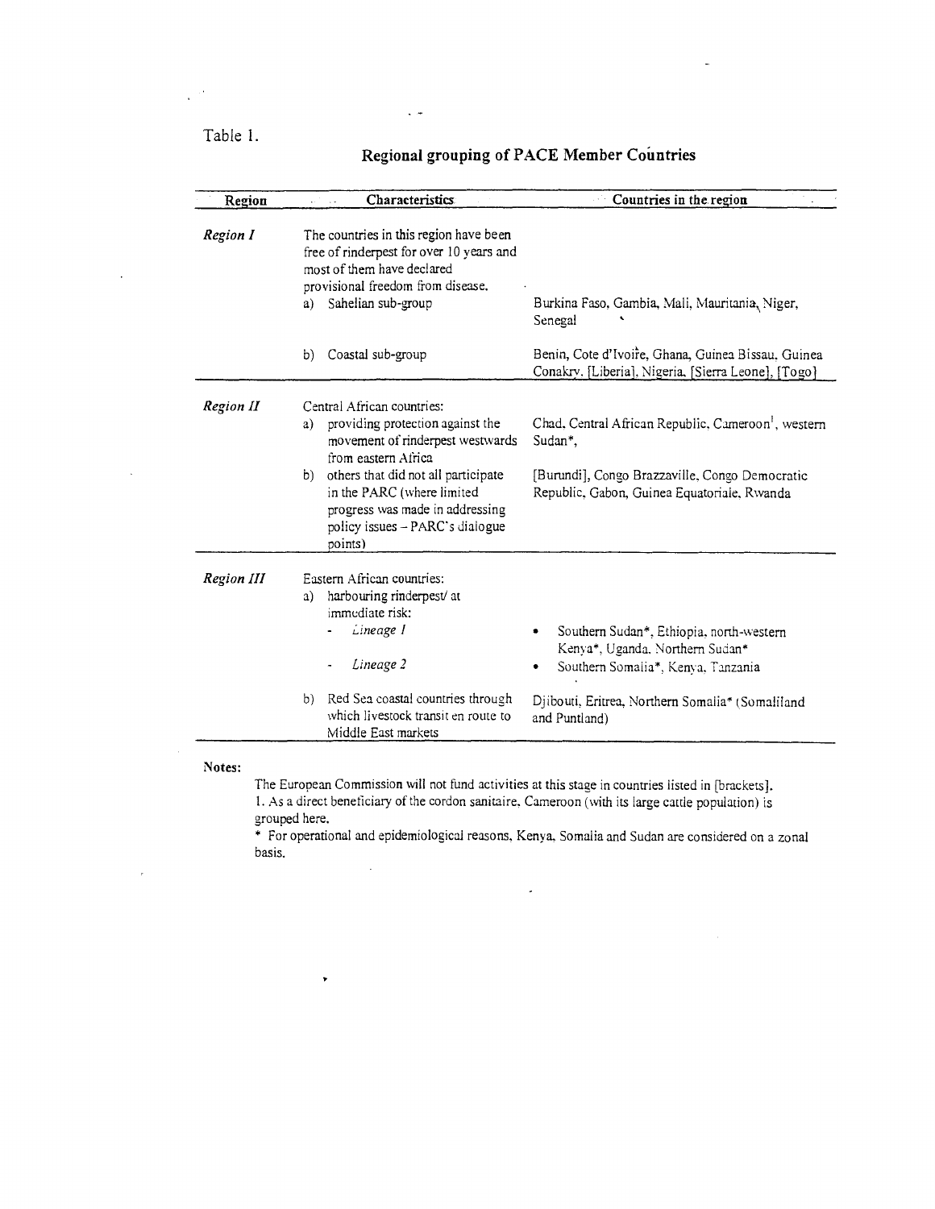Table 1.

## Regional grouping of PACE Member Countries

| Region | Characteristics | Countries in the region |
|---|---|---|
| *Region I* | The countries in this region have been free of rinderpest for over 10 years and most of them have declared provisional freedom from disease. | |
| | a) Sahelian sub-group | Burkina Faso, Gambia, Mali, Mauritania, Niger, Senegal |
| | b) Coastal sub-group | Benin, Cote d'Ivoire, Ghana, Guinea Bissau, Guinea Conakry, [Liberia], Nigeria, [Sierra Leone], [Togo] |
| *Region II* | Central African countries: | |
| | a) providing protection against the movement of rinderpest westwards from eastern Africa | Chad, Central African Republic, Cameroon[1], western Sudan*, |
| | b) others that did not all participate in the PARC (where limited progress was made in addressing policy issues – PARC's dialogue points) | [Burundi], Congo Brazzaville, Congo Democratic Republic, Gabon, Guinea Equatoriale, Rwanda |
| *Region III* | Eastern African countries: | |
| | a) harbouring rinderpest/ at immediate risk: | |
| | - *Lineage 1* | • Southern Sudan*, Ethiopia, north-western Kenya*, Uganda, Northern Sudan* |
| | - *Lineage 2* | • Southern Somalia*, Kenya, Tanzania |
| | b) Red Sea coastal countries through which livestock transit en route to Middle East markets | Djibouti, Eritrea, Northern Somalia* (Somaliland and Puntland) |

**Notes:**

The European Commission will not fund activities at this stage in countries listed in [brackets].

1. As a direct beneficiary of the cordon sanitaire, Cameroon (with its large cattle population) is grouped here.

* For operational and epidemiological reasons, Kenya, Somalia and Sudan are considered on a zonal basis.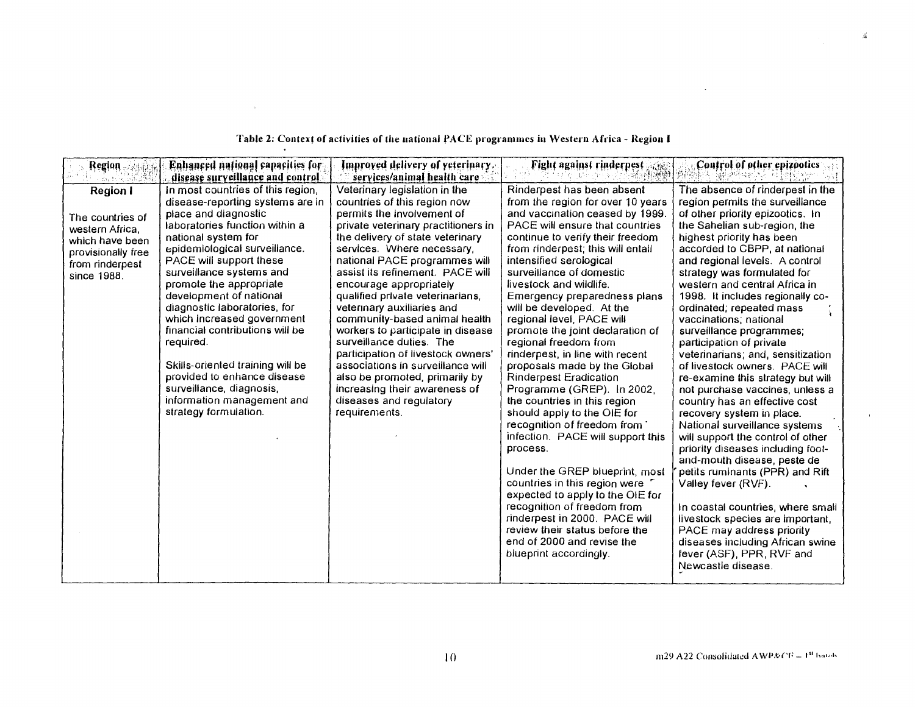**Table 2: Context of activities of the national PACE programmes in Western Africa - Region I**

| Region | Enhanced national capacities for disease surveillance and control | Improved delivery of veterinary services/animal health care | Fight against rinderpest | Control of other epizootics |
|---|---|---|---|---|
| **Region I**<br><br>The countries of western Africa, which have been provisionally free from rinderpest since 1988. | In most countries of this region, disease-reporting systems are in place and diagnostic laboratories function within a national system for epidemiological surveillance. PACE will support these surveillance systems and promote the appropriate development of national diagnostic laboratories, for which increased government financial contributions will be required.<br><br>Skills-oriented training will be provided to enhance disease surveillance, diagnosis, information management and strategy formulation. | Veterinary legislation in the countries of this region now permits the involvement of private veterinary practitioners in the delivery of state veterinary services. Where necessary, national PACE programmes will assist its refinement. PACE will encourage appropriately qualified private veterinarians, veterinary auxiliaries and community-based animal health workers to participate in disease surveillance duties. The participation of livestock owners' associations in surveillance will also be promoted, primarily by increasing their awareness of diseases and regulatory requirements. | Rinderpest has been absent from the region for over 10 years and vaccination ceased by 1999. PACE will ensure that countries continue to verify their freedom from rinderpest; this will entail intensified serological surveillance of domestic livestock and wildlife. Emergency preparedness plans will be developed. At the regional level, PACE will promote the joint declaration of regional freedom from rinderpest, in line with recent proposals made by the Global Rinderpest Eradication Programme (GREP). In 2002, the countries in this region should apply to the OIE for recognition of freedom from infection. PACE will support this process.<br><br>Under the GREP blueprint, most countries in this region were expected to apply to the OIE for recognition of freedom from rinderpest in 2000. PACE will review their status before the end of 2000 and revise the blueprint accordingly. | The absence of rinderpest in the region permits the surveillance of other priority epizootics. In the Sahelian sub-region, the highest priority has been accorded to CBPP, at national and regional levels. A control strategy was formulated for western and central Africa in 1998. It includes regionally co-ordinated; repeated mass vaccinations; national surveillance programmes; participation of private veterinarians; and, sensitization of livestock owners. PACE will re-examine this strategy but will not purchase vaccines, unless a country has an effective cost recovery system in place. National surveillance systems will support the control of other priority diseases including foot-and-mouth disease, peste de petits ruminants (PPR) and Rift Valley fever (RVF).<br><br>In coastal countries, where small livestock species are important, PACE may address priority diseases including African swine fever (ASF), PPR, RVF and Newcastle disease. |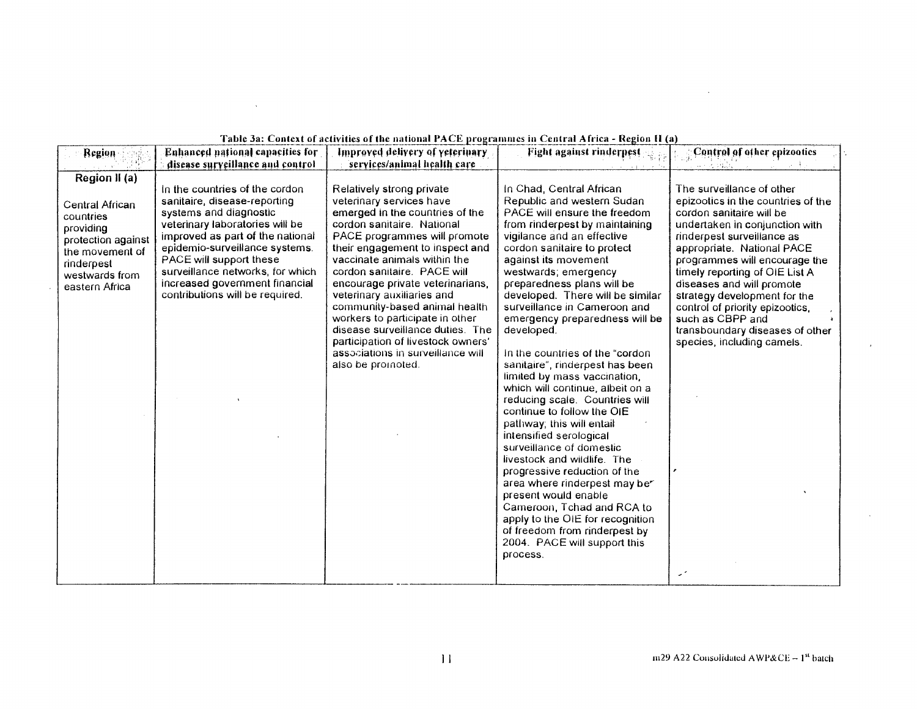**Table 3a: Context of activities of the national PACE programmes in Central Africa - Region II (a)**

| Region | Enhanced national capacities for disease surveillance and control | Improved delivery of veterinary services/animal health care | Fight against rinderpest | Control of other epizootics |
|---|---|---|---|---|
| **Region II (a)**<br><br>Central African countries providing protection against the movement of rinderpest westwards from eastern Africa | In the countries of the cordon sanitaire, disease-reporting systems and diagnostic veterinary laboratories will be improved as part of the national epidemio-surveillance systems. PACE will support these surveillance networks, for which increased government financial contributions will be required. | Relatively strong private veterinary services have emerged in the countries of the cordon sanitaire. National PACE programmes will promote their engagement to inspect and vaccinate animals within the cordon sanitaire. PACE will encourage private veterinarians, veterinary auxiliaries and community-based animal health workers to participate in other disease surveillance duties. The participation of livestock owners' associations in surveillance will also be promoted. | In Chad, Central African Republic and western Sudan PACE will ensure the freedom from rinderpest by maintaining vigilance and an effective cordon sanitaire to protect against its movement westwards; emergency preparedness plans will be developed. There will be similar surveillance in Cameroon and emergency preparedness will be developed.<br><br>In the countries of the "cordon sanitaire", rinderpest has been limited by mass vaccination, which will continue, albeit on a reducing scale. Countries will continue to follow the OIE pathway; this will entail intensified serological surveillance of domestic livestock and wildlife. The progressive reduction of the area where rinderpest may be present would enable Cameroon, Tchad and RCA to apply to the OIE for recognition of freedom from rinderpest by 2004. PACE will support this process. | The surveillance of other epizootics in the countries of the cordon sanitaire will be undertaken in conjunction with rinderpest surveillance as appropriate. National PACE programmes will encourage the timely reporting of OIE List A diseases and will promote strategy development for the control of priority epizootics, such as CBPP and transboundary diseases of other species, including camels. |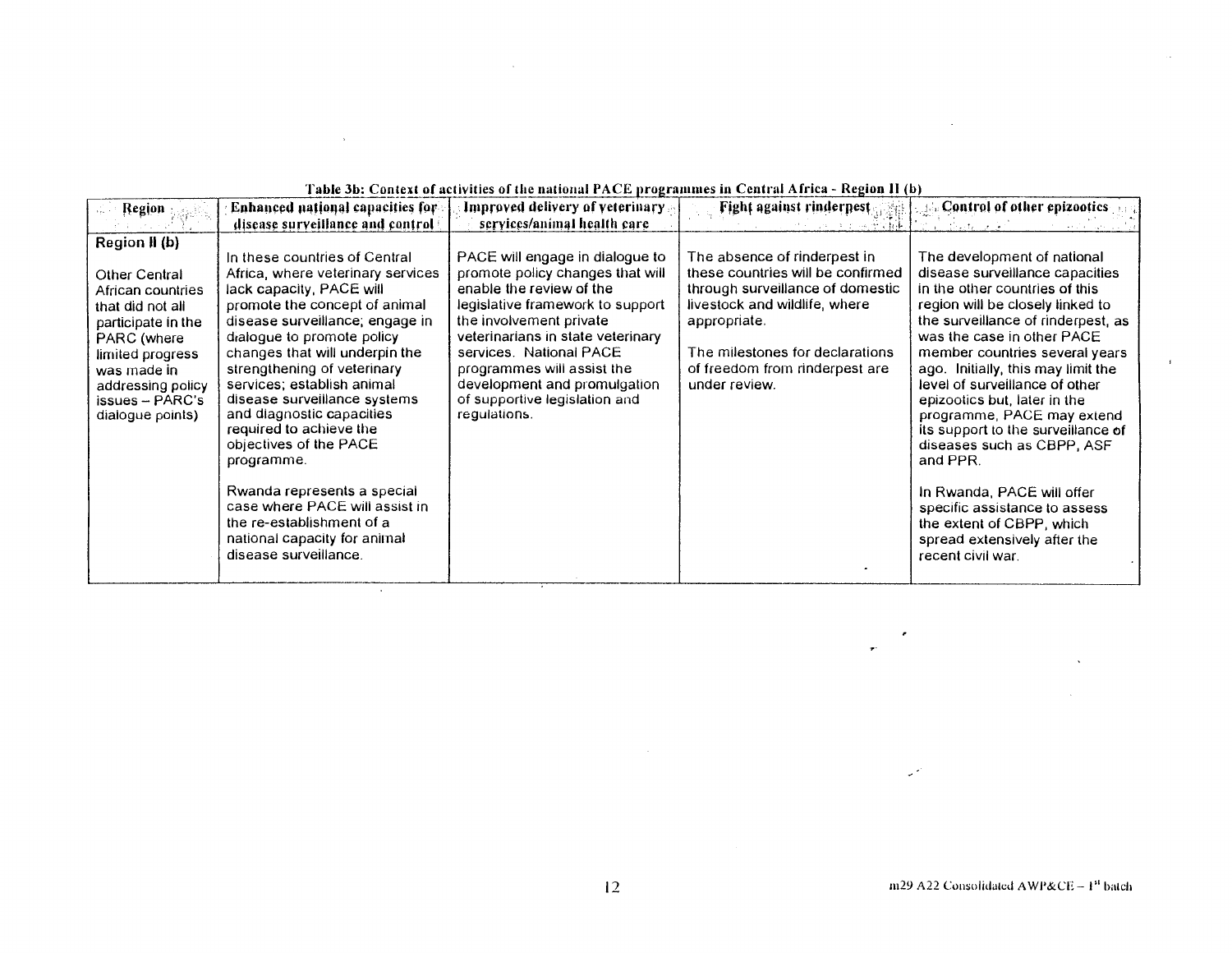**Table 3b: Context of activities of the national PACE programmes in Central Africa - Region II (b)**

| Region | Enhanced national capacities for disease surveillance and control | Improved delivery of veterinary services/animal health care | Fight against rinderpest | Control of other epizootics |
|---|---|---|---|---|
| **Region II (b)**<br><br>Other Central African countries that did not all participate in the PARC (where limited progress was made in addressing policy issues – PARC's dialogue points) | In these countries of Central Africa, where veterinary services lack capacity, PACE will promote the concept of animal disease surveillance; engage in dialogue to promote policy changes that will underpin the strengthening of veterinary services; establish animal disease surveillance systems and diagnostic capacities required to achieve the objectives of the PACE programme.<br><br>Rwanda represents a special case where PACE will assist in the re-establishment of a national capacity for animal disease surveillance. | PACE will engage in dialogue to promote policy changes that will enable the review of the legislative framework to support the involvement private veterinarians in state veterinary services. National PACE programmes will assist the development and promulgation of supportive legislation and regulations. | The absence of rinderpest in these countries will be confirmed through surveillance of domestic livestock and wildlife, where appropriate.<br><br>The milestones for declarations of freedom from rinderpest are under review. | The development of national disease surveillance capacities in the other countries of this region will be closely linked to the surveillance of rinderpest, as was the case in other PACE member countries several years ago. Initially, this may limit the level of surveillance of other epizootics but, later in the programme, PACE may extend its support to the surveillance of diseases such as CBPP, ASF and PPR.<br><br>In Rwanda, PACE will offer specific assistance to assess the extent of CBPP, which spread extensively after the recent civil war. |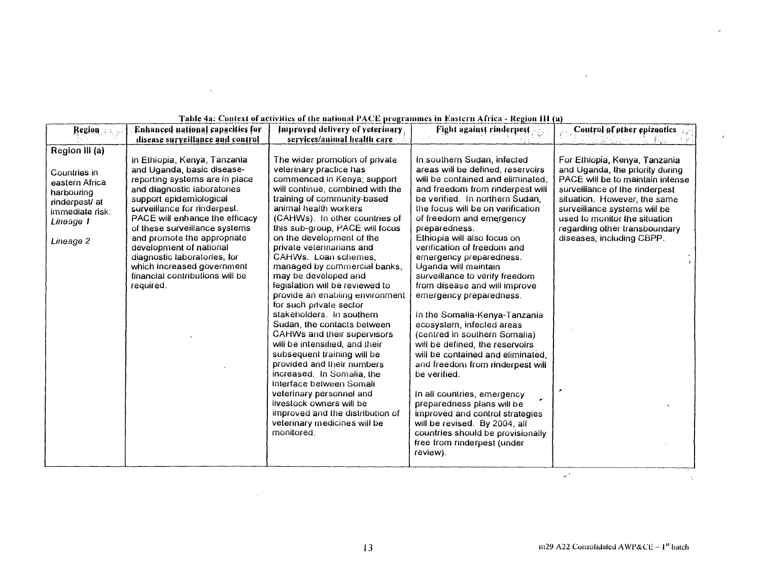**Table 4a: Context of activities of the national PACE programmes in Eastern Africa - Region III (a)**

| Region | Enhanced national capacities for disease surveillance and control | Improved delivery of veterinary services/animal health care | Fight against rinderpest | Control of other epizootics |
|---|---|---|---|---|
| Region III (a)<br><br>Countries in eastern Africa harbouring rinderpest/ at immediate risk: *Lineage 1*<br><br>*Lineage 2* | In Ethiopia, Kenya, Tanzania and Uganda, basic disease-reporting systems are in place and diagnostic laboratories support epidemiological surveillance for rinderpest. PACE will enhance the efficacy of these surveillance systems and promote the appropriate development of national diagnostic laboratories, for which increased government financial contributions will be required. | The wider promotion of private veterinary practice has commenced in Kenya; support will continue, combined with the training of community-based animal health workers (CAHWs). In other countries of this sub-group, PACE will focus on the development of the private veterinarians and CAHWs. Loan schemes, managed by commercial banks, may be developed and legislation will be reviewed to provide an enabling environment for such private sector stakeholders. In southern Sudan, the contacts between CAHWs and their supervisors will be intensified, and their subsequent training will be provided and their numbers increased. In Somalia, the interface between Somali veterinary personnel and livestock owners will be improved and the distribution of veterinary medicines will be monitored. | In southern Sudan, infected areas will be defined, reservoirs will be contained and eliminated, and freedom from rinderpest will be verified. In northern Sudan, the focus will be on verification of freedom and emergency preparedness.<br>Ethiopia will also focus on verification of freedom and emergency preparedness.<br>Uganda will maintain surveillance to verify freedom from disease and will improve emergency preparedness.<br><br>In the Somalia-Kenya-Tanzania ecosystem, infected areas (centred in southern Somalia) will be defined, the reservoirs will be contained and eliminated, and freedom from rinderpest will be verified.<br><br>In all countries, emergency preparedness plans will be improved and control strategies will be revised. By 2004, all countries should be provisionally free from rinderpest (under review). | For Ethiopia, Kenya, Tanzania and Uganda, the priority during PACE will be to maintain intense surveillance of the rinderpest situation. However, the same surveillance systems will be used to monitor the situation regarding other transboundary diseases, including CBPP. |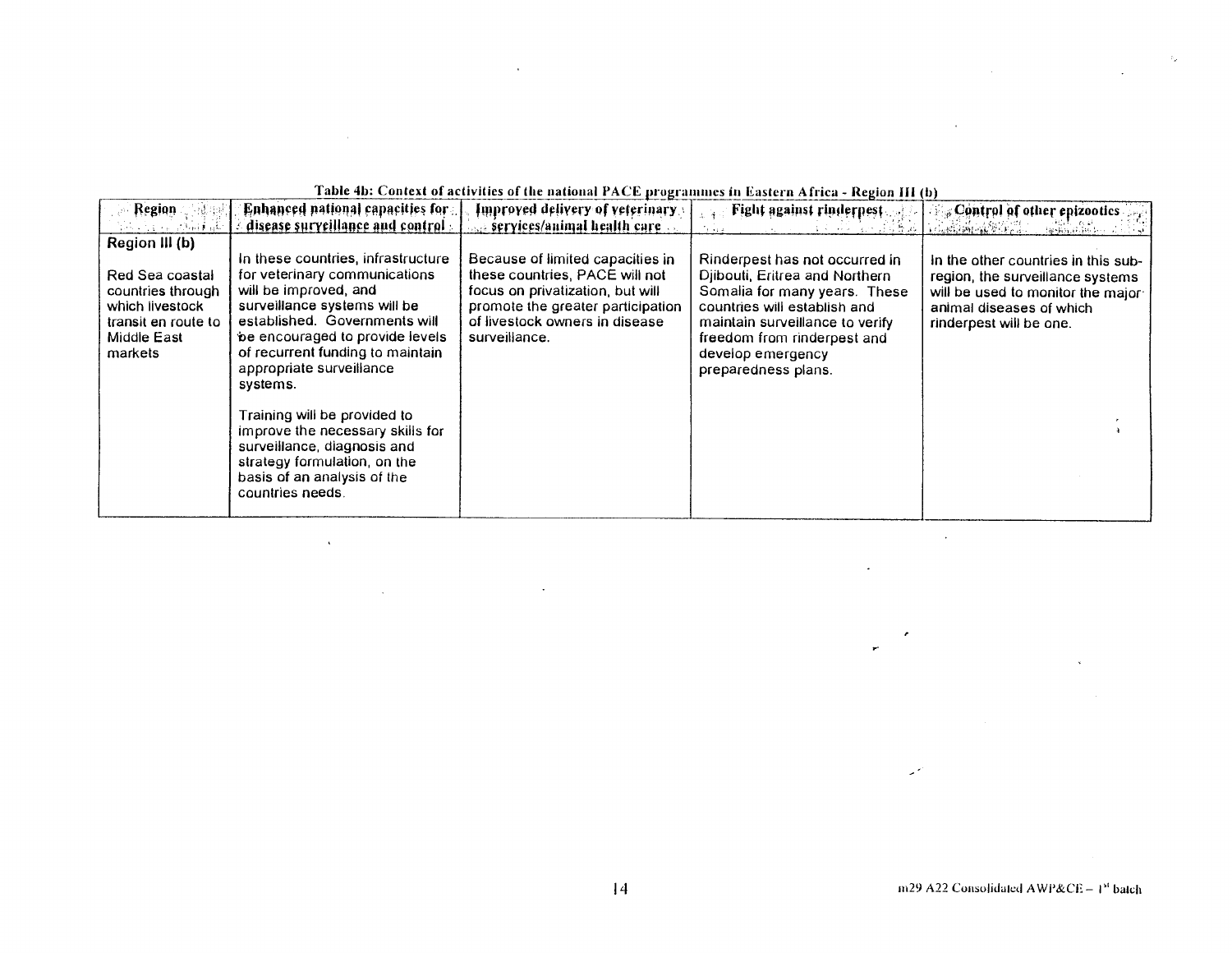**Table 4b: Context of activities of the national PACE programmes in Eastern Africa - Region III (b)**

| Region | Enhanced national capacities for disease surveillance and control | Improved delivery of veterinary services/animal health care | Fight against rinderpest | Control of other epizootics |
|---|---|---|---|---|
| **Region III (b)**<br><br>Red Sea coastal countries through which livestock transit en route to Middle East markets | In these countries, infrastructure for veterinary communications will be improved, and surveillance systems will be established. Governments will be encouraged to provide levels of recurrent funding to maintain appropriate surveillance systems.<br><br>Training will be provided to improve the necessary skills for surveillance, diagnosis and strategy formulation, on the basis of an analysis of the countries needs. | Because of limited capacities in these countries, PACE will not focus on privatization, but will promote the greater participation of livestock owners in disease surveillance. | Rinderpest has not occurred in Djibouti, Eritrea and Northern Somalia for many years. These countries will establish and maintain surveillance to verify freedom from rinderpest and develop emergency preparedness plans. | In the other countries in this sub-region, the surveillance systems will be used to monitor the major animal diseases of which rinderpest will be one. |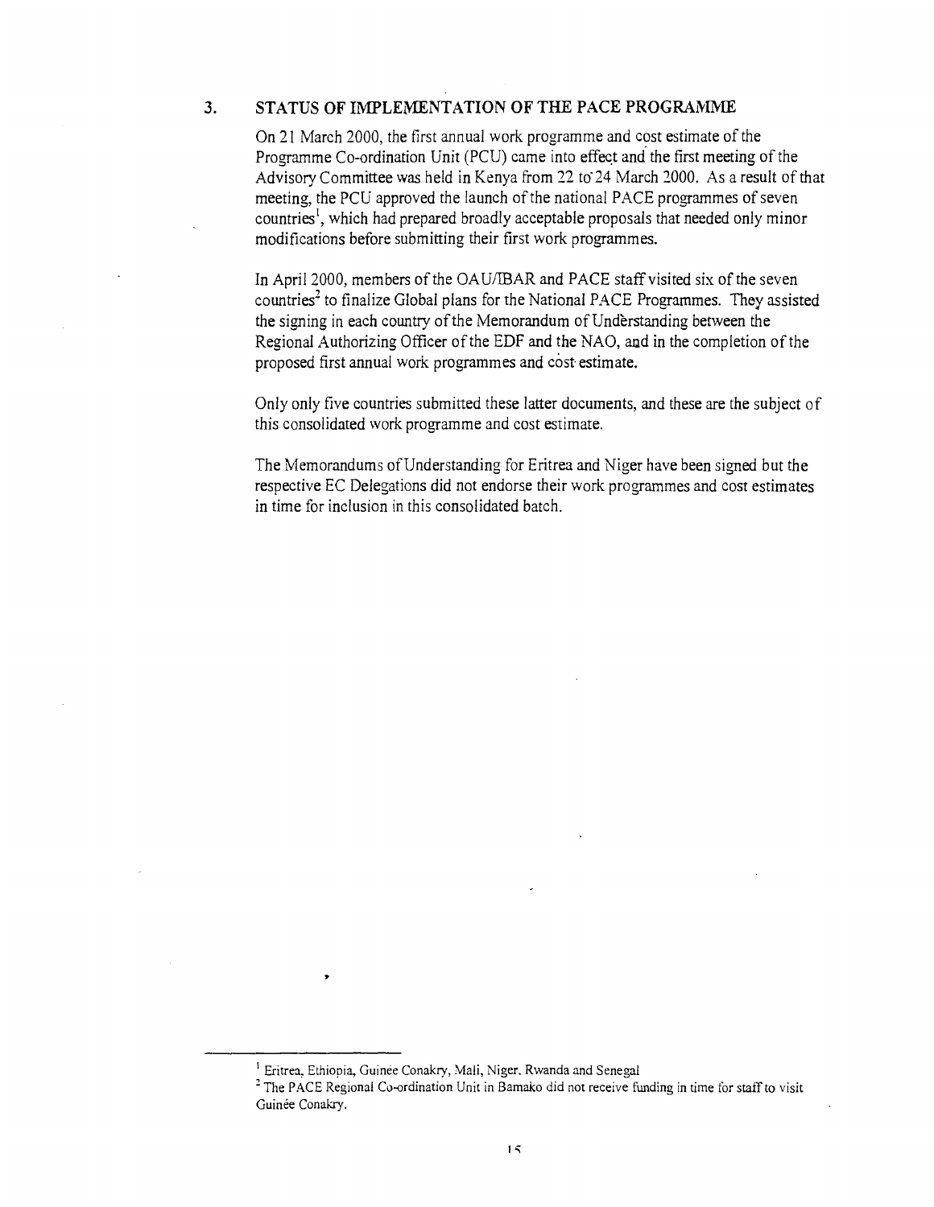## 3. STATUS OF IMPLEMENTATION OF THE PACE PROGRAMME

On 21 March 2000, the first annual work programme and cost estimate of the Programme Co-ordination Unit (PCU) came into effect and the first meeting of the Advisory Committee was held in Kenya from 22 to 24 March 2000. As a result of that meeting, the PCU approved the launch of the national PACE programmes of seven countries[1], which had prepared broadly acceptable proposals that needed only minor modifications before submitting their first work programmes.

In April 2000, members of the OAU/IBAR and PACE staff visited six of the seven countries[2] to finalize Global plans for the National PACE Programmes. They assisted the signing in each country of the Memorandum of Understanding between the Regional Authorizing Officer of the EDF and the NAO, and in the completion of the proposed first annual work programmes and cost estimate.

Only only five countries submitted these latter documents, and these are the subject of this consolidated work programme and cost estimate.

The Memorandums of Understanding for Eritrea and Niger have been signed but the respective EC Delegations did not endorse their work programmes and cost estimates in time for inclusion in this consolidated batch.

---

[1] Eritrea, Ethiopia, Guinée Conakry, Mali, Niger, Rwanda and Senegal

[2] The PACE Regional Co-ordination Unit in Bamako did not receive funding in time for staff to visit Guinée Conakry.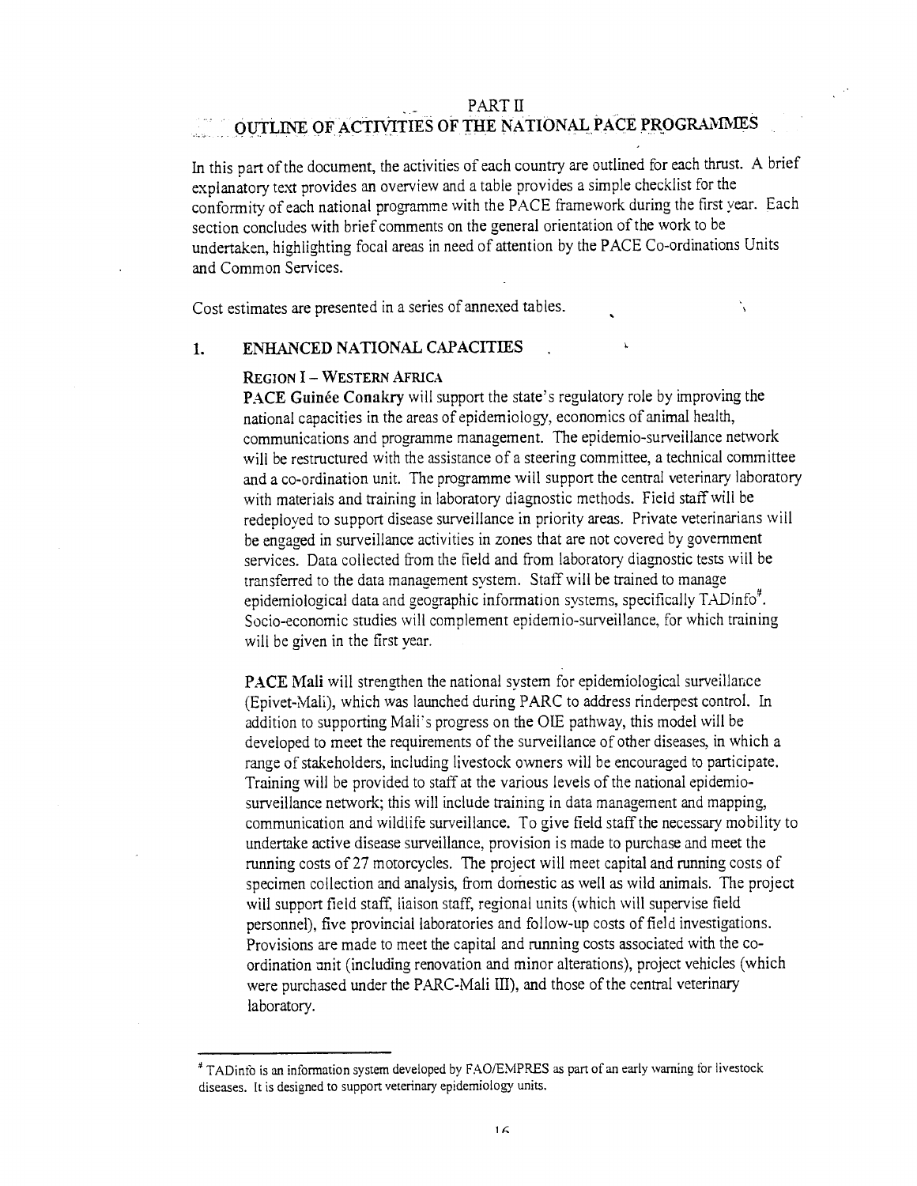# PART II

# OUTLINE OF ACTIVITIES OF THE NATIONAL PACE PROGRAMMES

In this part of the document, the activities of each country are outlined for each thrust. A brief explanatory text provides an overview and a table provides a simple checklist for the conformity of each national programme with the PACE framework during the first year. Each section concludes with brief comments on the general orientation of the work to be undertaken, highlighting focal areas in need of attention by the PACE Co-ordinations Units and Common Services.

Cost estimates are presented in a series of annexed tables.

## 1. ENHANCED NATIONAL CAPACITIES

### REGION I – WESTERN AFRICA

**PACE Guinée Conakry** will support the state's regulatory role by improving the national capacities in the areas of epidemiology, economics of animal health, communications and programme management. The epidemio-surveillance network will be restructured with the assistance of a steering committee, a technical committee and a co-ordination unit. The programme will support the central veterinary laboratory with materials and training in laboratory diagnostic methods. Field staff will be redeployed to support disease surveillance in priority areas. Private veterinarians will be engaged in surveillance activities in zones that are not covered by government services. Data collected from the field and from laboratory diagnostic tests will be transferred to the data management system. Staff will be trained to manage epidemiological data and geographic information systems, specifically TADinfo[#]. Socio-economic studies will complement epidemio-surveillance, for which training will be given in the first year.

**PACE Mali** will strengthen the national system for epidemiological surveillance (Epivet-Mali), which was launched during PARC to address rinderpest control. In addition to supporting Mali's progress on the OIE pathway, this model will be developed to meet the requirements of the surveillance of other diseases, in which a range of stakeholders, including livestock owners will be encouraged to participate. Training will be provided to staff at the various levels of the national epidemio-surveillance network; this will include training in data management and mapping, communication and wildlife surveillance. To give field staff the necessary mobility to undertake active disease surveillance, provision is made to purchase and meet the running costs of 27 motorcycles. The project will meet capital and running costs of specimen collection and analysis, from domestic as well as wild animals. The project will support field staff, liaison staff, regional units (which will supervise field personnel), five provincial laboratories and follow-up costs of field investigations. Provisions are made to meet the capital and running costs associated with the co-ordination unit (including renovation and minor alterations), project vehicles (which were purchased under the PARC-Mali III), and those of the central veterinary laboratory.

---

[#] TADinfo is an information system developed by FAO/EMPRES as part of an early warning for livestock diseases. It is designed to support veterinary epidemiology units.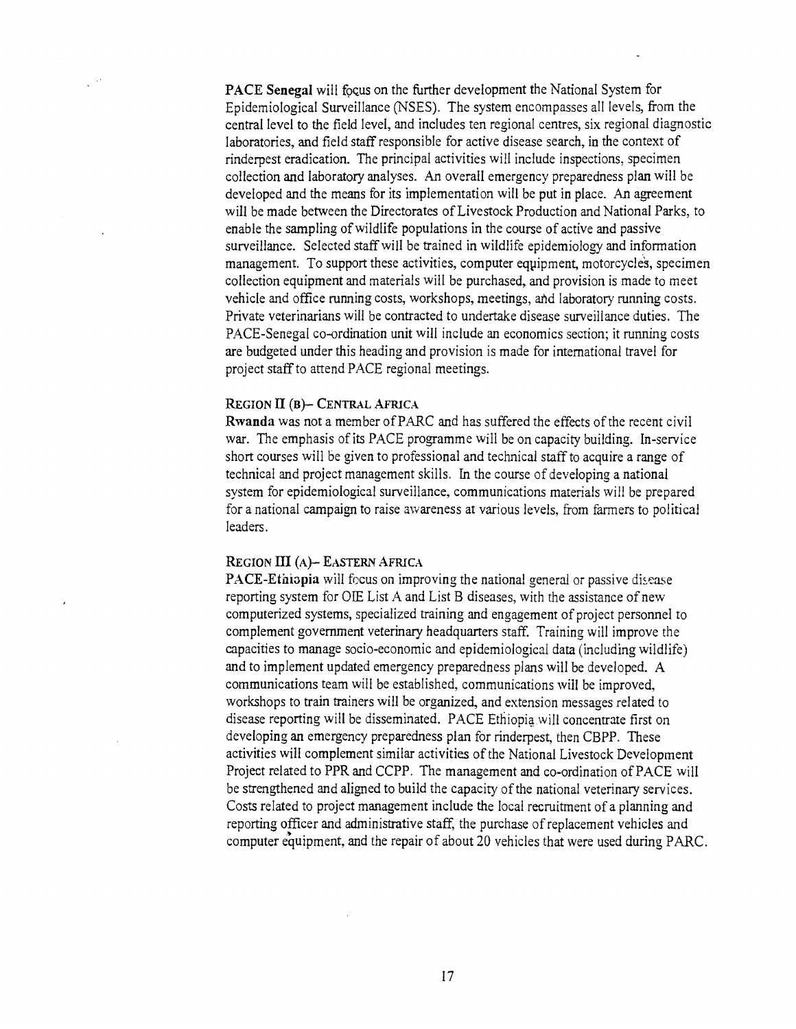**PACE Senegal** will focus on the further development the National System for Epidemiological Surveillance (NSES). The system encompasses all levels, from the central level to the field level, and includes ten regional centres, six regional diagnostic laboratories, and field staff responsible for active disease search, in the context of rinderpest eradication. The principal activities will include inspections, specimen collection and laboratory analyses. An overall emergency preparedness plan will be developed and the means for its implementation will be put in place. An agreement will be made between the Directorates of Livestock Production and National Parks, to enable the sampling of wildlife populations in the course of active and passive surveillance. Selected staff will be trained in wildlife epidemiology and information management. To support these activities, computer equipment, motorcycles, specimen collection equipment and materials will be purchased, and provision is made to meet vehicle and office running costs, workshops, meetings, and laboratory running costs. Private veterinarians will be contracted to undertake disease surveillance duties. The PACE-Senegal co-ordination unit will include an economics section; it running costs are budgeted under this heading and provision is made for international travel for project staff to attend PACE regional meetings.

### REGION II (B)– CENTRAL AFRICA

**Rwanda** was not a member of PARC and has suffered the effects of the recent civil war. The emphasis of its PACE programme will be on capacity building. In-service short courses will be given to professional and technical staff to acquire a range of technical and project management skills. In the course of developing a national system for epidemiological surveillance, communications materials will be prepared for a national campaign to raise awareness at various levels, from farmers to political leaders.

### REGION III (A)– EASTERN AFRICA

**PACE-Ethiopia** will focus on improving the national general or passive disease reporting system for OIE List A and List B diseases, with the assistance of new computerized systems, specialized training and engagement of project personnel to complement government veterinary headquarters staff. Training will improve the capacities to manage socio-economic and epidemiological data (including wildlife) and to implement updated emergency preparedness plans will be developed. A communications team will be established, communications will be improved, workshops to train trainers will be organized, and extension messages related to disease reporting will be disseminated. PACE Ethiopia will concentrate first on developing an emergency preparedness plan for rinderpest, then CBPP. These activities will complement similar activities of the National Livestock Development Project related to PPR and CCPP. The management and co-ordination of PACE will be strengthened and aligned to build the capacity of the national veterinary services. Costs related to project management include the local recruitment of a planning and reporting officer and administrative staff, the purchase of replacement vehicles and computer equipment, and the repair of about 20 vehicles that were used during PARC.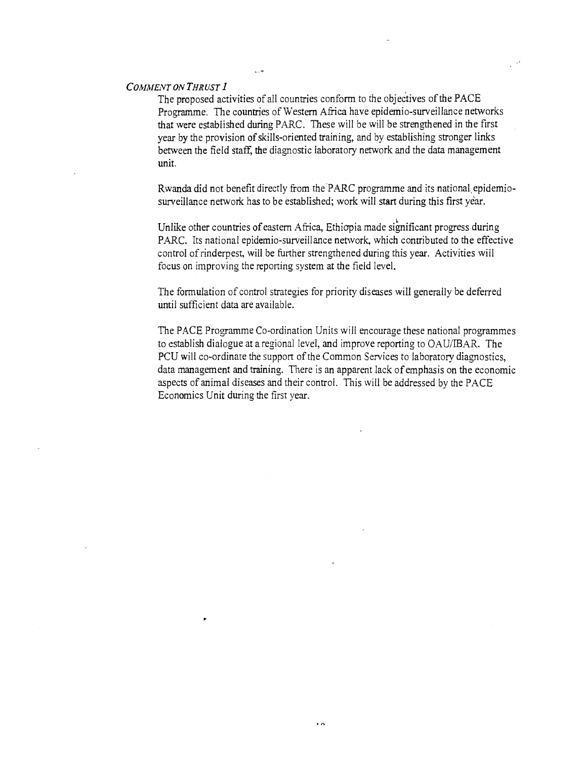*COMMENT ON THRUST 1*

The proposed activities of all countries conform to the objectives of the PACE Programme. The countries of Western Africa have epidemio-surveillance networks that were established during PARC. These will be will be strengthened in the first year by the provision of skills-oriented training, and by establishing stronger links between the field staff, the diagnostic laboratory network and the data management unit.

Rwanda did not benefit directly from the PARC programme and its national epidemio-surveillance network has to be established; work will start during this first year.

Unlike other countries of eastern Africa, Ethiopia made significant progress during PARC. Its national epidemio-surveillance network, which contributed to the effective control of rinderpest, will be further strengthened during this year. Activities will focus on improving the reporting system at the field level.

The formulation of control strategies for priority diseases will generally be deferred until sufficient data are available.

The PACE Programme Co-ordination Units will encourage these national programmes to establish dialogue at a regional level, and improve reporting to OAU/IBAR. The PCU will co-ordinate the support of the Common Services to laboratory diagnostics, data management and training. There is an apparent lack of emphasis on the economic aspects of animal diseases and their control. This will be addressed by the PACE Economics Unit during the first year.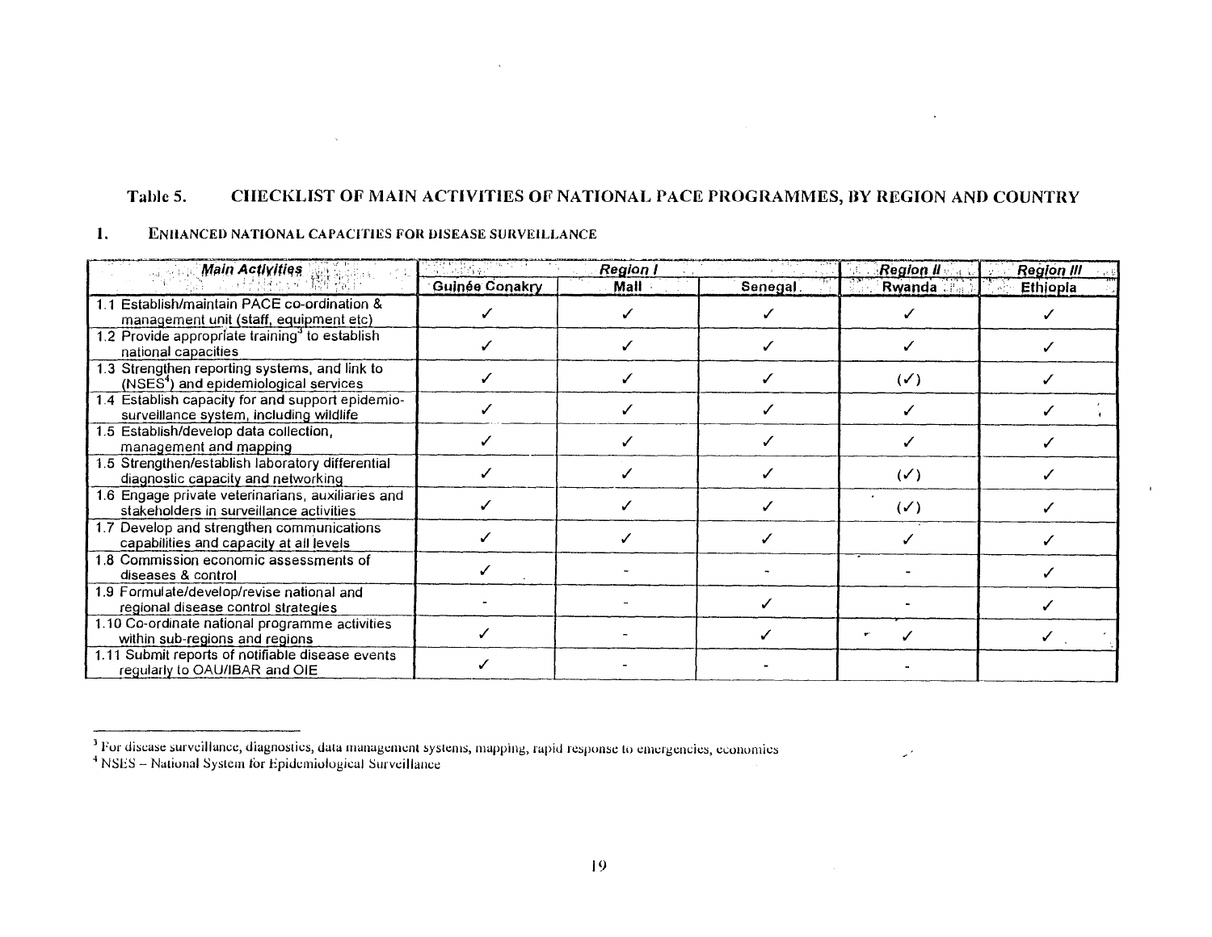Table 5. CHECKLIST OF MAIN ACTIVITIES OF NATIONAL PACE PROGRAMMES, BY REGION AND COUNTRY

## 1. ENHANCED NATIONAL CAPACITIES FOR DISEASE SURVEILLANCE

| *Main Activities* | *Region I* | | | *Region II* | *Region III* |
|---|---|---|---|---|---|
| | Guinée Conakry | Mali | Senegal | Rwanda | Ethiopia |
| 1.1 Establish/maintain PACE co-ordination & management unit (staff, equipment etc) | ✓ | ✓ | ✓ | ✓ | ✓ |
| 1.2 Provide appropriate training[3] to establish national capacities | ✓ | ✓ | ✓ | ✓ | ✓ |
| 1.3 Strengthen reporting systems, and link to (NSES[4]) and epidemiological services | ✓ | ✓ | ✓ | (✓) | ✓ |
| 1.4 Establish capacity for and support epidemio-surveillance system, including wildlife | ✓ | ✓ | ✓ | ✓ | ✓ |
| 1.5 Establish/develop data collection, management and mapping | ✓ | ✓ | ✓ | ✓ | ✓ |
| 1.5 Strengthen/establish laboratory differential diagnostic capacity and networking | ✓ | ✓ | ✓ | (✓) | ✓ |
| 1.6 Engage private veterinarians, auxiliaries and stakeholders in surveillance activities | ✓ | ✓ | ✓ | (✓) | ✓ |
| 1.7 Develop and strengthen communications capabilities and capacity at all levels | ✓ | ✓ | ✓ | ✓ | ✓ |
| 1.8 Commission economic assessments of diseases & control | ✓ | - | - | - | ✓ |
| 1.9 Formulate/develop/revise national and regional disease control strategies | - | - | ✓ | - | ✓ |
| 1.10 Co-ordinate national programme activities within sub-regions and regions | ✓ | - | ✓ | ✓ | ✓ |
| 1.11 Submit reports of notifiable disease events regularly to OAU/IBAR and OIE | ✓ | - | - | - | |

[3] For disease surveillance, diagnostics, data management systems, mapping, rapid response to emergencies, economics

[4] NSES – National System for Epidemiological Surveillance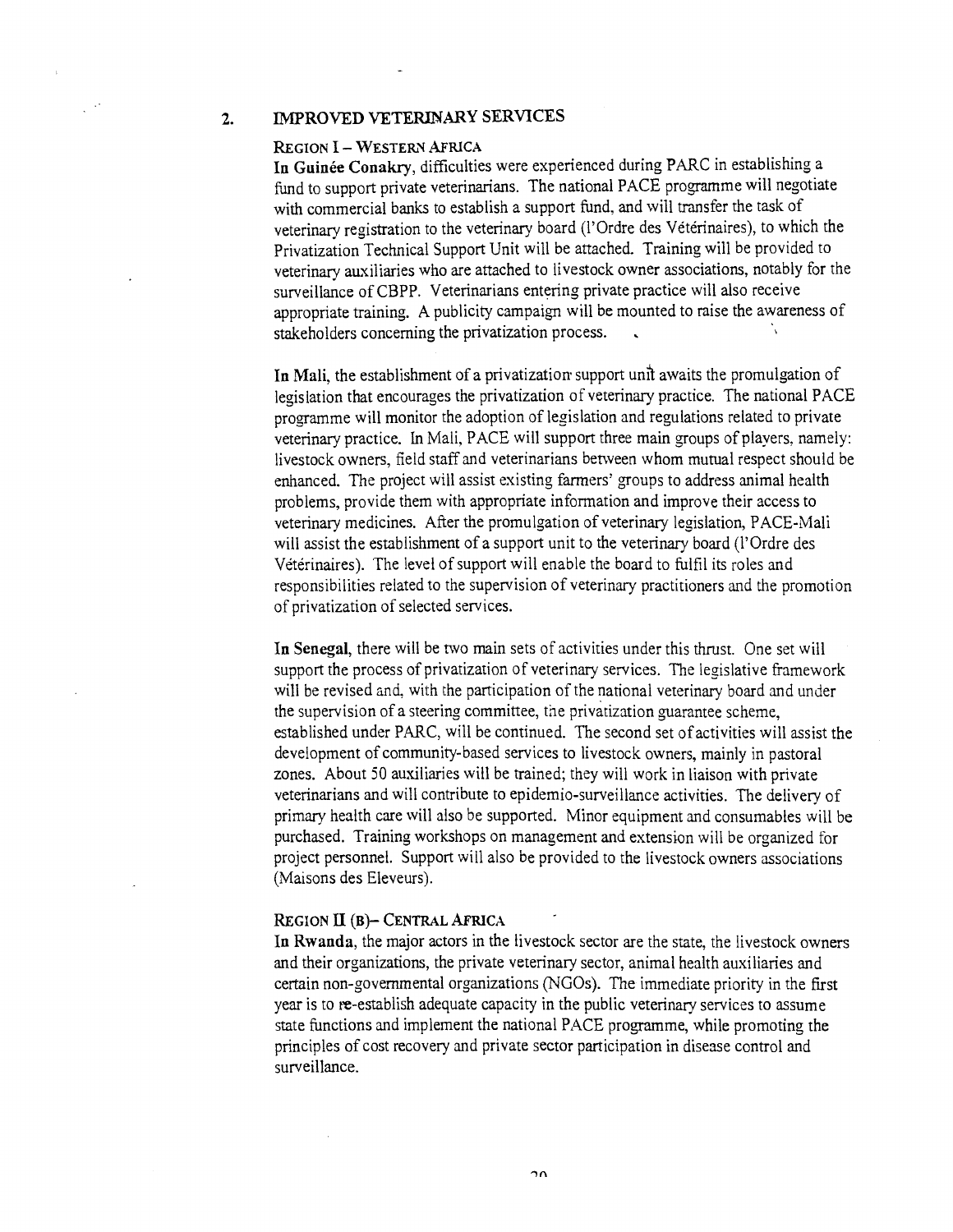## 2. IMPROVED VETERINARY SERVICES

### REGION I – WESTERN AFRICA

**In Guinée Conakry**, difficulties were experienced during PARC in establishing a fund to support private veterinarians. The national PACE programme will negotiate with commercial banks to establish a support fund, and will transfer the task of veterinary registration to the veterinary board (l'Ordre des Vétérinaires), to which the Privatization Technical Support Unit will be attached. Training will be provided to veterinary auxiliaries who are attached to livestock owner associations, notably for the surveillance of CBPP. Veterinarians entering private practice will also receive appropriate training. A publicity campaign will be mounted to raise the awareness of stakeholders concerning the privatization process.

**In Mali**, the establishment of a privatization support unit awaits the promulgation of legislation that encourages the privatization of veterinary practice. The national PACE programme will monitor the adoption of legislation and regulations related to private veterinary practice. In Mali, PACE will support three main groups of players, namely: livestock owners, field staff and veterinarians between whom mutual respect should be enhanced. The project will assist existing farmers' groups to address animal health problems, provide them with appropriate information and improve their access to veterinary medicines. After the promulgation of veterinary legislation, PACE-Mali will assist the establishment of a support unit to the veterinary board (l'Ordre des Vétérinaires). The level of support will enable the board to fulfil its roles and responsibilities related to the supervision of veterinary practitioners and the promotion of privatization of selected services.

**In Senegal**, there will be two main sets of activities under this thrust. One set will support the process of privatization of veterinary services. The legislative framework will be revised and, with the participation of the national veterinary board and under the supervision of a steering committee, the privatization guarantee scheme, established under PARC, will be continued. The second set of activities will assist the development of community-based services to livestock owners, mainly in pastoral zones. About 50 auxiliaries will be trained; they will work in liaison with private veterinarians and will contribute to epidemio-surveillance activities. The delivery of primary health care will also be supported. Minor equipment and consumables will be purchased. Training workshops on management and extension will be organized for project personnel. Support will also be provided to the livestock owners associations (Maisons des Eleveurs).

### REGION II (B)– CENTRAL AFRICA

**In Rwanda**, the major actors in the livestock sector are the state, the livestock owners and their organizations, the private veterinary sector, animal health auxiliaries and certain non-governmental organizations (NGOs). The immediate priority in the first year is to re-establish adequate capacity in the public veterinary services to assume state functions and implement the national PACE programme, while promoting the principles of cost recovery and private sector participation in disease control and surveillance.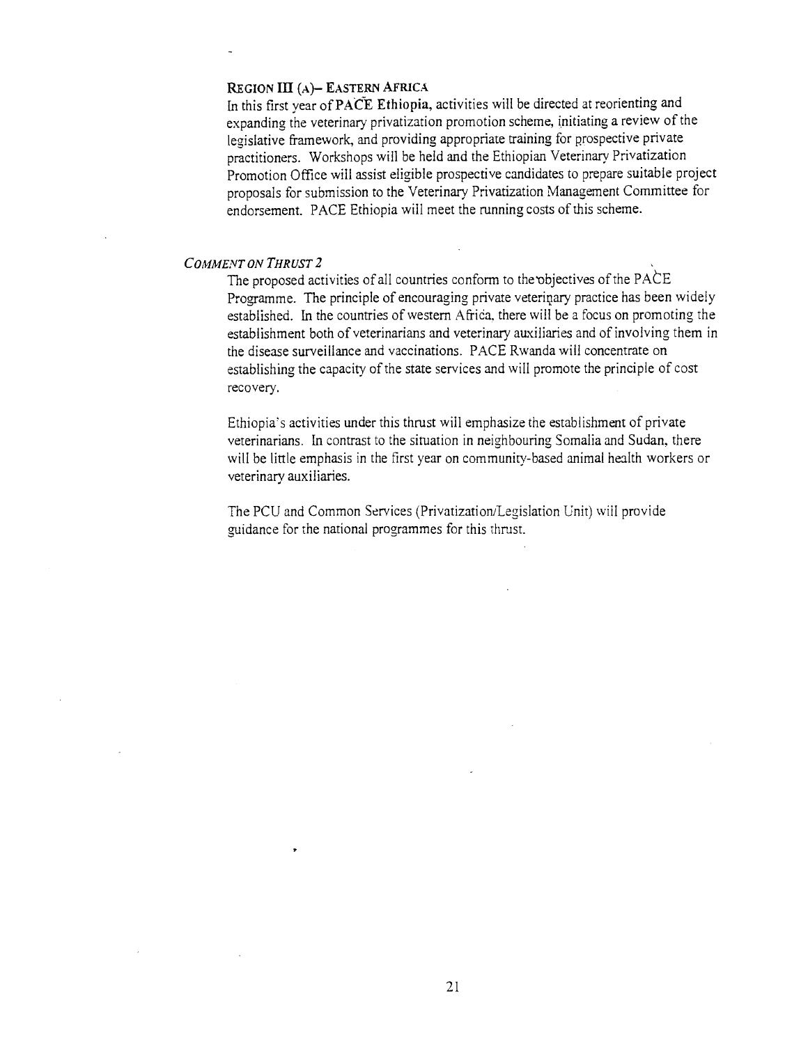### Region III (a)– Eastern Africa

In this first year of **PACE Ethiopia**, activities will be directed at reorienting and expanding the veterinary privatization promotion scheme, initiating a review of the legislative framework, and providing appropriate training for prospective private practitioners. Workshops will be held and the Ethiopian Veterinary Privatization Promotion Office will assist eligible prospective candidates to prepare suitable project proposals for submission to the Veterinary Privatization Management Committee for endorsement. PACE Ethiopia will meet the running costs of this scheme.

### *Comment on Thrust 2*

The proposed activities of all countries conform to the objectives of the PACE Programme. The principle of encouraging private veterinary practice has been widely established. In the countries of western Africa, there will be a focus on promoting the establishment both of veterinarians and veterinary auxiliaries and of involving them in the disease surveillance and vaccinations. PACE Rwanda will concentrate on establishing the capacity of the state services and will promote the principle of cost recovery.

Ethiopia's activities under this thrust will emphasize the establishment of private veterinarians. In contrast to the situation in neighbouring Somalia and Sudan, there will be little emphasis in the first year on community-based animal health workers or veterinary auxiliaries.

The PCU and Common Services (Privatization/Legislation Unit) will provide guidance for the national programmes for this thrust.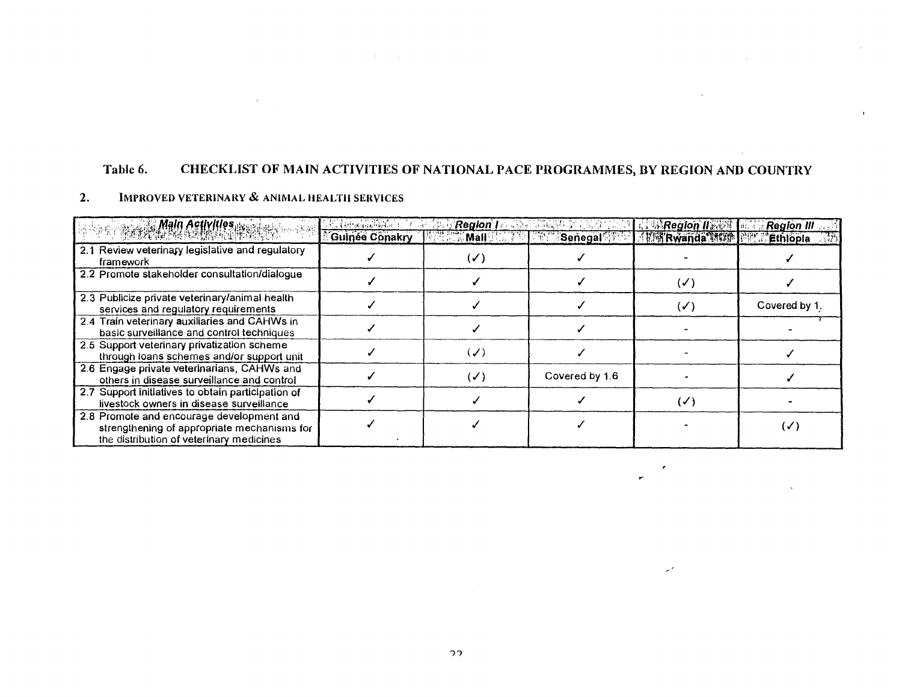## Table 6. CHECKLIST OF MAIN ACTIVITIES OF NATIONAL PACE PROGRAMMES, BY REGION AND COUNTRY

### 2. IMPROVED VETERINARY & ANIMAL HEALTH SERVICES

| Main Activities | Region I | | | Region II | Region III |
|---|---|---|---|---|---|
| | Guinée Conakry | Mali | Senegal | Rwanda | Ethiopia |
| 2.1 Review veterinary legislative and regulatory framework | ✓ | (✓) | ✓ | - | ✓ |
| 2.2 Promote stakeholder consultation/dialogue | ✓ | ✓ | ✓ | (✓) | ✓ |
| 2.3 Publicize private veterinary/animal health services and regulatory requirements | ✓ | ✓ | ✓ | (✓) | Covered by 1. |
| 2.4 Train veterinary auxiliaries and CAHWs in basic surveillance and control techniques | ✓ | ✓ | ✓ | - | - |
| 2.5 Support veterinary privatization scheme through loans schemes and/or support unit | ✓ | (✓) | ✓ | - | ✓ |
| 2.6 Engage private veterinarians, CAHWs and others in disease surveillance and control | ✓ | (✓) | Covered by 1.6 | - | ✓ |
| 2.7 Support initiatives to obtain participation of livestock owners in disease surveillance | ✓ | ✓ | ✓ | (✓) | - |
| 2.8 Promote and encourage development and strengthening of appropriate mechanisms for the distribution of veterinary medicines | ✓ | ✓ | ✓ | - | (✓) |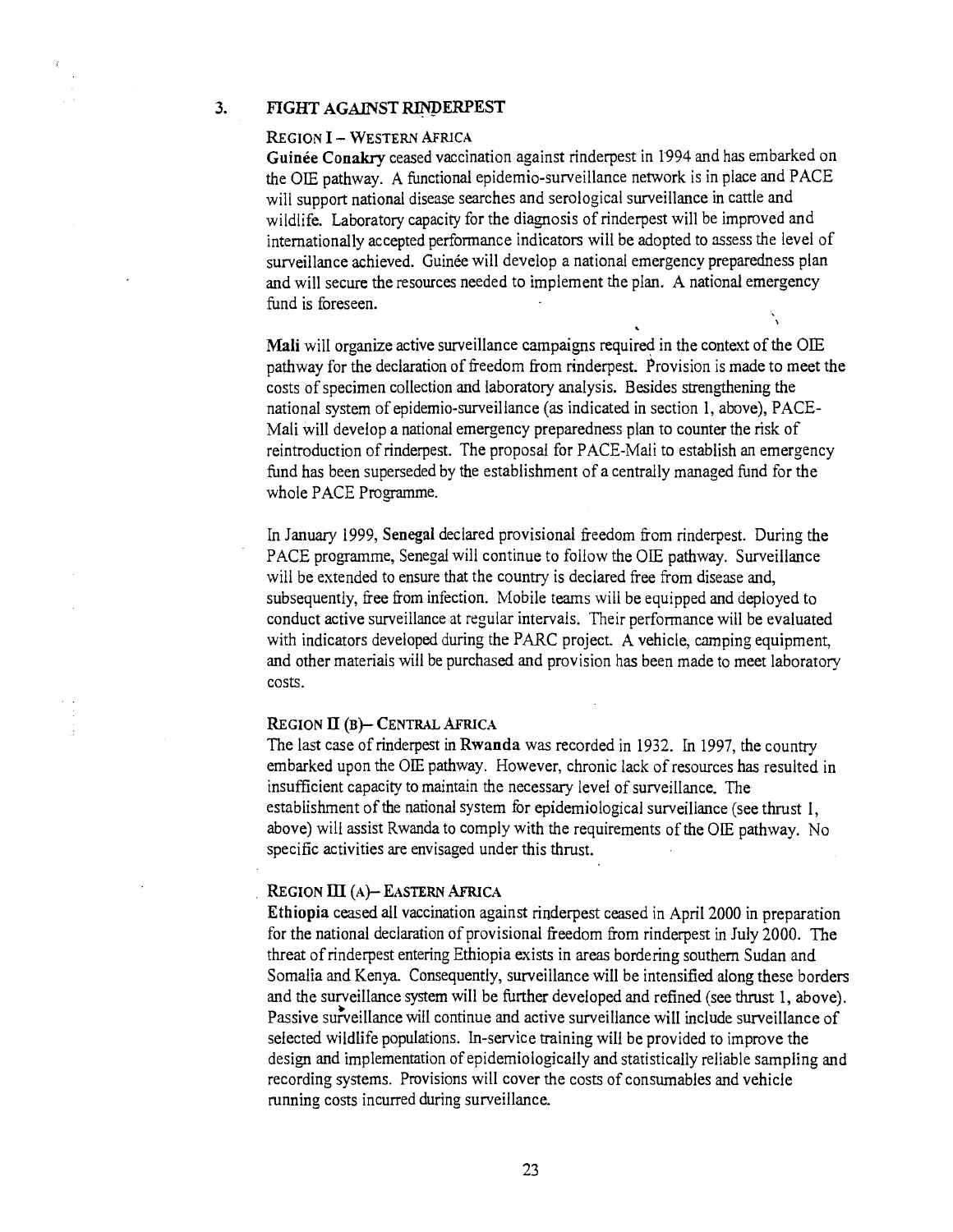## 3. FIGHT AGAINST RINDERPEST

### REGION I – WESTERN AFRICA

**Guinée Conakry** ceased vaccination against rinderpest in 1994 and has embarked on the OIE pathway. A functional epidemio-surveillance network is in place and PACE will support national disease searches and serological surveillance in cattle and wildlife. Laboratory capacity for the diagnosis of rinderpest will be improved and internationally accepted performance indicators will be adopted to assess the level of surveillance achieved. Guinée will develop a national emergency preparedness plan and will secure the resources needed to implement the plan. A national emergency fund is foreseen.

**Mali** will organize active surveillance campaigns required in the context of the OIE pathway for the declaration of freedom from rinderpest. Provision is made to meet the costs of specimen collection and laboratory analysis. Besides strengthening the national system of epidemio-surveillance (as indicated in section 1, above), PACE-Mali will develop a national emergency preparedness plan to counter the risk of reintroduction of rinderpest. The proposal for PACE-Mali to establish an emergency fund has been superseded by the establishment of a centrally managed fund for the whole PACE Programme.

In January 1999, **Senegal** declared provisional freedom from rinderpest. During the PACE programme, Senegal will continue to follow the OIE pathway. Surveillance will be extended to ensure that the country is declared free from disease and, subsequently, free from infection. Mobile teams will be equipped and deployed to conduct active surveillance at regular intervals. Their performance will be evaluated with indicators developed during the PARC project. A vehicle, camping equipment, and other materials will be purchased and provision has been made to meet laboratory costs.

### REGION II (B)– CENTRAL AFRICA

The last case of rinderpest in **Rwanda** was recorded in 1932. In 1997, the country embarked upon the OIE pathway. However, chronic lack of resources has resulted in insufficient capacity to maintain the necessary level of surveillance. The establishment of the national system for epidemiological surveillance (see thrust 1, above) will assist Rwanda to comply with the requirements of the OIE pathway. No specific activities are envisaged under this thrust.

### REGION III (A)– EASTERN AFRICA

**Ethiopia** ceased all vaccination against rinderpest ceased in April 2000 in preparation for the national declaration of provisional freedom from rinderpest in July 2000. The threat of rinderpest entering Ethiopia exists in areas bordering southern Sudan and Somalia and Kenya. Consequently, surveillance will be intensified along these borders and the surveillance system will be further developed and refined (see thrust 1, above). Passive surveillance will continue and active surveillance will include surveillance of selected wildlife populations. In-service training will be provided to improve the design and implementation of epidemiologically and statistically reliable sampling and recording systems. Provisions will cover the costs of consumables and vehicle running costs incurred during surveillance.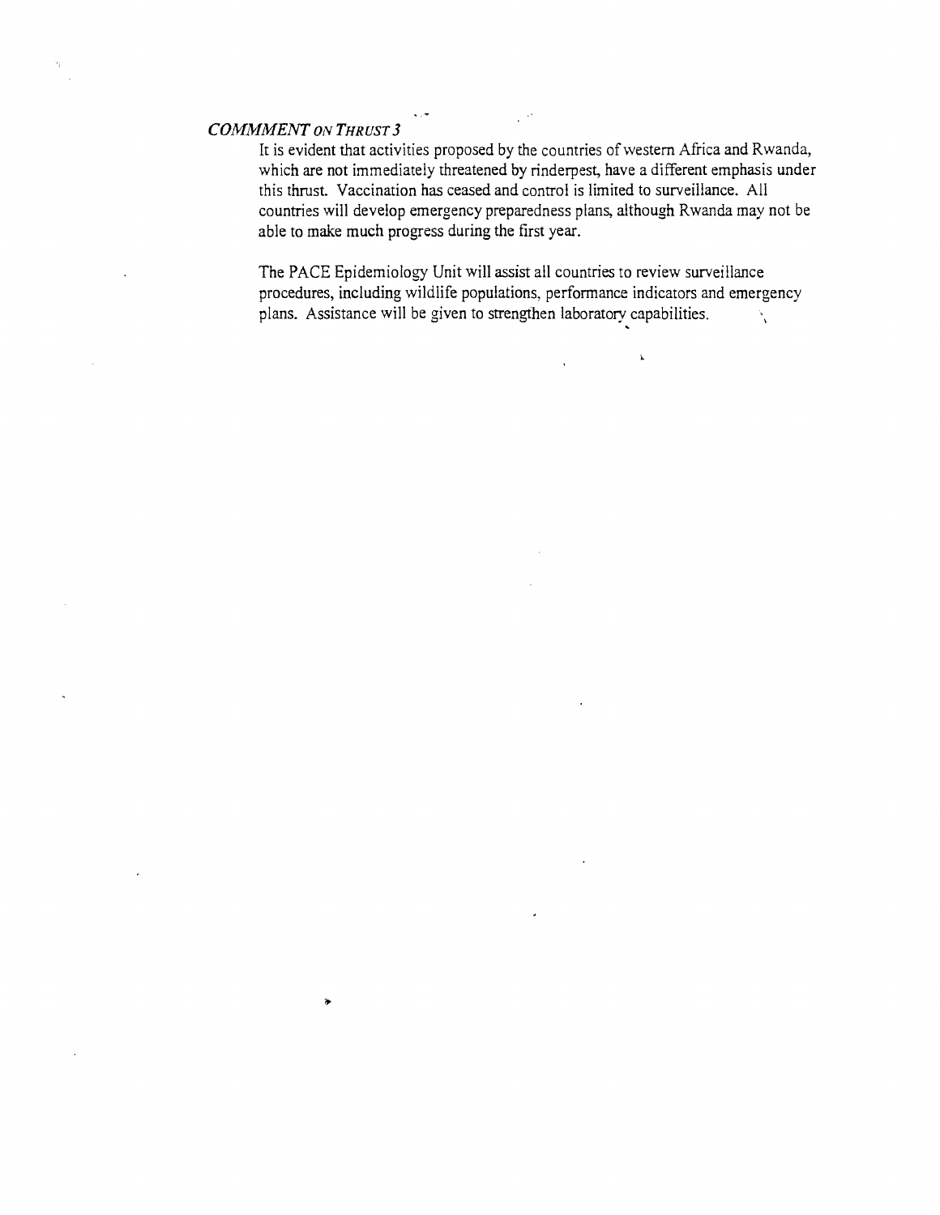*COMMMENT ON THRUST 3*

It is evident that activities proposed by the countries of western Africa and Rwanda, which are not immediately threatened by rinderpest, have a different emphasis under this thrust. Vaccination has ceased and control is limited to surveillance. All countries will develop emergency preparedness plans, although Rwanda may not be able to make much progress during the first year.

The PACE Epidemiology Unit will assist all countries to review surveillance procedures, including wildlife populations, performance indicators and emergency plans. Assistance will be given to strengthen laboratory capabilities.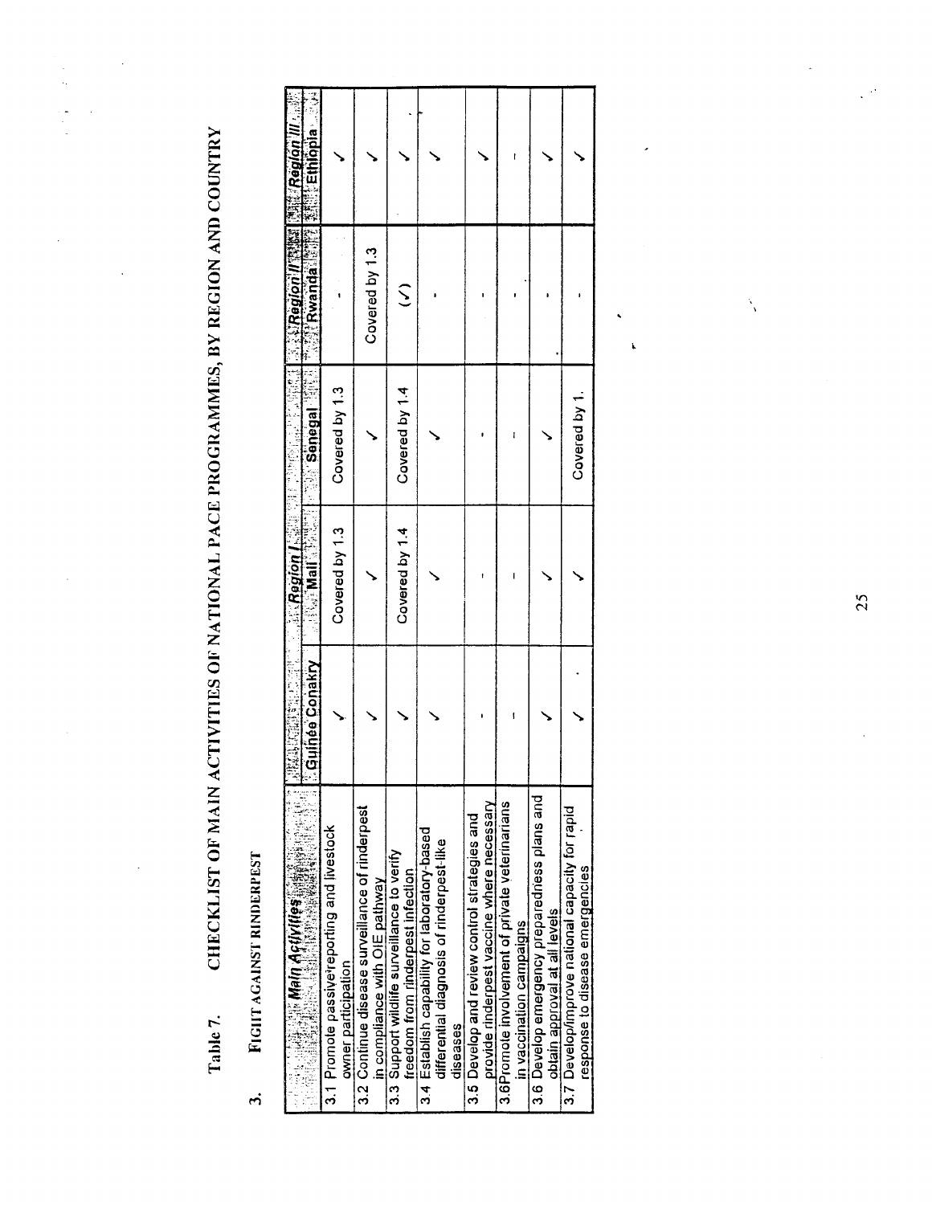Table 7. CHECKLIST OF MAIN ACTIVITIES OF NATIONAL PACE PROGRAMMES, BY REGION AND COUNTRY

3. FIGHT AGAINST RINDERPEST

| Main Activities | Region I | | | Region II | Region III |
|---|---|---|---|---|---|
| | Guinée Conakry | Mali | Senegal | Rwanda | Ethiopia |
| 3.1 Promote passive reporting and livestock owner participation | ✓ | Covered by 1.3 | Covered by 1.3 | - | ✓ |
| 3.2 Continue disease surveillance of rinderpest in compliance with OIE pathway | ✓ | ✓ | ✓ | Covered by 1.3 | ✓ |
| 3.3 Support wildlife surveillance to verify freedom from rinderpest infection | ✓ | Covered by 1.4 | Covered by 1.4 | (✓) | ✓ |
| 3.4 Establish capability for laboratory-based differential diagnosis of rinderpest-like diseases | ✓ | ✓ | ✓ | - | ✓ |
| 3.5 Develop and review control strategies and provide rinderpest vaccine where necessary | - | - | - | - | ✓ |
| 3.6Promote involvement of private veterinarians in vaccination campaigns | - | - | - | - | - |
| 3.6 Develop emergency preparedness plans and obtain approval at all levels | ✓ | ✓ | ✓ | - | ✓ |
| 3.7 Develop/improve national capacity for rapid response to disease emergencies | ✓ | ✓ | Covered by 1. | - | ✓ |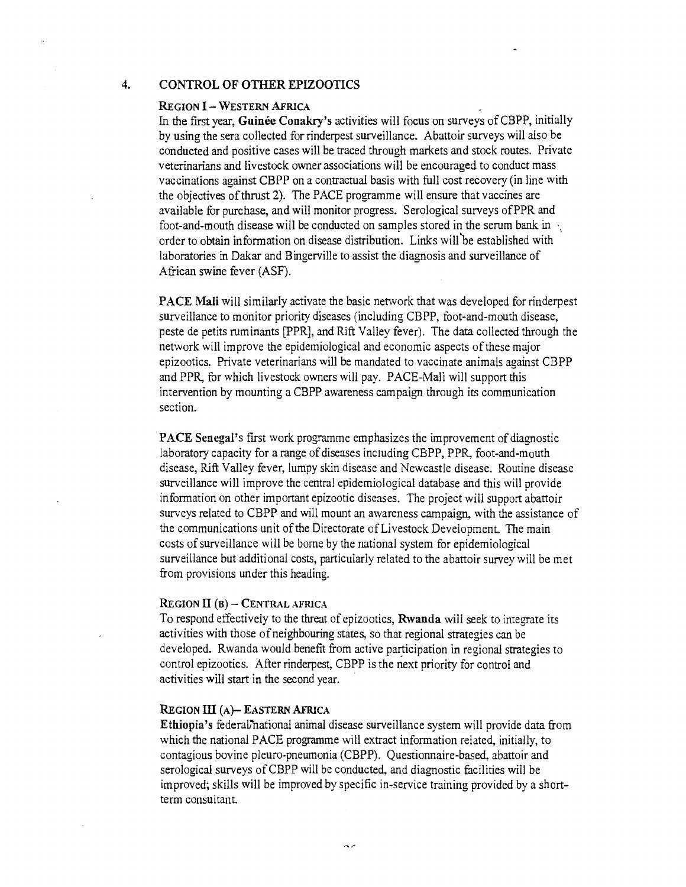## 4. CONTROL OF OTHER EPIZOOTICS

### REGION I – WESTERN AFRICA

In the first year, **Guinée Conakry's** activities will focus on surveys of CBPP, initially by using the sera collected for rinderpest surveillance. Abattoir surveys will also be conducted and positive cases will be traced through markets and stock routes. Private veterinarians and livestock owner associations will be encouraged to conduct mass vaccinations against CBPP on a contractual basis with full cost recovery (in line with the objectives of thrust 2). The PACE programme will ensure that vaccines are available for purchase, and will monitor progress. Serological surveys of PPR and foot-and-mouth disease will be conducted on samples stored in the serum bank in order to obtain information on disease distribution. Links will be established with laboratories in Dakar and Bingerville to assist the diagnosis and surveillance of African swine fever (ASF).

**PACE Mali** will similarly activate the basic network that was developed for rinderpest surveillance to monitor priority diseases (including CBPP, foot-and-mouth disease, peste de petits ruminants [PPR], and Rift Valley fever). The data collected through the network will improve the epidemiological and economic aspects of these major epizootics. Private veterinarians will be mandated to vaccinate animals against CBPP and PPR, for which livestock owners will pay. PACE-Mali will support this intervention by mounting a CBPP awareness campaign through its communication section.

**PACE Senegal's** first work programme emphasizes the improvement of diagnostic laboratory capacity for a range of diseases including CBPP, PPR, foot-and-mouth disease, Rift Valley fever, lumpy skin disease and Newcastle disease. Routine disease surveillance will improve the central epidemiological database and this will provide information on other important epizootic diseases. The project will support abattoir surveys related to CBPP and will mount an awareness campaign, with the assistance of the communications unit of the Directorate of Livestock Development. The main costs of surveillance will be borne by the national system for epidemiological surveillance but additional costs, particularly related to the abattoir survey will be met from provisions under this heading.

### REGION II (B) – CENTRAL AFRICA

To respond effectively to the threat of epizootics, **Rwanda** will seek to integrate its activities with those of neighbouring states, so that regional strategies can be developed. Rwanda would benefit from active participation in regional strategies to control epizootics. After rinderpest, CBPP is the next priority for control and activities will start in the second year.

### REGION III (A)– EASTERN AFRICA

**Ethiopia's** federal/national animal disease surveillance system will provide data from which the national PACE programme will extract information related, initially, to contagious bovine pleuro-pneumonia (CBPP). Questionnaire-based, abattoir and serological surveys of CBPP will be conducted, and diagnostic facilities will be improved; skills will be improved by specific in-service training provided by a short-term consultant.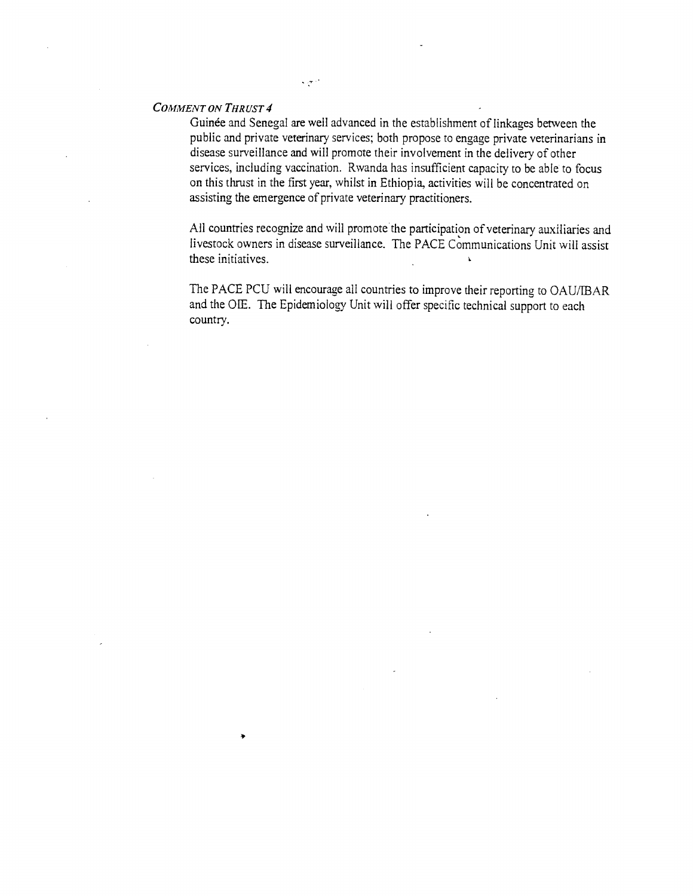*COMMENT ON THRUST 4*

Guinée and Senegal are well advanced in the establishment of linkages between the public and private veterinary services; both propose to engage private veterinarians in disease surveillance and will promote their involvement in the delivery of other services, including vaccination. Rwanda has insufficient capacity to be able to focus on this thrust in the first year, whilst in Ethiopia, activities will be concentrated on assisting the emergence of private veterinary practitioners.

All countries recognize and will promote the participation of veterinary auxiliaries and livestock owners in disease surveillance. The PACE Communications Unit will assist these initiatives.

The PACE PCU will encourage all countries to improve their reporting to OAU/IBAR and the OIE. The Epidemiology Unit will offer specific technical support to each country.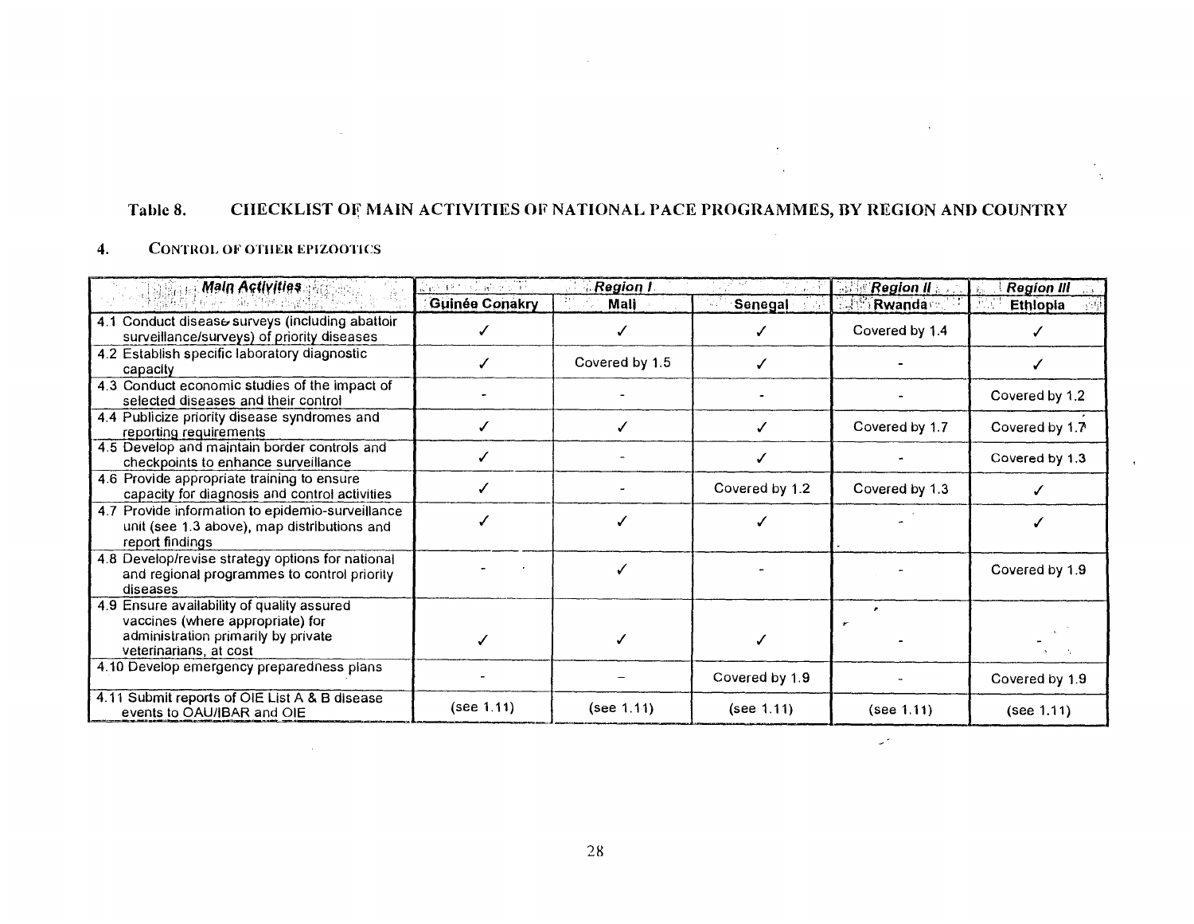**Table 8. CHECKLIST OF MAIN ACTIVITIES OF NATIONAL PACE PROGRAMMES, BY REGION AND COUNTRY**

**4. CONTROL OF OTHER EPIZOOTICS**

| *Main Activities* | *Region I* | | | *Region II* | *Region III* |
|---|---|---|---|---|---|
| | Guinée Conakry | Mali | Senegal | Rwanda | Ethiopia |
| 4.1 Conduct disease surveys (including abattoir surveillance/surveys) of priority diseases | ✓ | ✓ | ✓ | Covered by 1.4 | ✓ |
| 4.2 Establish specific laboratory diagnostic capacity | ✓ | Covered by 1.5 | ✓ | - | ✓ |
| 4.3 Conduct economic studies of the impact of selected diseases and their control | - | - | - | - | Covered by 1.2 |
| 4.4 Publicize priority disease syndromes and reporting requirements | ✓ | ✓ | ✓ | Covered by 1.7 | Covered by 1.7 |
| 4.5 Develop and maintain border controls and checkpoints to enhance surveillance | ✓ | - | ✓ | - | Covered by 1.3 |
| 4.6 Provide appropriate training to ensure capacity for diagnosis and control activities | ✓ | - | Covered by 1.2 | Covered by 1.3 | ✓ |
| 4.7 Provide information to epidemio-surveillance unit (see 1.3 above), map distributions and report findings | ✓ | ✓ | ✓ | - | ✓ |
| 4.8 Develop/revise strategy options for national and regional programmes to control priority diseases | - | ✓ | - | - | Covered by 1.9 |
| 4.9 Ensure availability of quality assured vaccines (where appropriate) for administration primarily by private veterinarians, at cost | ✓ | ✓ | ✓ | - | - |
| 4.10 Develop emergency preparedness plans | - | - | Covered by 1.9 | - | Covered by 1.9 |
| 4.11 Submit reports of OIE List A & B disease events to OAU/IBAR and OIE | (see 1.11) | (see 1.11) | (see 1.11) | (see 1.11) | (see 1.11) |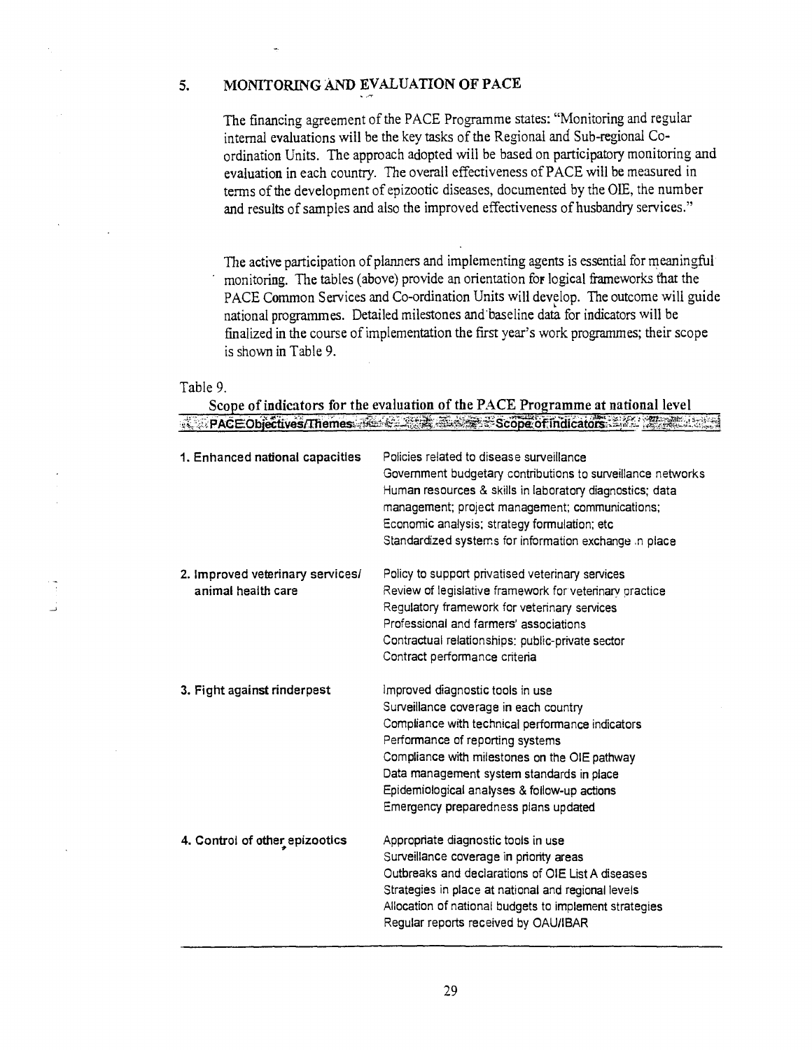## 5. MONITORING AND EVALUATION OF PACE

The financing agreement of the PACE Programme states: "Monitoring and regular internal evaluations will be the key tasks of the Regional and Sub-regional Co-ordination Units. The approach adopted will be based on participatory monitoring and evaluation in each country. The overall effectiveness of PACE will be measured in terms of the development of epizootic diseases, documented by the OIE, the number and results of samples and also the improved effectiveness of husbandry services."

The active participation of planners and implementing agents is essential for meaningful monitoring. The tables (above) provide an orientation for logical frameworks that the PACE Common Services and Co-ordination Units will develop. The outcome will guide national programmes. Detailed milestones and baseline data for indicators will be finalized in the course of implementation the first year's work programmes; their scope is shown in Table 9.

Table 9.

**Scope of indicators for the evaluation of the PACE Programme at national level**

| PACE Objectives/Themes | Scope of indicators |
|---|---|
| **1. Enhanced national capacities** | Policies related to disease surveillance<br>Government budgetary contributions to surveillance networks<br>Human resources & skills in laboratory diagnostics; data management; project management; communications; Economic analysis; strategy formulation; etc<br>Standardized systems for information exchange in place |
| **2. Improved veterinary services/ animal health care** | Policy to support privatised veterinary services<br>Review of legislative framework for veterinary practice<br>Regulatory framework for veterinary services<br>Professional and farmers' associations<br>Contractual relationships: public-private sector<br>Contract performance criteria |
| **3. Fight against rinderpest** | Improved diagnostic tools in use<br>Surveillance coverage in each country<br>Compliance with technical performance indicators<br>Performance of reporting systems<br>Compliance with milestones on the OIE pathway<br>Data management system standards in place<br>Epidemiological analyses & follow-up actions<br>Emergency preparedness plans updated |
| **4. Control of other epizootics** | Appropriate diagnostic tools in use<br>Surveillance coverage in priority areas<br>Outbreaks and declarations of OIE List A diseases<br>Strategies in place at national and regional levels<br>Allocation of national budgets to implement strategies<br>Regular reports received by OAU/IBAR |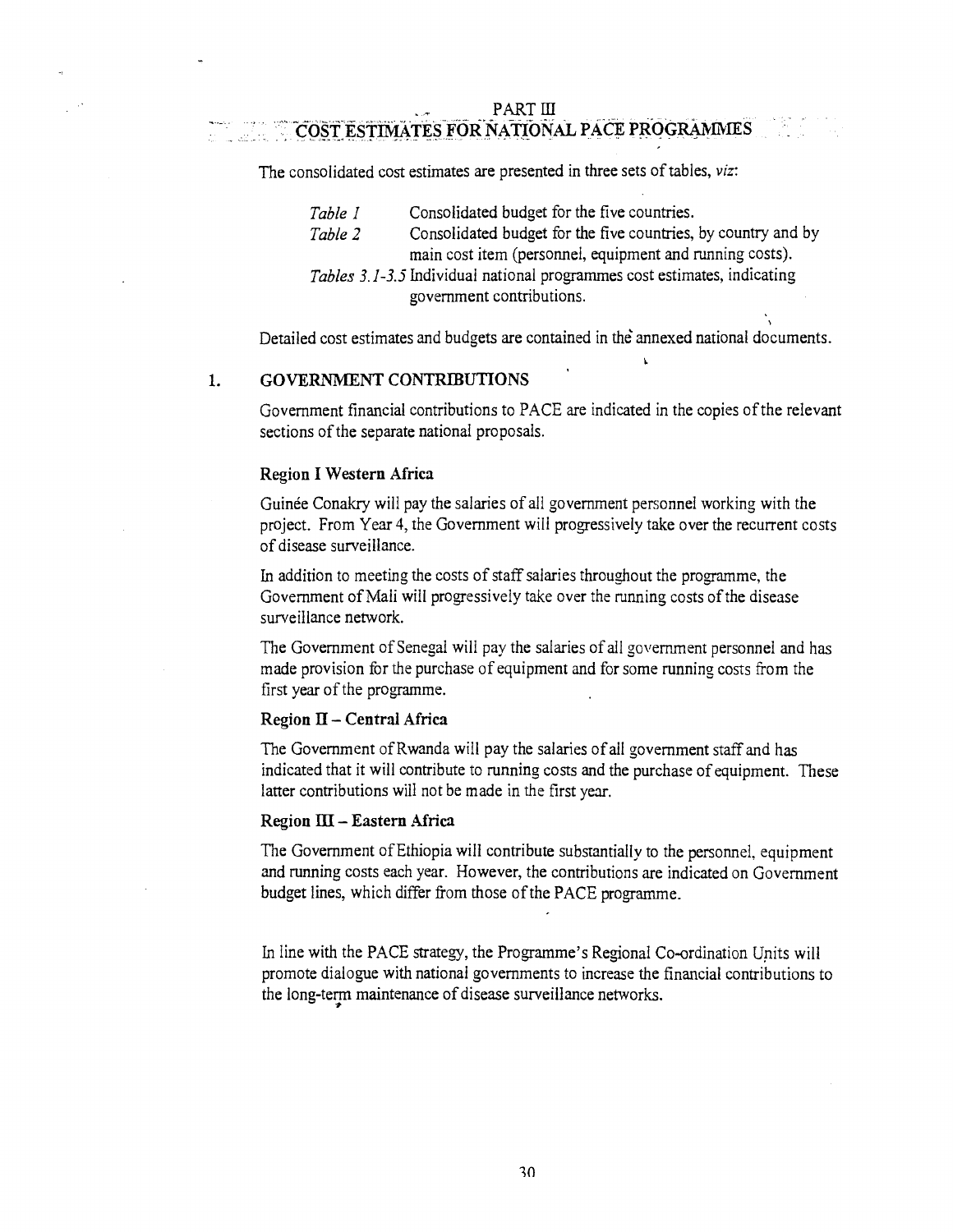# PART III
# COST ESTIMATES FOR NATIONAL PACE PROGRAMMES

The consolidated cost estimates are presented in three sets of tables, *viz*:

| | |
|---|---|
| *Table 1* | Consolidated budget for the five countries. |
| *Table 2* | Consolidated budget for the five countries, by country and by main cost item (personnel, equipment and running costs). |
| *Tables 3.1-3.5* | Individual national programmes cost estimates, indicating government contributions. |

Detailed cost estimates and budgets are contained in the annexed national documents.

## 1. GOVERNMENT CONTRIBUTIONS

Government financial contributions to PACE are indicated in the copies of the relevant sections of the separate national proposals.

### Region I Western Africa

Guinée Conakry will pay the salaries of all government personnel working with the project. From Year 4, the Government will progressively take over the recurrent costs of disease surveillance.

In addition to meeting the costs of staff salaries throughout the programme, the Government of Mali will progressively take over the running costs of the disease surveillance network.

The Government of Senegal will pay the salaries of all government personnel and has made provision for the purchase of equipment and for some running costs from the first year of the programme.

### Region II – Central Africa

The Government of Rwanda will pay the salaries of all government staff and has indicated that it will contribute to running costs and the purchase of equipment. These latter contributions will not be made in the first year.

### Region III – Eastern Africa

The Government of Ethiopia will contribute substantially to the personnel, equipment and running costs each year. However, the contributions are indicated on Government budget lines, which differ from those of the PACE programme.

In line with the PACE strategy, the Programme's Regional Co-ordination Units will promote dialogue with national governments to increase the financial contributions to the long-term maintenance of disease surveillance networks.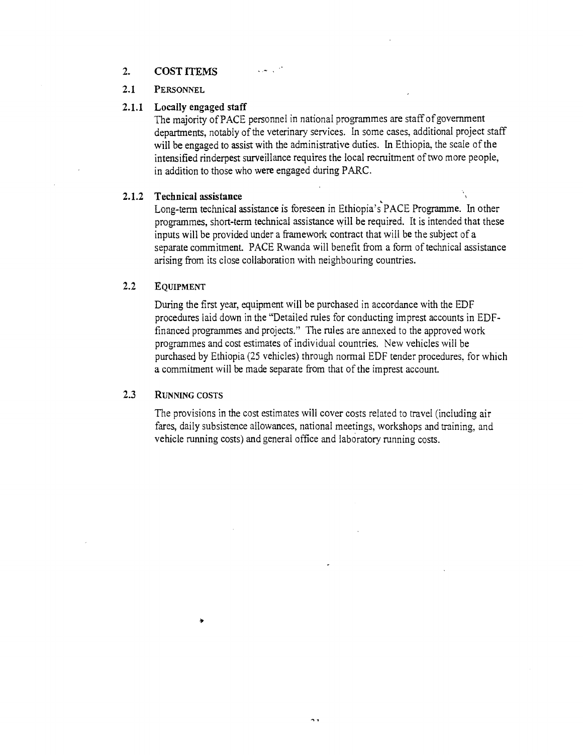## 2. COST ITEMS

### 2.1 PERSONNEL

#### 2.1.1 Locally engaged staff

The majority of PACE personnel in national programmes are staff of government departments, notably of the veterinary services. In some cases, additional project staff will be engaged to assist with the administrative duties. In Ethiopia, the scale of the intensified rinderpest surveillance requires the local recruitment of two more people, in addition to those who were engaged during PARC.

#### 2.1.2 Technical assistance

Long-term technical assistance is foreseen in Ethiopia's PACE Programme. In other programmes, short-term technical assistance will be required. It is intended that these inputs will be provided under a framework contract that will be the subject of a separate commitment. PACE Rwanda will benefit from a form of technical assistance arising from its close collaboration with neighbouring countries.

### 2.2 EQUIPMENT

During the first year, equipment will be purchased in accordance with the EDF procedures laid down in the "Detailed rules for conducting imprest accounts in EDF-financed programmes and projects." The rules are annexed to the approved work programmes and cost estimates of individual countries. New vehicles will be purchased by Ethiopia (25 vehicles) through normal EDF tender procedures, for which a commitment will be made separate from that of the imprest account.

### 2.3 RUNNING COSTS

The provisions in the cost estimates will cover costs related to travel (including air fares, daily subsistence allowances, national meetings, workshops and training, and vehicle running costs) and general office and laboratory running costs.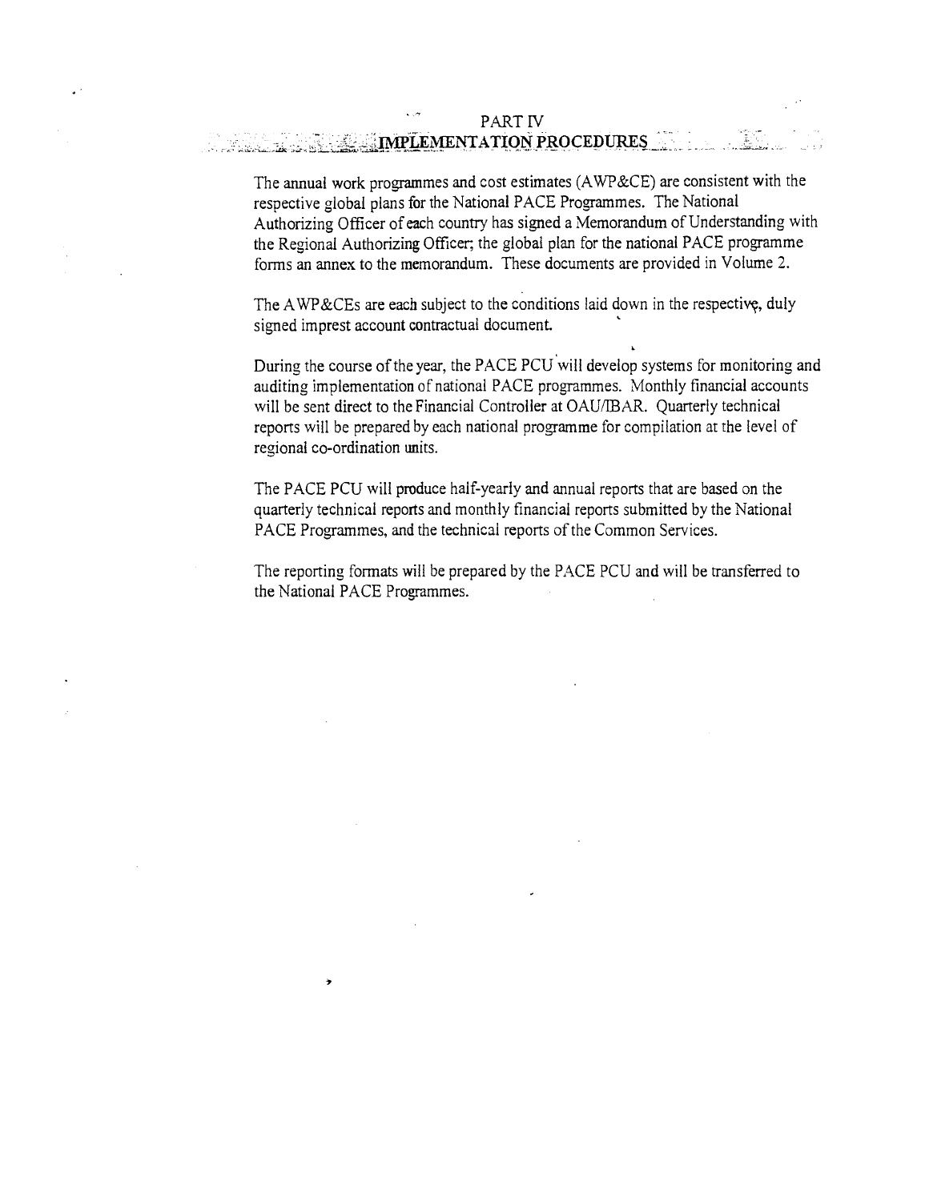# PART IV
## IMPLEMENTATION PROCEDURES

The annual work programmes and cost estimates (AWP&CE) are consistent with the respective global plans for the National PACE Programmes. The National Authorizing Officer of each country has signed a Memorandum of Understanding with the Regional Authorizing Officer; the global plan for the national PACE programme forms an annex to the memorandum. These documents are provided in Volume 2.

The AWP&CEs are each subject to the conditions laid down in the respective, duly signed imprest account contractual document.

During the course of the year, the PACE PCU will develop systems for monitoring and auditing implementation of national PACE programmes. Monthly financial accounts will be sent direct to the Financial Controller at OAU/IBAR. Quarterly technical reports will be prepared by each national programme for compilation at the level of regional co-ordination units.

The PACE PCU will produce half-yearly and annual reports that are based on the quarterly technical reports and monthly financial reports submitted by the National PACE Programmes, and the technical reports of the Common Services.

The reporting formats will be prepared by the PACE PCU and will be transferred to the National PACE Programmes.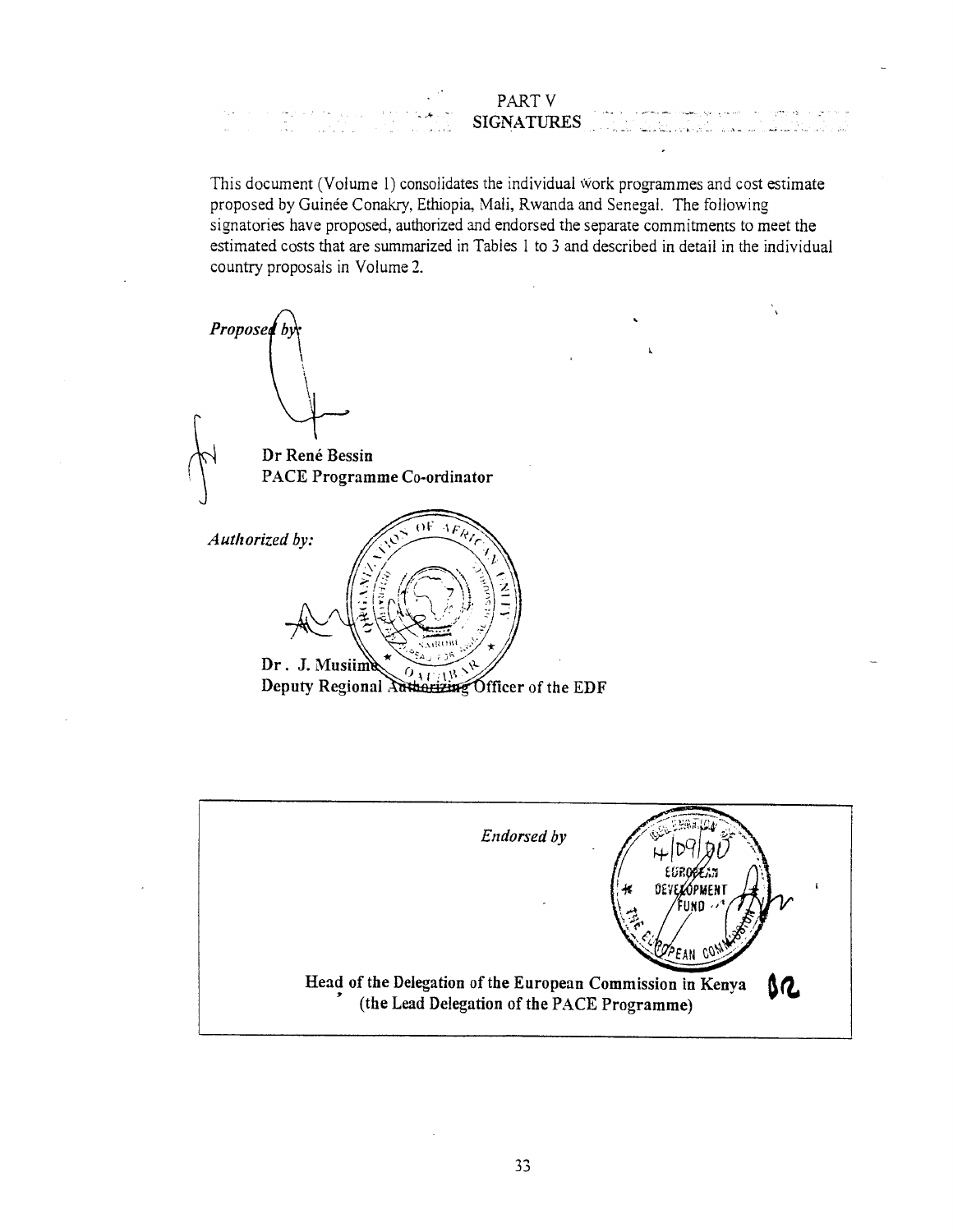# PART V
## SIGNATURES

This document (Volume 1) consolidates the individual work programmes and cost estimate proposed by Guinée Conakry, Ethiopia, Mali, Rwanda and Senegal. The following signatories have proposed, authorized and endorsed the separate commitments to meet the estimated costs that are summarized in Tables 1 to 3 and described in detail in the individual country proposals in Volume 2.

*Proposed by:*

**Dr René Bessin**
**PACE Programme Co-ordinator**

*Authorized by:*

**Dr. J. Musiime**
**Deputy Regional Authorizing Officer of the EDF**

*Endorsed by*

4/09/00

**Head of the Delegation of the European Commission in Kenya**
**(the Lead Delegation of the PACE Programme)**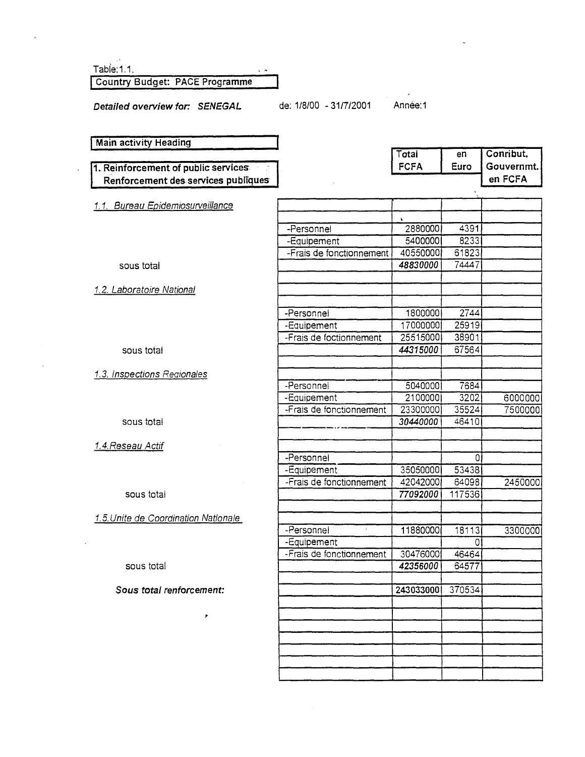Table:1.1.

**Country Budget: PACE Programme**

***Detailed overview for: SENEGAL*** de: 1/8/00 - 31/7/2001 Année:1

**Main activity Heading**

| | | Total FCFA | en Euro | Conribut. Gouvernmt. en FCFA |
|---|---|---|---|---|
| **1. Reinforcement of public services / Renforcement des services publiques** | | | | |
| *1.1. Bureau Epidemiosurveillance* | | | | |
| | -Personnel | 2880000 | 4391 | |
| | -Equipement | 5400000 | 8233 | |
| | -Frais de fonctionnement | 40550000 | 61823 | |
| sous total | | ***48830000*** | 74447 | |
| *1.2. Laboratoire National* | | | | |
| | -Personnel | 1800000 | 2744 | |
| | -Equipement | 17000000 | 25919 | |
| | -Frais de foctionnement | 25515000 | 38901 | |
| sous total | | ***44315000*** | 67564 | |
| *1.3. Inspections Regionales* | | | | |
| | -Personnel | 5040000 | 7684 | |
| | -Equipement | 2100000 | 3202 | 6000000 |
| | -Frais de fonctionnement | 23300000 | 35524 | 7500000 |
| sous total | | ***30440000*** | 46410 | |
| *1.4.Reseau Actif* | | | | |
| | -Personnel | | 0 | |
| | -Equipement | 35050000 | 53438 | |
| | -Frais de fonctionnement | 42042000 | 64098 | 2450000 |
| sous total | | ***77092000*** | 117536 | |
| *1.5.Unite de Coordination Nationale* | | | | |
| | -Personnel | 11880000 | 18113 | 3300000 |
| | -Equipement | | 0 | |
| | -Frais de fonctionnement | 30476000 | 46464 | |
| sous total | | ***42356000*** | 64577 | |
| ***Sous total renforcement:*** | | **243033000** | 370534 | |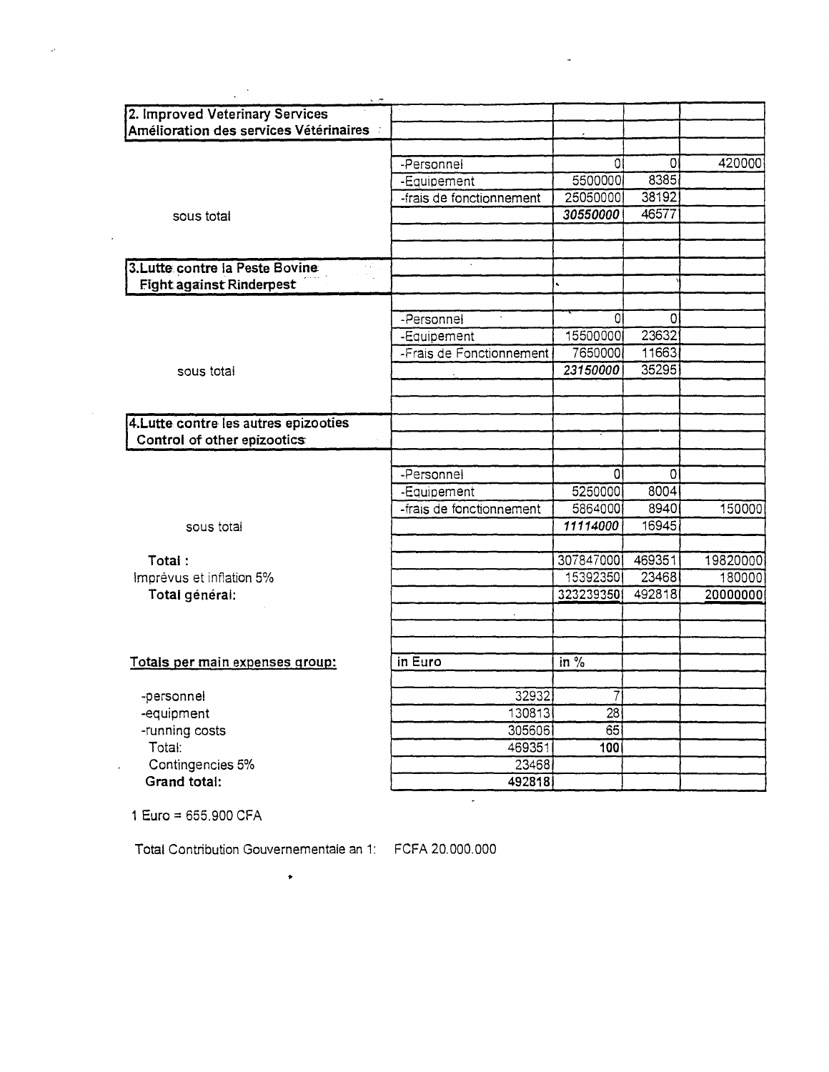| | | | | |
|---|---|---|---|---|
| **2. Improved Veterinary Services** | | | | |
| **Amélioration des services Vétérinaires** | | | | |
| | | | | |
| | -Personnel | 0 | 0 | 420000 |
| | -Equipement | 5500000 | 8385 | |
| | -frais de fonctionnement | 25050000 | 38192 | |
| sous total | | ***30550000*** | 46577 | |
| | | | | |
| | | | | |
| **3.Lutte contre la Peste Bovine** | | | | |
| **Fight against Rinderpest** | | | | |
| | | | | |
| | -Personnel | 0 | 0 | |
| | -Equipement | 15500000 | 23632 | |
| | -Frais de Fonctionnement | 7650000 | 11663 | |
| sous total | | ***23150000*** | 35295 | |
| | | | | |
| | | | | |
| **4.Lutte contre les autres epizooties** | | | | |
| **Control of other epizootics** | | | | |
| | | | | |
| | -Personnel | 0 | 0 | |
| | -Equipement | 5250000 | 8004 | |
| | -frais de fonctionnement | 5864000 | 8940 | 150000 |
| sous total | | ***11114000*** | 16945 | |
| | | | | |
| **Total :** | | 307847000 | 469351 | 19820000 |
| Imprévus et inflation 5% | | 15392350 | 23468 | 180000 |
| **Total général:** | | 323239350 | 492818 | 20000000 |

| **Totals per main expenses group:** | in Euro | in % |
|---|---|---|
| | | |
| -personnel | 32932 | 7 |
| -equipment | 130813 | 28 |
| -running costs | 305606 | 65 |
| Total: | 469351 | **100** |
| Contingencies 5% | 23468 | |
| **Grand total:** | **492818** | |

1 Euro = 655.900 CFA

Total Contribution Gouvernementale an 1: FCFA 20.000.000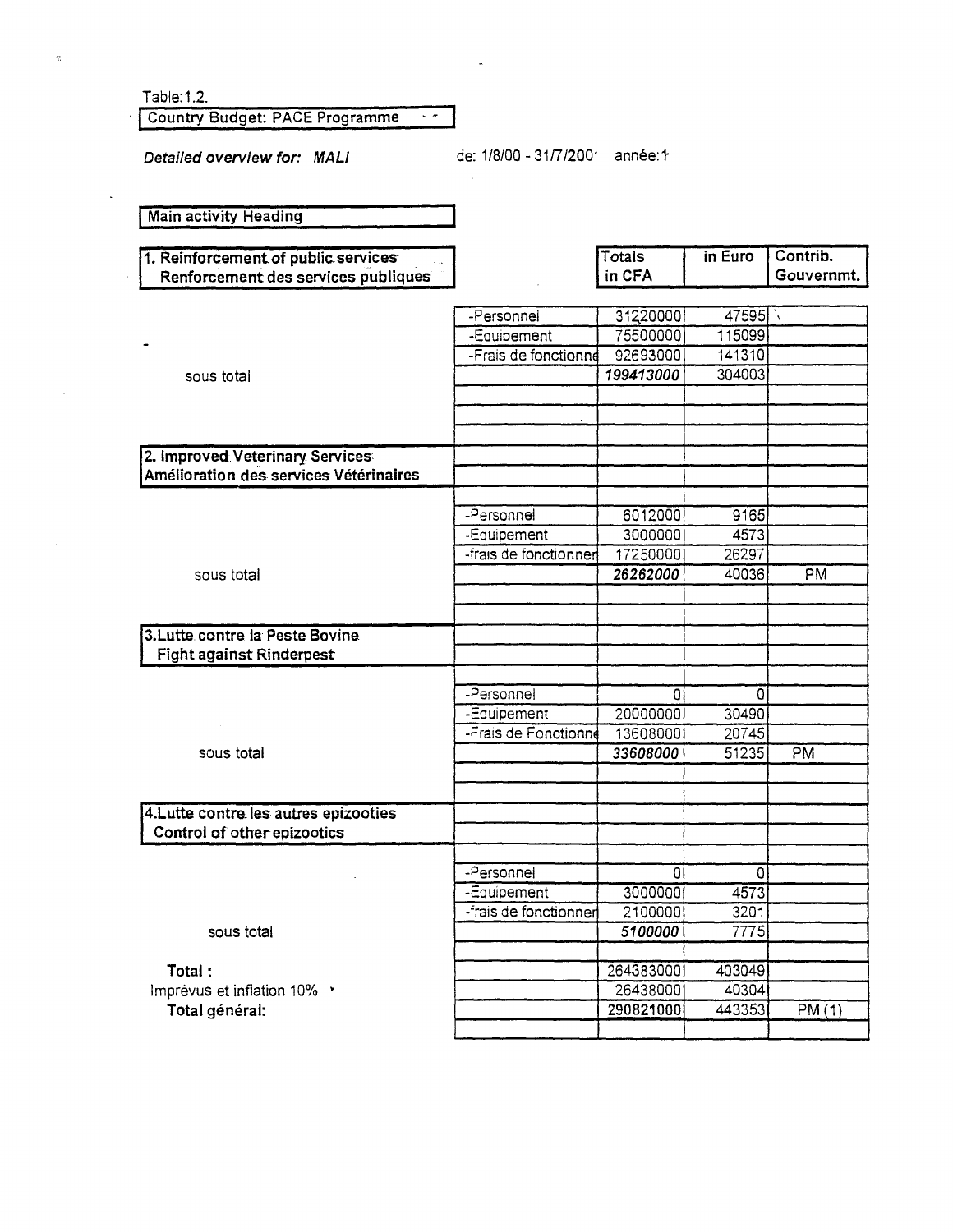Table:1.2.

Country Budget: PACE Programme

***Detailed overview for: MALI*** de: 1/8/00 - 31/7/200· année:1

Main activity Heading

| | | Totals in CFA | in Euro | Contrib. Gouvernmt. |
|---|---|---|---|---|
| **1. Reinforcement of public services Renforcement des services publiques** | | | | |
| | -Personnel | 31220000 | 47595 | |
| | -Equipement | 75500000 | 115099 | |
| | -Frais de fonctionne | 92693000 | 141310 | |
| sous total | | ***199413000*** | 304003 | |
| **2. Improved Veterinary Services Amélioration des services Vétérinaires** | | | | |
| | -Personnel | 6012000 | 9165 | |
| | -Equipement | 3000000 | 4573 | |
| | -frais de fonctionner | 17250000 | 26297 | |
| sous total | | ***26262000*** | 40036 | PM |
| **3.Lutte contre la Peste Bovine Fight against Rinderpest** | | | | |
| | -Personnel | 0 | 0 | |
| | -Equipement | 20000000 | 30490 | |
| | -Frais de Fonctionne | 13608000 | 20745 | |
| sous total | | ***33608000*** | 51235 | PM |
| **4.Lutte contre les autres epizooties Control of other epizootics** | | | | |
| | -Personnel | 0 | 0 | |
| | -Equipement | 3000000 | 4573 | |
| | -frais de fonctionner | 2100000 | 3201 | |
| sous total | | ***5100000*** | 7775 | |
| **Total :** | | 264383000 | 403049 | |
| Imprévus et inflation 10% | | 26438000 | 40304 | |
| **Total général:** | | 290821000 | 443353 | PM (1) |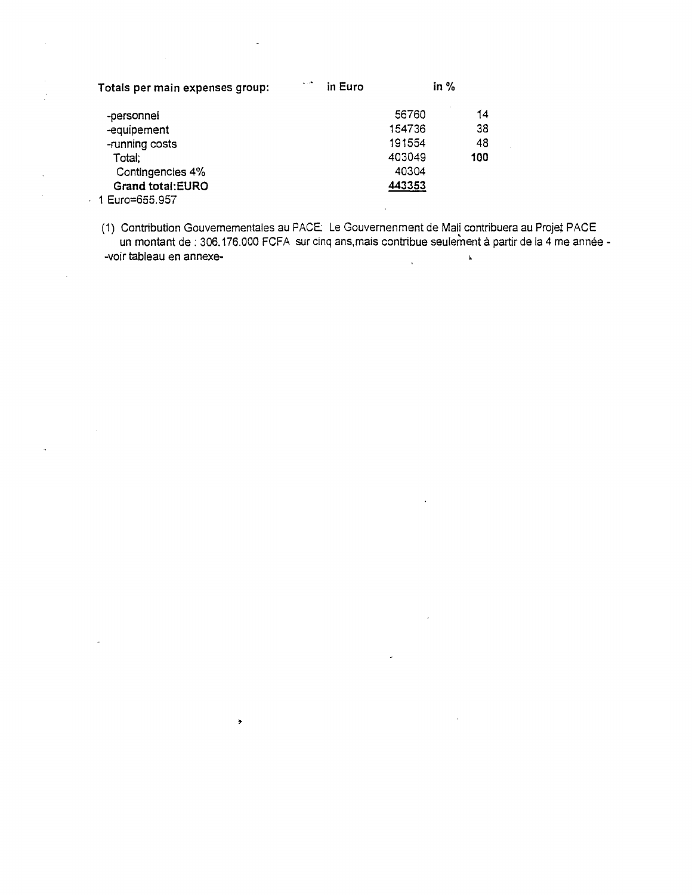| Totals per main expenses group: | in Euro | in % |
|---|---|---|
| -personnel | 56760 | 14 |
| -equipement | 154736 | 38 |
| -running costs | 191554 | 48 |
| Total; | 403049 | **100** |
| Contingencies 4% | 40304 | |
| **Grand total:EURO** | **443353** | |

1 Euro=655.957

(1) Contribution Gouvernementales au PACE: Le Gouvernenment de Mali contribuera au Projet PACE un montant de : 306.176.000 FCFA sur cinq ans,mais contribue seulement à partir de la 4 me année - -voir tableau en annexe-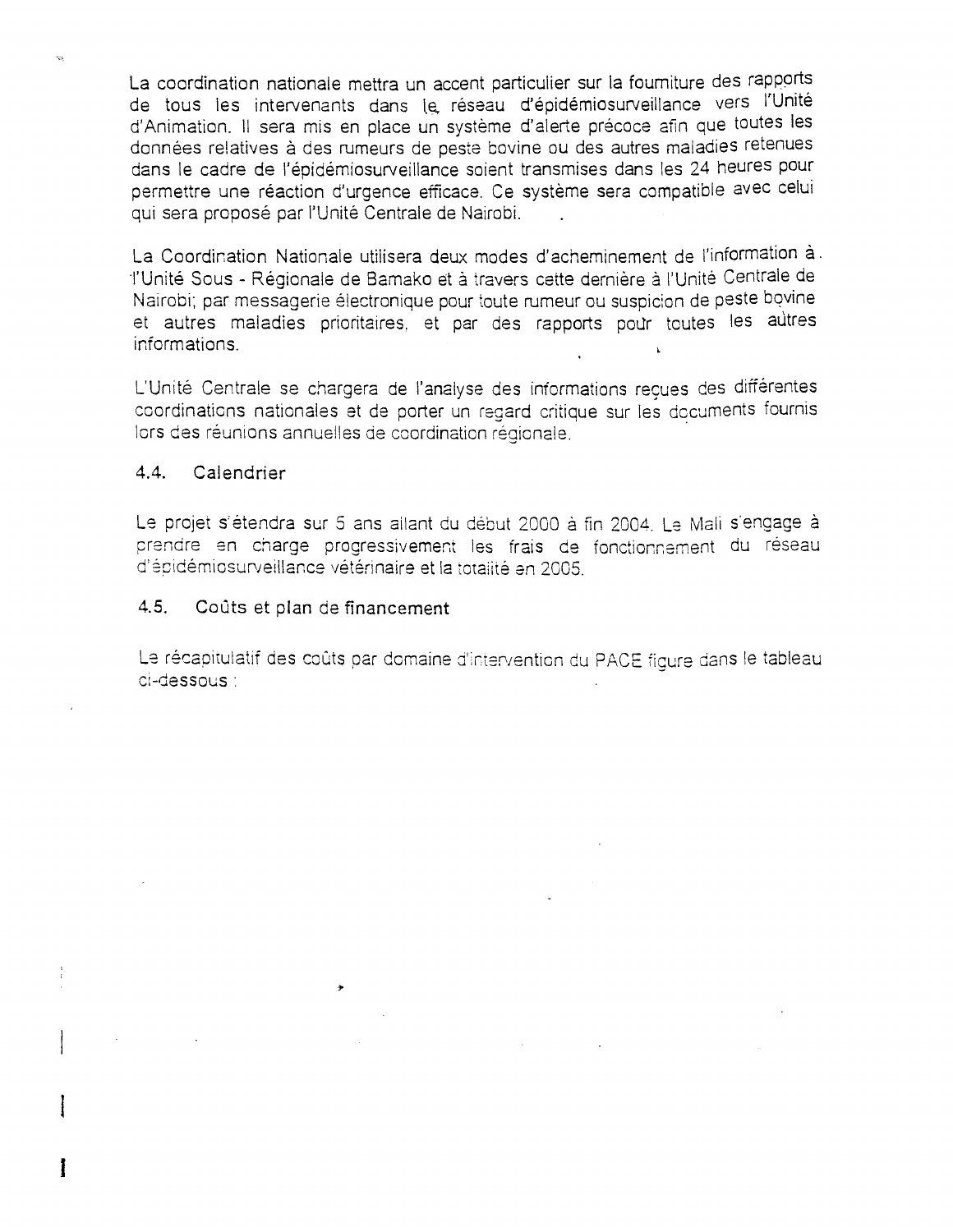La coordination nationale mettra un accent particulier sur la fourniture des rapports de tous les intervenants dans le réseau d'épidémiosurveillance vers l'Unité d'Animation. Il sera mis en place un système d'alerte précoce afin que toutes les données relatives à des rumeurs de peste bovine ou des autres maladies retenues dans le cadre de l'épidémiosurveillance soient transmises dans les 24 heures pour permettre une réaction d'urgence efficace. Ce système sera compatible avec celui qui sera proposé par l'Unité Centrale de Nairobi.

La Coordination Nationale utilisera deux modes d'acheminement de l'information à l'Unité Sous - Régionale de Bamako et à travers cette dernière à l'Unité Centrale de Nairobi; par messagerie électronique pour toute rumeur ou suspicion de peste bovine et autres maladies prioritaires, et par des rapports pour toutes les autres informations.

L'Unité Centrale se chargera de l'analyse des informations reçues des différentes coordinations nationales et de porter un regard critique sur les documents fournis lors des réunions annuelles de coordination régionale.

### 4.4. Calendrier

Le projet s'étendra sur 5 ans allant du début 2000 à fin 2004. Le Mali s'engage à prendre en charge progressivement les frais de fonctionnement du réseau d'épidémiosurveillance vétérinaire et la totalité en 2005.

### 4.5. Coûts et plan de financement

Le récapitulatif des coûts par domaine d'intervention du PACE figure dans le tableau ci-dessous :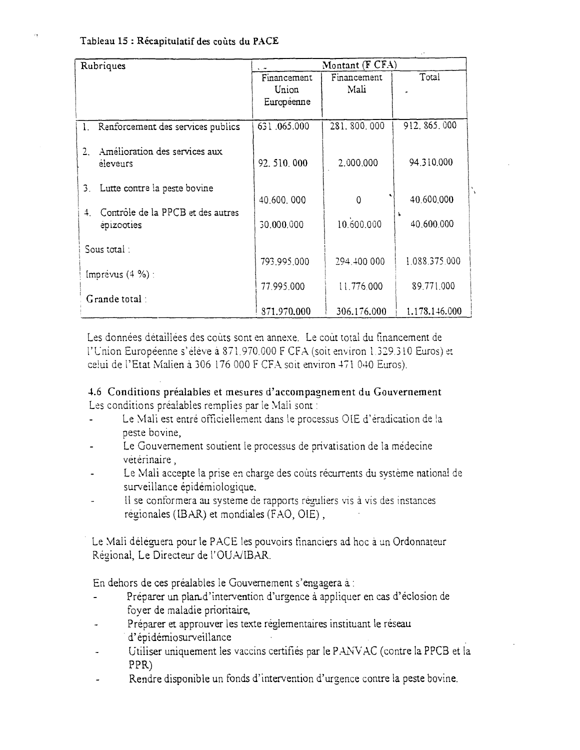Tableau 15 : Récapitulatif des coûts du PACE

| Rubriques | Montant (F CFA) | | |
|---|---|---|---|
| | Financement Union Européenne | Financement Mali | Total |
| 1. Renforcement des services publics | 631 .065.000 | 281. 800. 000 | 912. 865. 000 |
| 2. Amélioration des services aux éleveurs | 92. 510. 000 | 2.000.000 | 94.310.000 |
| 3. Lutte contre la peste bovine | 40.600. 000 | 0 | 40.600.000 |
| 4. Contrôle de la PPCB et des autres épizooties | 30.000.000 | 10.600.000 | 40.600.000 |
| Sous total : | 793.995.000 | 294.400 000 | 1.088.375.000 |
| Imprévus (4 %) : | 77.995.000 | 11.776.000 | 89.771.000 |
| Grande total : | 871.970.000 | 306.176.000 | 1.178.146.000 |

Les données détaillées des coûts sont en annexe. Le coût total du financement de l'Union Européenne s'élève à 871.970.000 F CFA (soit environ 1.329.310 Euros) et celui de l'Etat Malien à 306 176 000 F CFA soit environ 471 040 Euros).

### 4.6 Conditions préalables et mesures d'accompagnement du Gouvernement

Les conditions préalables remplies par le Mali sont :

- Le Mali est entré officiellement dans le processus OIE d'éradication de la peste bovine,
- Le Gouvernement soutient le processus de privatisation de la médecine vétérinaire ,
- Le Mali accepte la prise en charge des coûts récurrents du système national de surveillance épidémiologique.
- Il se conformera au système de rapports réguliers vis à vis des instances régionales (IBAR) et mondiales (FAO, OIE) ,

Le Mali déléguera pour le PACE les pouvoirs financiers ad hoc à un Ordonnateur Régional, Le Directeur de l'OUA/IBAR.

En dehors de ces préalables le Gouvernement s'engagera à :

- Préparer un plan d'intervention d'urgence à appliquer en cas d'éclosion de foyer de maladie prioritaire,
- Préparer et approuver les texte réglementaires instituant le réseau d'épidémiosurveillance
- Utiliser uniquement les vaccins certifiés par le PANVAC (contre la PPCB et la PPR)
- Rendre disponible un fonds d'intervention d'urgence contre la peste bovine.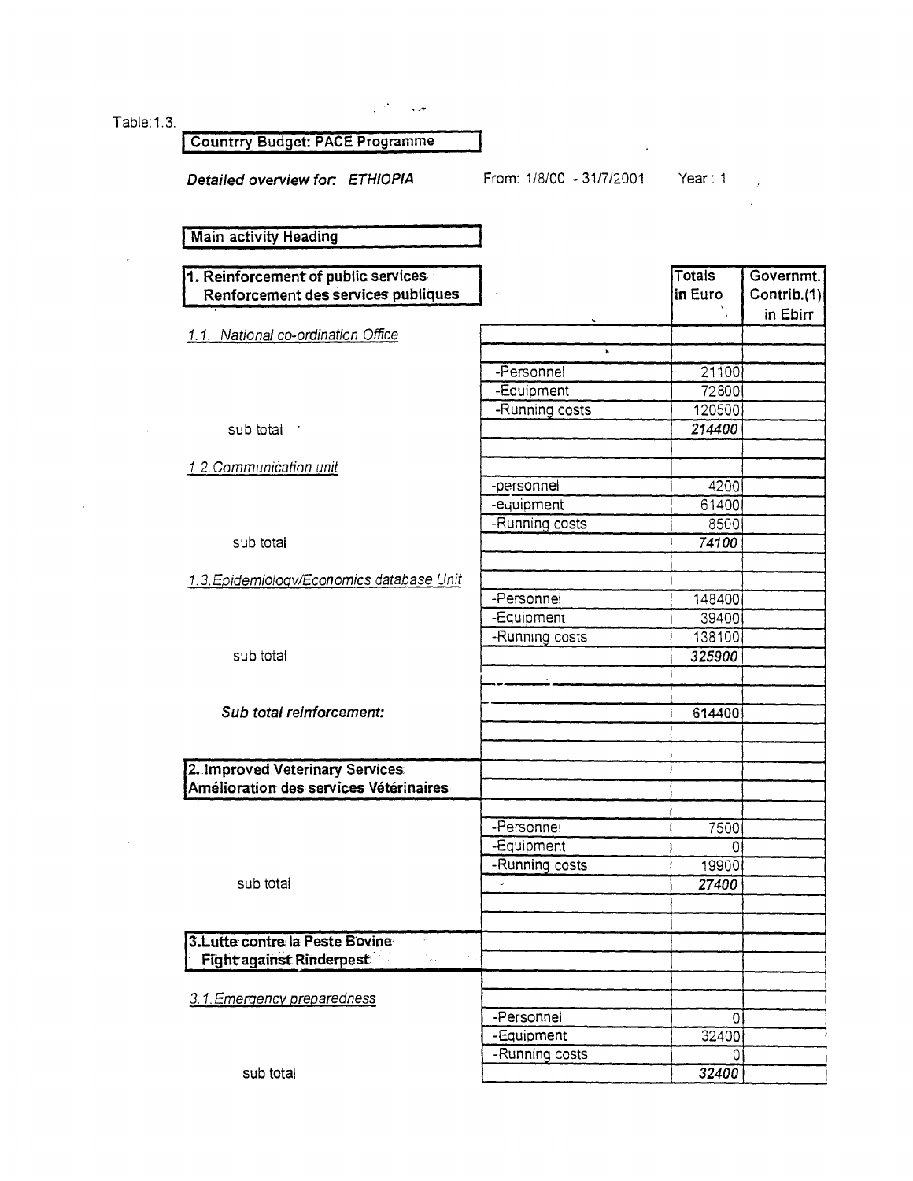Table: 1.3.

**Countrry Budget: PACE Programme**

***Detailed overview for: ETHIOPIA*** From: 1/8/00 - 31/7/2001 Year : 1

**Main activity Heading**

| **1. Reinforcement of public services Renforcement des services publiques** | | Totals in Euro | Governmt. Contrib.(1) in Ebirr |
|---|---|---|---|
| *1.1. National co-ordination Office* | | | |
| | -Personnel | 21100 | |
| | -Equipment | 72800 | |
| | -Running costs | 120500 | |
| sub total | | ***214400*** | |
| *1.2. Communication unit* | | | |
| | -personnel | 4200 | |
| | -equipment | 61400 | |
| | -Running costs | 8500 | |
| sub total | | ***74100*** | |
| *1.3. Epidemiology/Economics database Unit* | | | |
| | -Personnel | 148400 | |
| | -Equipment | 39400 | |
| | -Running costs | 138100 | |
| sub total | | ***325900*** | |
| ***Sub total reinforcement:*** | | **614400** | |
| **2. Improved Veterinary Services Amélioration des services Vétérinaires** | | | |
| | -Personnel | 7500 | |
| | -Equipment | 0 | |
| | -Running costs | 19900 | |
| sub total | | ***27400*** | |
| **3. Lutte contre la Peste Bovine Fight against Rinderpest** | | | |
| *3.1. Emergency preparedness* | | | |
| | -Personnel | 0 | |
| | -Equipment | 32400 | |
| | -Running costs | 0 | |
| sub total | | ***32400*** | |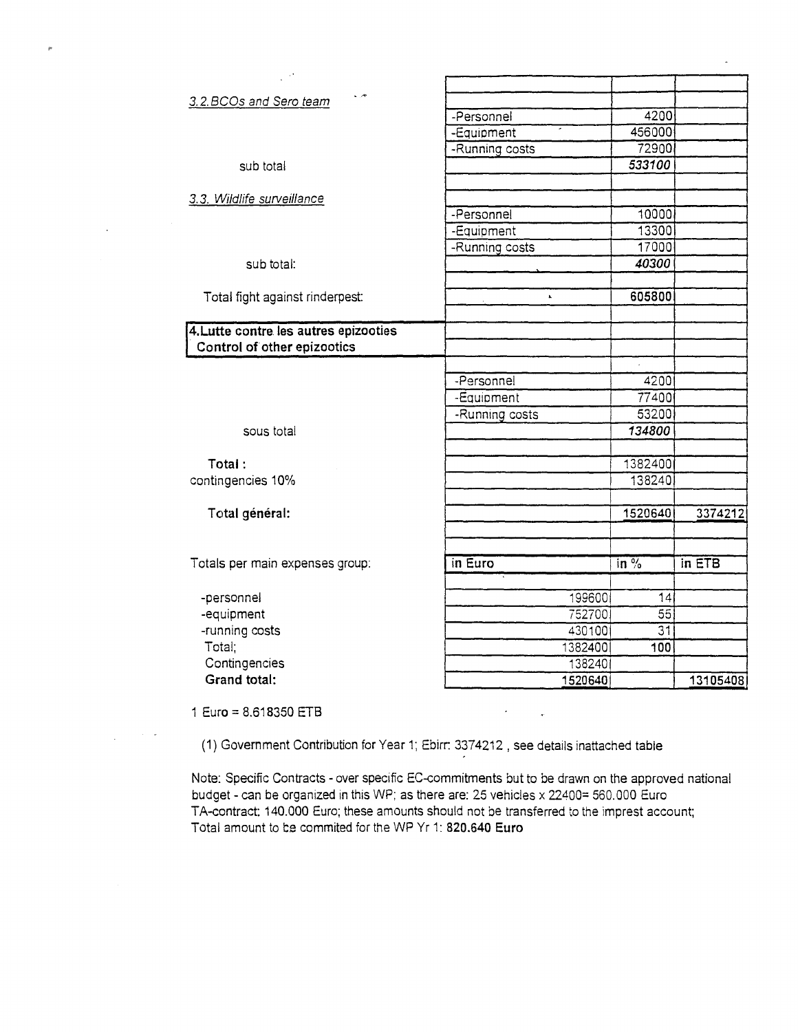| | | | |
|---|---|---|---|
| *3.2. BCOs and Sero team* | | | |
| | -Personnel | 4200 | |
| | -Equipment | 456000 | |
| | -Running costs | 72900 | |
| sub total | | ***533100*** | |
| | | | |
| *3.3. Wildlife surveillance* | | | |
| | -Personnel | 10000 | |
| | -Equipment | 13300 | |
| | -Running costs | 17000 | |
| sub total: | | ***40300*** | |
| | | | |
| Total fight against rinderpest: | | 605800 | |
| | | | |
| **4. Lutte contre les autres epizooties Control of other epizootics** | | | |
| | | | |
| | -Personnel | 4200 | |
| | -Equipment | 77400 | |
| | -Running costs | 53200 | |
| sous total | | ***134800*** | |
| | | | |
| **Total :** | | 1382400 | |
| contingencies 10% | | 138240 | |
| | | | |
| **Total général:** | | 1520640 | 3374212 |
| | | | |
| Totals per main expenses group: | in Euro | in % | in ETB |
| | | | |
| -personnel | 199600 | 14 | |
| -equipment | 752700 | 55 | |
| -running costs | 430100 | 31 | |
| Total; | 1382400 | **100** | |
| Contingencies | 138240 | | |
| **Grand total:** | 1520640 | | 13105408 |

1 Euro = 8.618350 ETB

(1) Government Contribution for Year 1; Ebirr: 3374212 , see details inattached table

Note: Specific Contracts - over specific EC-commitments but to be drawn on the approved national budget - can be organized in this WP; as there are: 25 vehicles x 22400= 560.000 Euro
TA-contract: 140.000 Euro; these amounts should not be transferred to the imprest account;
Total amount to be commited for the WP Yr 1: **820.640 Euro**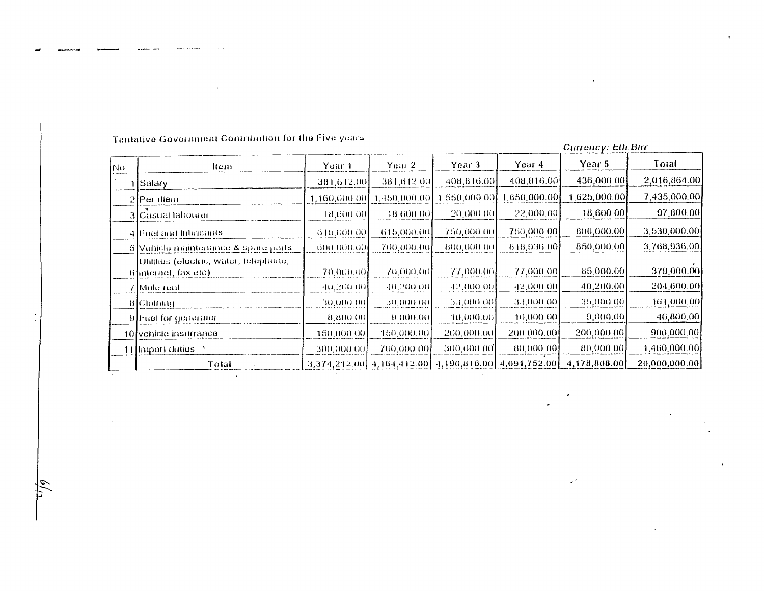Tentative Government Contribution for the Five years

*Currency: Eth.Birr*

| No. | Item | Year 1 | Year 2 | Year 3 | Year 4 | Year 5 | Total |
|---|---|---|---|---|---|---|---|
| 1 | Salary | 381,612.00 | 381,612.00 | 408,816.00 | 408,816.00 | 436,008.00 | 2,016,864.00 |
| 2 | Per diem | 1,160,000.00 | 1,450,000.00 | 1,550,000.00 | 1,650,000.00 | 1,625,000.00 | 7,435,000.00 |
| 3 | Casual labourer | 18,600.00 | 18,600.00 | 20,000.00 | 22,000.00 | 18,600.00 | 97,800.00 |
| 4 | Fuel and lubricants | 615,000.00 | 615,000.00 | 750,000.00 | 750,000.00 | 800,000.00 | 3,530,000.00 |
| 5 | Vehicle maintenance & spare parts | 600,000.00 | 700,000.00 | 800,000.00 | 818,936.00 | 850,000.00 | 3,768,936.00 |
| 6 | Utilities (electric, water, telephone, internet, fax etc) | 70,000.00 | 70,000.00 | 77,000.00 | 77,000.00 | 85,000.00 | 379,000.00 |
| 7 | Mule rent | 40,200.00 | 40,200.00 | 42,000.00 | 42,000.00 | 40,200.00 | 204,600.00 |
| 8 | Clothing | 30,000.00 | 30,000.00 | 33,000.00 | 33,000.00 | 35,000.00 | 161,000.00 |
| 9 | Fuel for generator | 8,800.00 | 9,000.00 | 10,000.00 | 10,000.00 | 9,000.00 | 46,800.00 |
| 10 | vehicle insurrance | 150,000.00 | 150,000.00 | 200,000.00 | 200,000.00 | 200,000.00 | 900,000.00 |
| 11 | Import duties | 300,000.00 | 700,000.00 | 300,000.00 | 80,000.00 | 80,000.00 | 1,460,000.00 |
| | Total | 3,374,212.00 | 4,164,412.00 | 4,190,816.00 | 4,091,752.00 | 4,178,808.00 | 20,000,000.00 |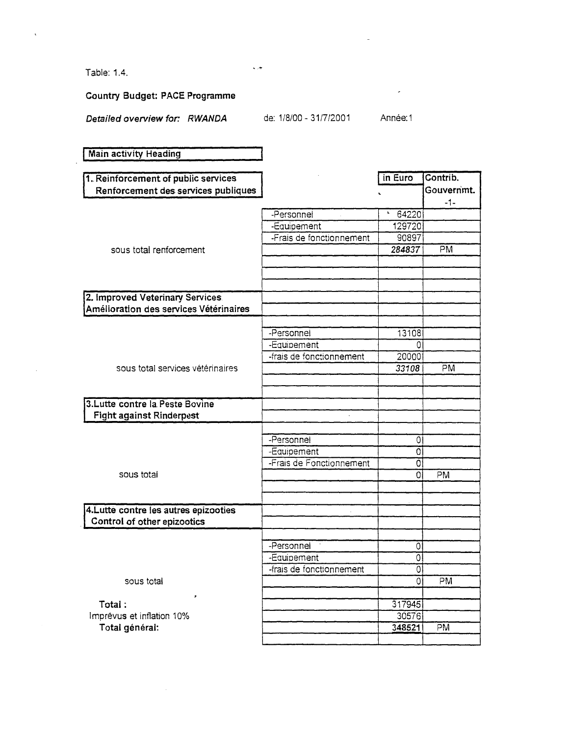Table: 1.4.

**Country Budget: PACE Programme**

***Detailed overview for: RWANDA*** de: 1/8/00 - 31/7/2001 Année: 1

| **Main activity Heading** | | **in Euro** | **Contrib. Gouvernmt. -1-** |
|---|---|---|---|
| **1. Reinforcement of public services Renforcement des services publiques** | | | |
| | -Personnel | 64220 | |
| | -Equipement | 129720 | |
| | -Frais de fonctionnement | 90897 | |
| sous total renforcement | | *284837* | PM |
| | | | |
| | | | |
| | | | |
| **2. Improved Veterinary Services Amélioration des services Vétérinaires** | | | |
| | | | |
| | -Personnel | 13108 | |
| | -Equipement | 0 | |
| | -frais de fonctionnement | 20000 | |
| sous total services vétérinaires | | *33108* | PM |
| | | | |
| | | | |
| **3. Lutte contre la Peste Bovine Fight against Rinderpest** | | | |
| | | | |
| | -Personnel | 0 | |
| | -Equipement | 0 | |
| | -Frais de Fonctionnement | 0 | |
| sous total | | 0 | PM |
| | | | |
| | | | |
| **4. Lutte contre les autres epizooties Control of other epizootics** | | | |
| | | | |
| | -Personnel | 0 | |
| | -Equipement | 0 | |
| | -frais de fonctionnement | 0 | |
| sous total | | 0 | PM |
| | | | |
| **Total :** | | 317945 | |
| Imprévus et inflation 10% | | 30576 | |
| **Total général:** | | **348521** | PM |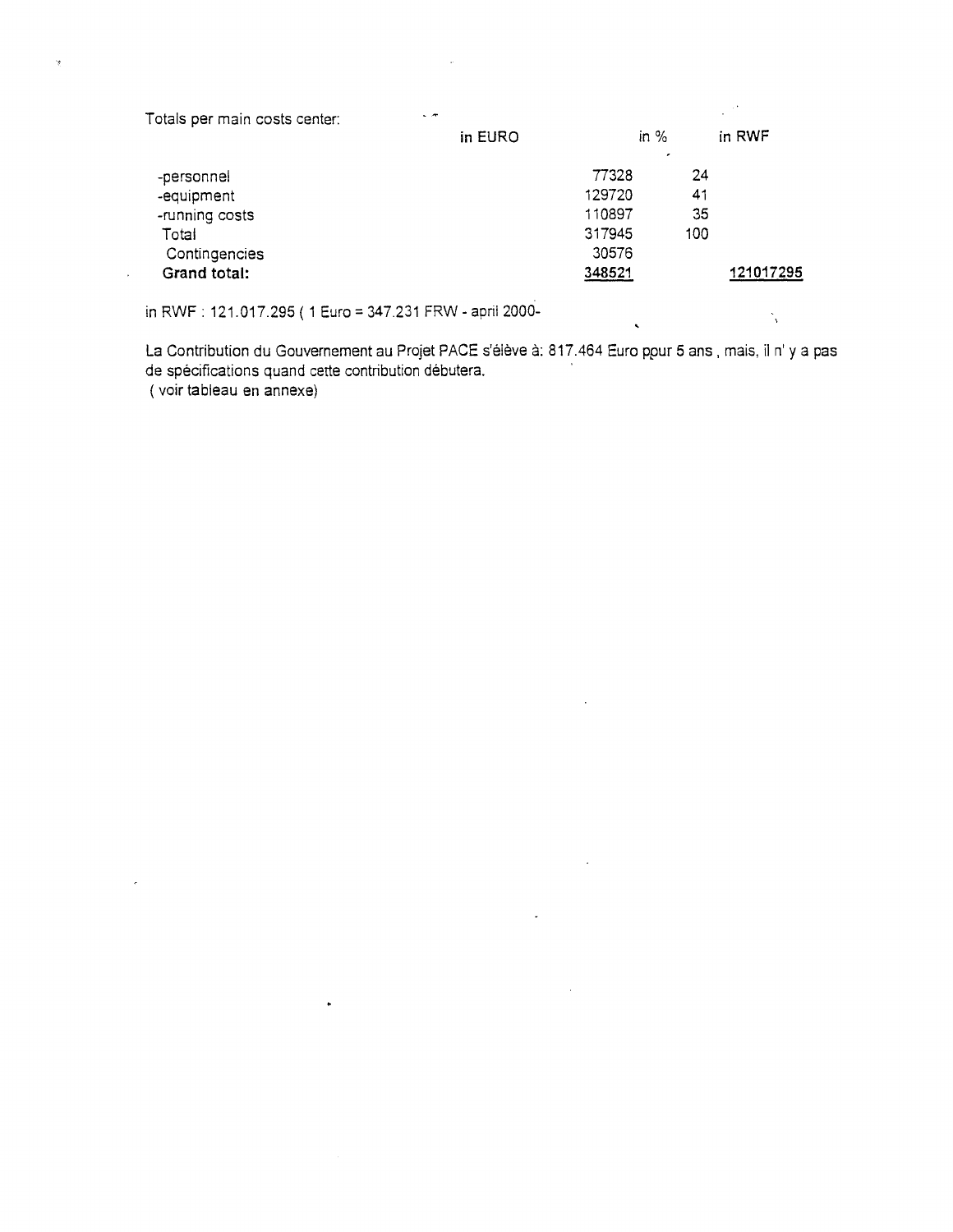Totals per main costs center:

| | in EURO | in % | in RWF |
|---|---|---|---|
| -personnel | 77328 | 24 | |
| -equipment | 129720 | 41 | |
| -running costs | 110897 | 35 | |
| Total | 317945 | 100 | |
| Contingencies | 30576 | | |
| **Grand total:** | **348521** | | **121017295** |

in RWF : 121.017.295 ( 1 Euro = 347.231 FRW - april 2000-

La Contribution du Gouvernement au Projet PACE s'élève à: 817.464 Euro pour 5 ans , mais, il n' y a pas de spécifications quand cette contribution débutera.
( voir tableau en annexe)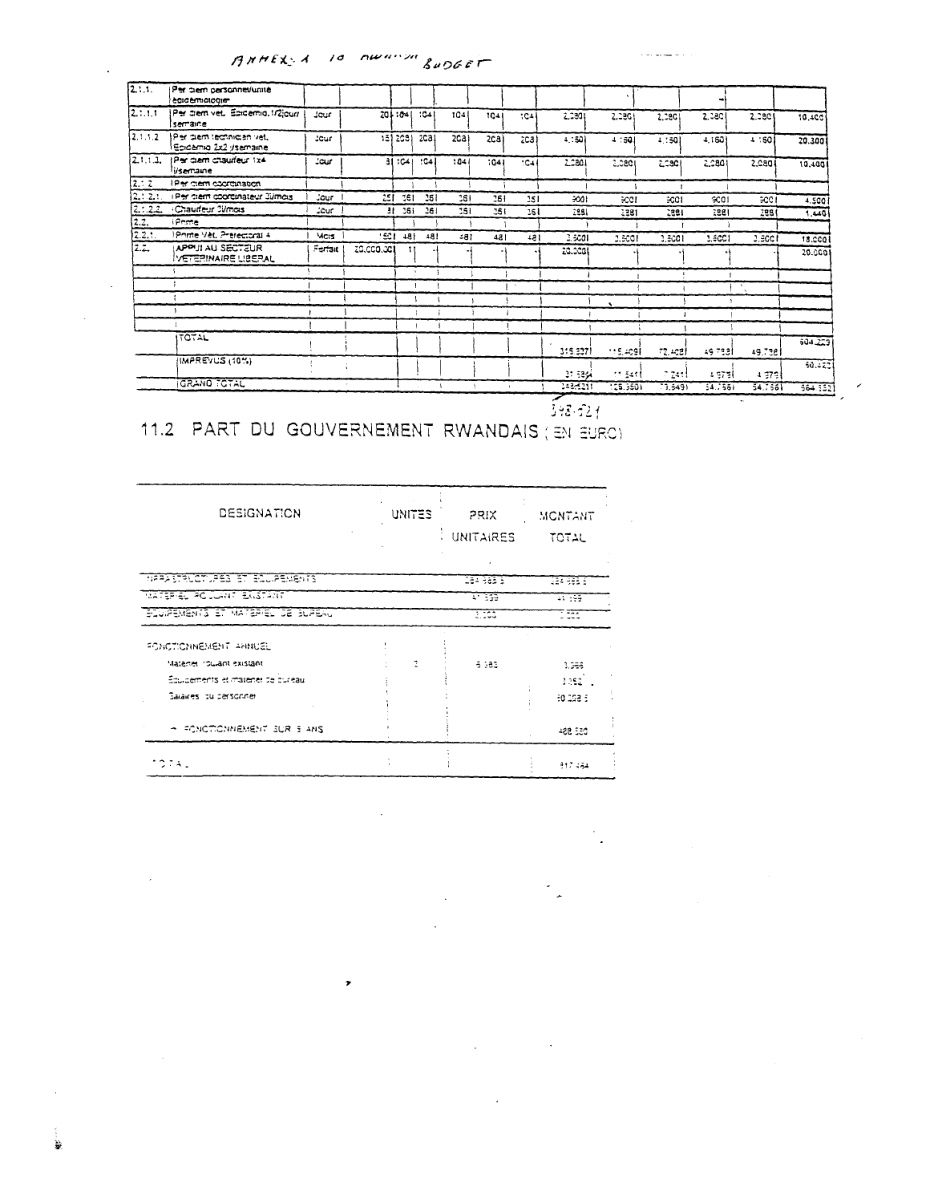ANNEXE A 10 RWANDA BUDGET

| | | | | | | | | | | | | | | | |
|---|---|---|---|---|---|---|---|---|---|---|---|---|---|---|---|
| 2.1.1. | Per diem personnel/unité épidémiologie | | | | | | | | | | | | | | |
| 2.1.1.1 | Per diem vét. Épidémio. 1/2jour/semaine | Jour | 20 | 104 | 104 | 104 | 104 | 104 | 2.080 | 2.080 | 2.080 | 2.080 | 2.080 | 10.400 |
| 2.1.1.2 | Per diem technicien vét. Épidémio 2x2 /semaine | Jour | 15 | 208 | 208 | 208 | 208 | 208 | 4.160 | 4.160 | 4.160 | 4.160 | 4.160 | 20.800 |
| 2.1.1.3. | Per diem chauffeur 1x4 j/semaine | Jour | 8 | 104 | 104 | 104 | 104 | 104 | 2.080 | 2.080 | 2.080 | 2.080 | 2.080 | 10.400 |
| 2.1.2 | Per diem coordination | | | | | | | | | | | | | |
| 2.1.2.1. | Per diem coordinateur 3j/mois | Jour | 25 | 36 | 36 | 36 | 36 | 36 | 900 | 900 | 900 | 900 | 900 | 4.500 |
| 2.1.2.2. | Chauffeur 3j/mois | Jour | 8 | 36 | 36 | 36 | 36 | 36 | 288 | 288 | 288 | 288 | 288 | 1.440 |
| 2.2. | Prime | | | | | | | | | | | | | |
| 2.2.1. | Prime Vét. Préfectoral 4 | Mois | 150 | 48 | 48 | 48 | 48 | 48 | 3.600 | 3.600 | 3.600 | 3.600 | 3.600 | 18.000 |
| 2.2. | APPUI AU SECTEUR VÉTÉRINAIRE LIBÉRAL | Forfait | 20.000,00 | 1 | - | - | - | - | 20.000 | - | - | - | - | 20.000 |
| | TOTAL | | | | | | | | 316.337 | 115.409 | 72.408 | 49.738 | 49.738 | 604.229 |
| | IMPRÉVUS (10%) | | | | | | | | 31.634 | 11.541 | 7.241 | 4.974 | 4.974 | 60.423 |
| | GRAND TOTAL | | | | | | | | 348.621 | 126.950 | 79.649 | 54.756 | 54.756 | 664.652 |

348.621

## 11.2 PART DU GOUVERNEMENT RWANDAIS (EN EURO)

| DESIGNATION | UNITES | PRIX UNITAIRES | MONTANT TOTAL |
|---|---|---|---|
| INFRASTRUCTURES ET EQUIPEMENTS | | 284.685,5 | 284.685,5 |
| MATERIEL ROULANT EXISTANT | | 41.599 | 41.599 |
| EQUIPEMENTS ET MATERIEL DE BUREAU | | 2.000 | 2.000 |
| FONCTIONNEMENT ANNUEL | | | |
| Materiel roulant existant | 2 | 6.383 | 3.556 |
| Equipements et materiel de bureau | | | 2.352 |
| Salaires du personnel | | | 90.093,5 |
| → FONCTIONNEMENT SUR 5 ANS | | | 488.550 |
| TOTAL | | | 817.464 |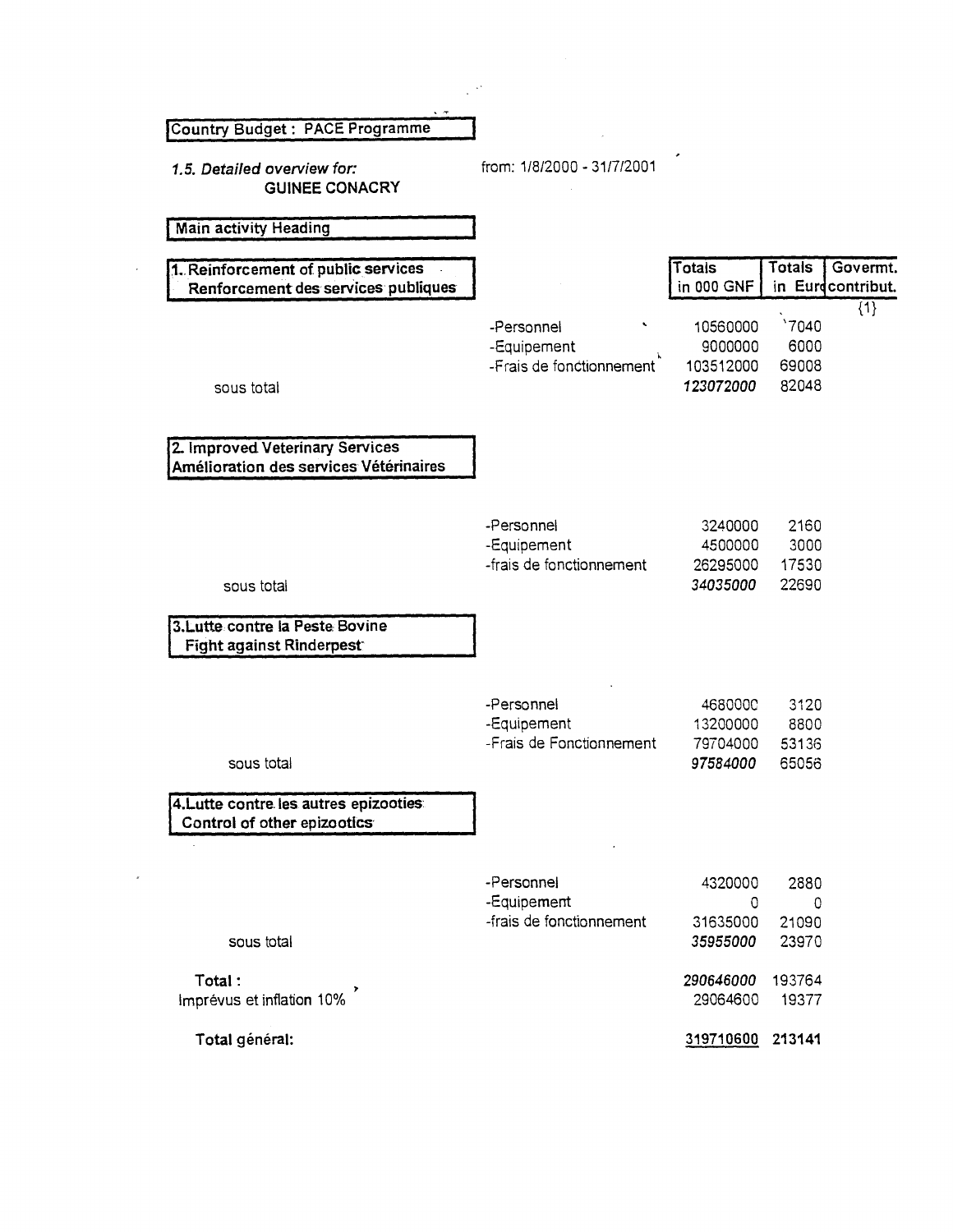Country Budget : PACE Programme

*1.5. Detailed overview for:* from: 1/8/2000 - 31/7/2001

GUINEE CONACRY

Main activity Heading

| | | Totals in 000 GNF | Totals in Euro | Govermt. contribut. {1} |
|---|---|---|---|---|
| **1. Reinforcement of public services / Renforcement des services publiques** | | | | |
| | -Personnel | 10560000 | 7040 | |
| | -Equipement | 9000000 | 6000 | |
| | -Frais de fonctionnement | 103512000 | 69008 | |
| sous total | | *123072000* | 82048 | |
| **2. Improved Veterinary Services / Amélioration des services Vétérinaires** | | | | |
| | -Personnel | 3240000 | 2160 | |
| | -Equipement | 4500000 | 3000 | |
| | -frais de fonctionnement | 26295000 | 17530 | |
| sous total | | *34035000* | 22690 | |
| **3. Lutte contre la Peste Bovine / Fight against Rinderpest** | | | | |
| | -Personnel | 4680000 | 3120 | |
| | -Equipement | 13200000 | 8800 | |
| | -Frais de Fonctionnement | 79704000 | 53136 | |
| sous total | | *97584000* | 65056 | |
| **4. Lutte contre les autres epizooties / Control of other epizootics** | | | | |
| | -Personnel | 4320000 | 2880 | |
| | -Equipement | 0 | 0 | |
| | -frais de fonctionnement | 31635000 | 21090 | |
| sous total | | *35955000* | 23970 | |
| **Total :** | | *290646000* | 193764 | |
| Imprévus et inflation 10% | | 29064600 | 19377 | |
| **Total général:** | | **319710600** | **213141** | |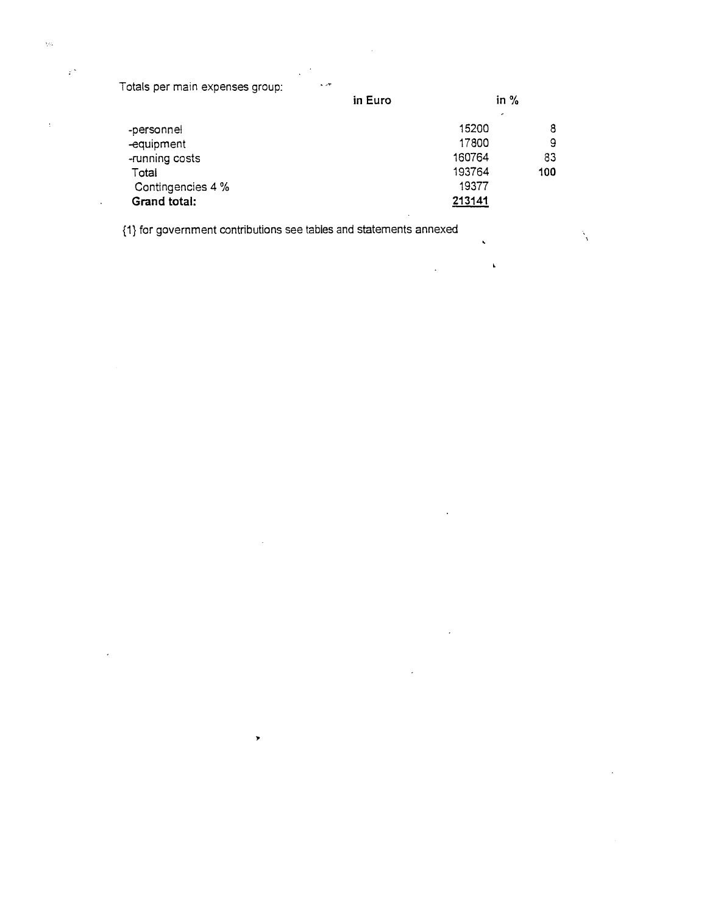Totals per main expenses group:

| | in Euro | in % |
|---|---|---|
| -personnel | 15200 | 8 |
| -equipment | 17800 | 9 |
| -running costs | 160764 | 83 |
| Total | 193764 | **100** |
| Contingencies 4 % | 19377 | |
| **Grand total:** | **213141** | |

{1} for government contributions see tables and statements annexed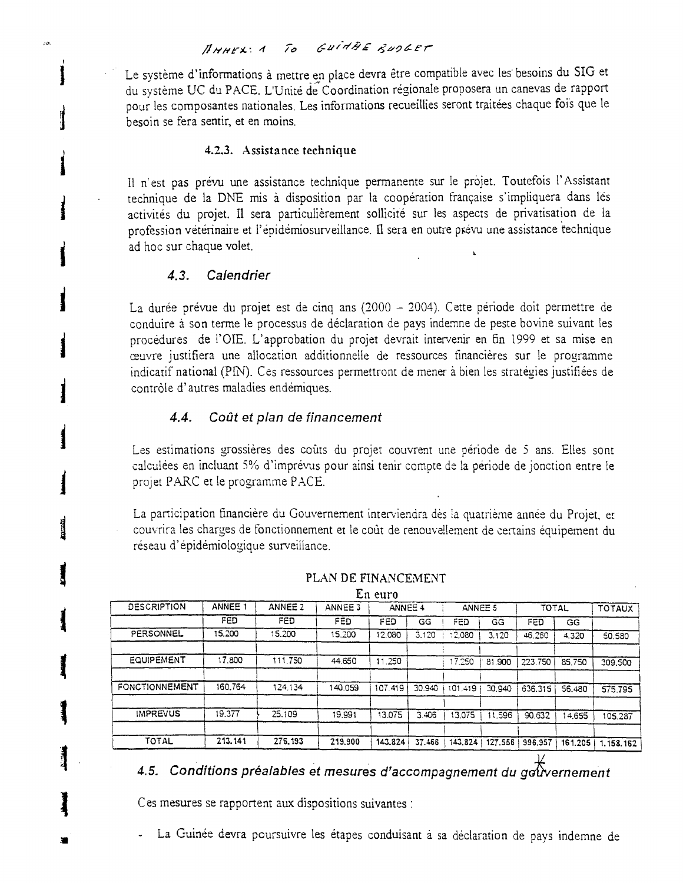ANNEX: 1 TO GUINÉE BUDGET

Le système d'informations à mettre en place devra être compatible avec les besoins du SIG et du système UC du PACE. L'Unité de Coordination régionale proposera un canevas de rapport pour les composantes nationales. Les informations recueillies seront traitées chaque fois que le besoin se fera sentir, et en moins.

#### 4.2.3. Assistance technique

Il n'est pas prévu une assistance technique permanente sur le projet. Toutefois l'Assistant technique de la DNE mis à disposition par la coopération française s'impliquera dans les activités du projet. Il sera particulièrement sollicité sur les aspects de privatisation de la profession vétérinaire et l'épidémiosurveillance. Il sera en outre prévu une assistance technique ad hoc sur chaque volet.

### *4.3. Calendrier*

La durée prévue du projet est de cinq ans (2000 – 2004). Cette période doit permettre de conduire à son terme le processus de déclaration de pays indemne de peste bovine suivant les procédures de l'OIE. L'approbation du projet devrait intervenir en fin 1999 et sa mise en œuvre justifiera une allocation additionnelle de ressources financières sur le programme indicatif national (PIN). Ces ressources permettront de mener à bien les stratégies justifiées de contrôle d'autres maladies endémiques.

### *4.4. Coût et plan de financement*

Les estimations grossières des coûts du projet couvrent une période de 5 ans. Elles sont calculées en incluant 5% d'imprévus pour ainsi tenir compte de la période de jonction entre le projet PARC et le programme PACE.

La participation financière du Gouvernement interviendra dès la quatrième année du Projet, et couvrira les charges de fonctionnement et le coût de renouvellement de certains équipement du réseau d'épidémiologique surveillance.

PLAN DE FINANCEMENT

En euro

| DESCRIPTION | ANNEE 1 | ANNEE 2 | ANNEE 3 | ANNEE 4 | | ANNEE 5 | | TOTAL | | TOTAUX |
|---|---|---|---|---|---|---|---|---|---|---|
| | FED | FED | FED | FED | GG | FED | GG | FED | GG | |
| PERSONNEL | 15.200 | 15.200 | 15.200 | 12.080 | 3.120 | 12.080 | 3.120 | 46.260 | 4.320 | 50.580 |
| EQUIPEMENT | 17.800 | 111.750 | 44.650 | 11.250 | | 17.250 | 81.900 | 223.750 | 85.750 | 309.500 |
| FONCTIONNEMENT | 160.764 | 124.134 | 140.059 | 107.419 | 30.940 | 101.419 | 30.940 | 636.315 | 56.480 | 575.795 |
| IMPREVUS | 19.377 | 25.109 | 19.991 | 13.075 | 3.406 | 13.075 | 11.596 | 90.632 | 14.655 | 105.287 |
| TOTAL | 213.141 | 276.193 | 219.900 | 143.824 | 37.466 | 143.824 | 127.556 | 996.957 | 161.205 | 1.158.162 |

### *4.5. Conditions préalables et mesures d'accompagnement du gouvernement*

Ces mesures se rapportent aux dispositions suivantes :

- La Guinée devra poursuivre les étapes conduisant à sa déclaration de pays indemne de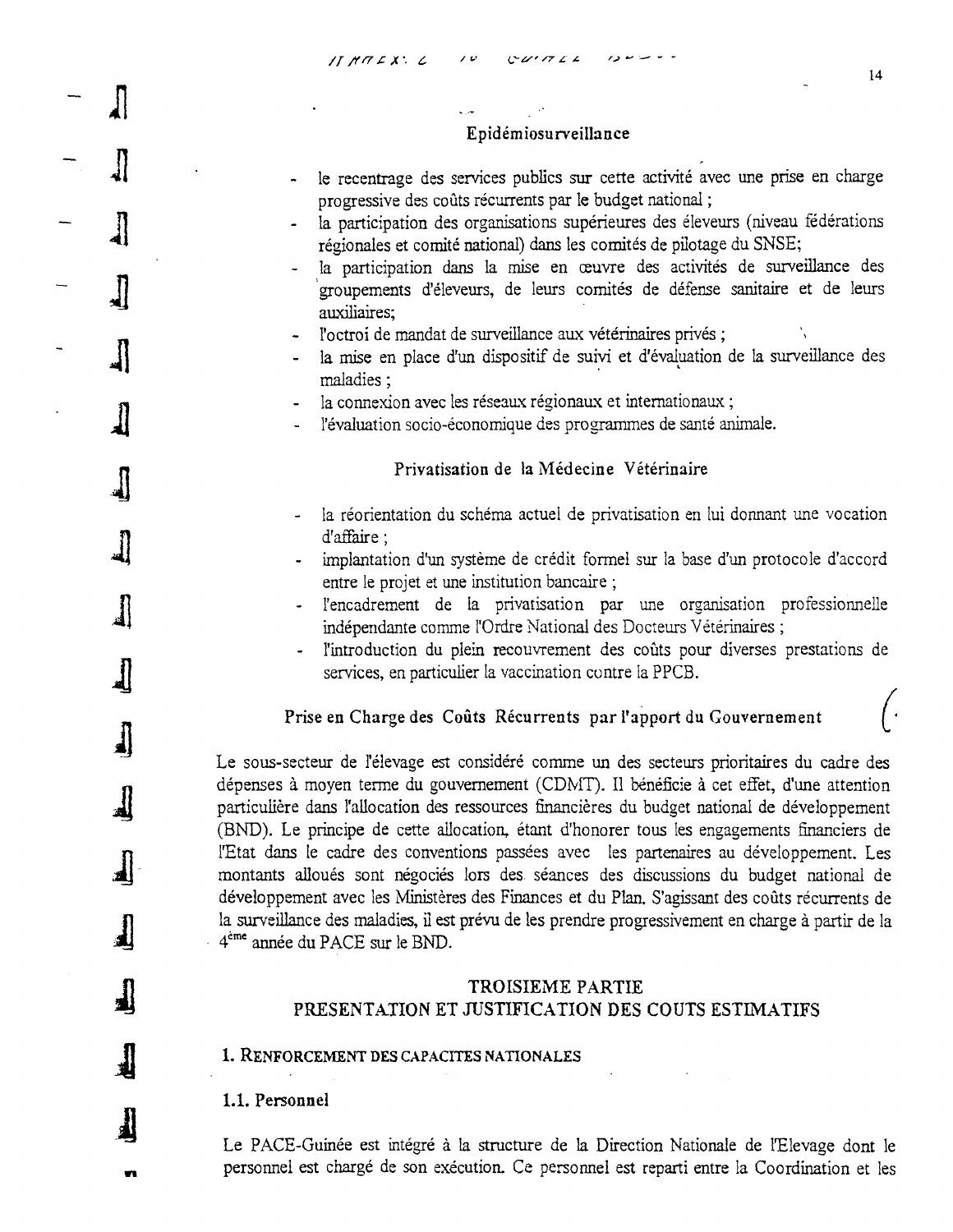### Epidémiosurveillance

- le recentrage des services publics sur cette activité avec une prise en charge progressive des coûts récurrents par le budget national ;
- la participation des organisations supérieures des éleveurs (niveau fédérations régionales et comité national) dans les comités de pilotage du SNSE;
- la participation dans la mise en œuvre des activités de surveillance des groupements d'éleveurs, de leurs comités de défense sanitaire et de leurs auxiliaires;
- l'octroi de mandat de surveillance aux vétérinaires privés ;
- la mise en place d'un dispositif de suivi et d'évaluation de la surveillance des maladies ;
- la connexion avec les réseaux régionaux et internationaux ;
- l'évaluation socio-économique des programmes de santé animale.

### Privatisation de la Médecine Vétérinaire

- la réorientation du schéma actuel de privatisation en lui donnant une vocation d'affaire ;
- implantation d'un système de crédit formel sur la base d'un protocole d'accord entre le projet et une institution bancaire ;
- l'encadrement de la privatisation par une organisation professionnelle indépendante comme l'Ordre National des Docteurs Vétérinaires ;
- l'introduction du plein recouvrement des coûts pour diverses prestations de services, en particulier la vaccination contre la PPCB.

### Prise en Charge des Coûts Récurrents par l'apport du Gouvernement

Le sous-secteur de l'élevage est considéré comme un des secteurs prioritaires du cadre des dépenses à moyen terme du gouvernement (CDMT). Il bénéficie à cet effet, d'une attention particulière dans l'allocation des ressources financières du budget national de développement (BND). Le principe de cette allocation, étant d'honorer tous les engagements financiers de l'Etat dans le cadre des conventions passées avec les partenaires au développement. Les montants alloués sont négociés lors des séances des discussions du budget national de développement avec les Ministères des Finances et du Plan. S'agissant des coûts récurrents de la surveillance des maladies, il est prévu de les prendre progressivement en charge à partir de la 4ème année du PACE sur le BND.

## TROISIEME PARTIE
## PRESENTATION ET JUSTIFICATION DES COUTS ESTIMATIFS

### 1. RENFORCEMENT DES CAPACITES NATIONALES

#### 1.1. Personnel

Le PACE-Guinée est intégré à la structure de la Direction Nationale de l'Elevage dont le personnel est chargé de son exécution. Ce personnel est reparti entre la Coordination et les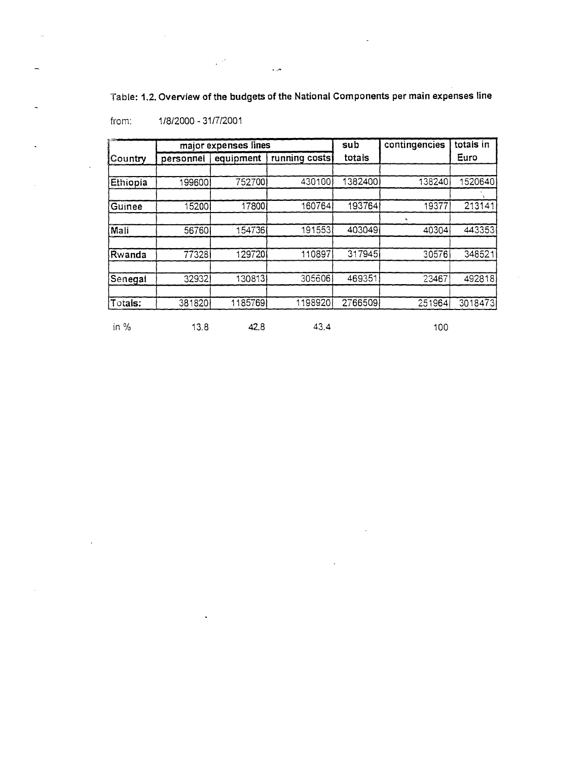Table: 1.2. Overview of the budgets of the National Components per main expenses line

from: 1/8/2000 - 31/7/2001

| Country | major expenses lines | | | sub totals | contingencies | totals in Euro |
|---|---|---|---|---|---|---|
| | personnel | equipment | running costs | | | |
| Ethiopia | 199600 | 752700 | 430100 | 1382400 | 138240 | 1520640 |
| Guinee | 15200 | 17800 | 160764 | 193764 | 19377 | 213141 |
| Mali | 56760 | 154736 | 191553 | 403049 | 40304 | 443353 |
| Rwanda | 77328 | 129720 | 110897 | 317945 | 30576 | 348521 |
| Senegal | 32932 | 130813 | 305606 | 469351 | 23467 | 492818 |
| Totals: | 381820 | 1185769 | 1198920 | 2766509 | 251964 | 3018473 |
| in % | 13.8 | 42.8 | 43.4 | | 100 | |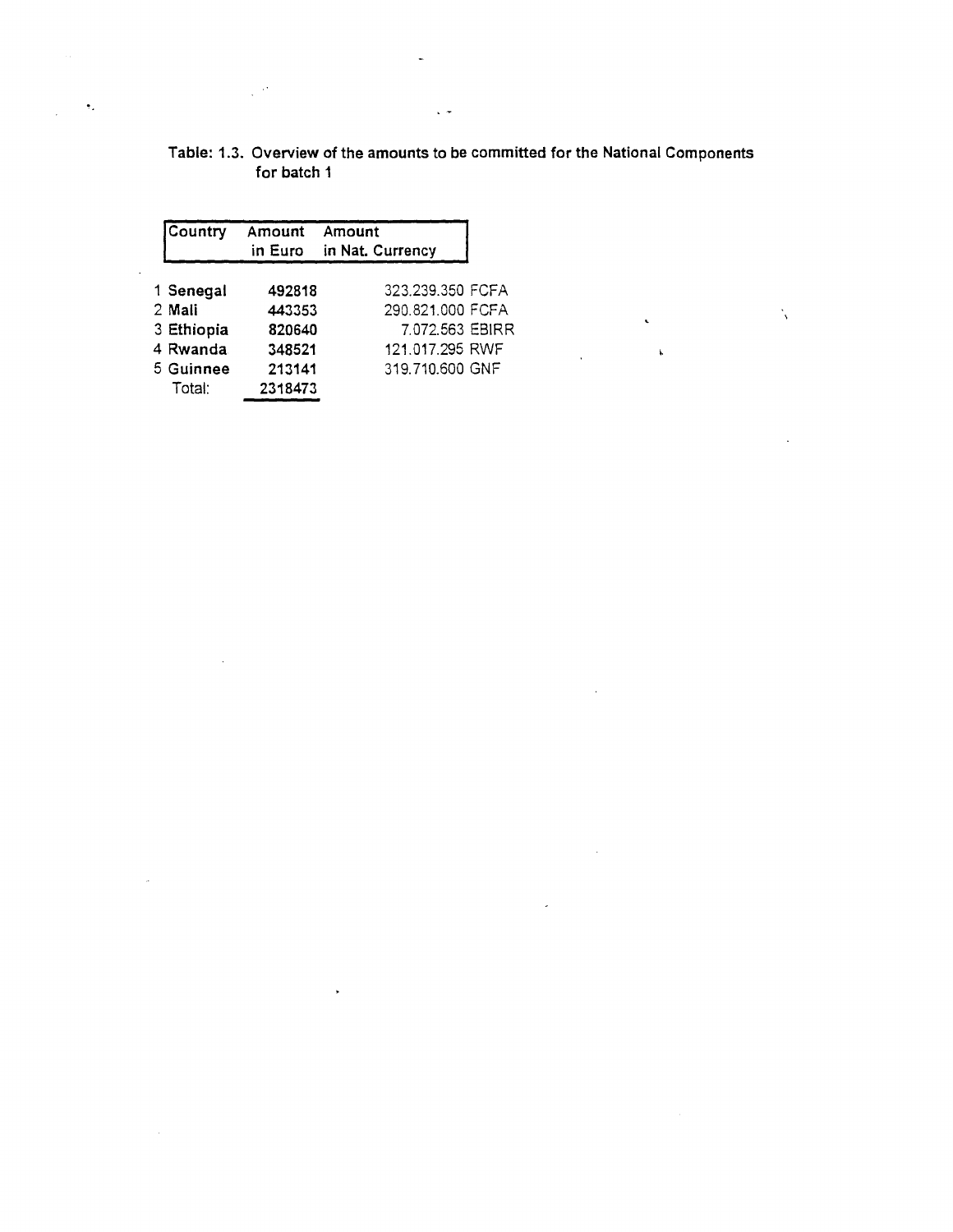**Table: 1.3. Overview of the amounts to be committed for the National Components for batch 1**

| | Country | Amount in Euro | Amount in Nat. Currency |
|---|---|---|---|
| 1 | **Senegal** | **492818** | 323.239.350 FCFA |
| 2 | **Mali** | **443353** | 290.821.000 FCFA |
| 3 | **Ethiopia** | **820640** | 7.072.563 EBIRR |
| 4 | **Rwanda** | **348521** | 121.017.295 RWF |
| 5 | **Guinnee** | **213141** | 319.710.600 GNF |
| | Total: | **2318473** | |